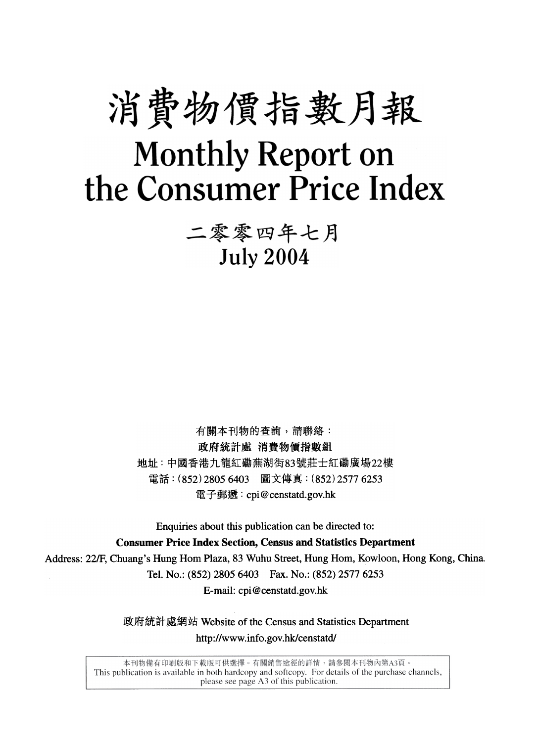# 消費物價指數月報

# Monthly Report on the Consumer Price Index

## 二零零四年七月
## July 2004

有關本刊物的查詢，請聯絡：

**政府統計處 消費物價指數組**

地址：中國香港九龍紅磡蕪湖街83號莊士紅磡廣場22樓

電話：(852) 2805 6403　圖文傳真：(852) 2577 6253

電子郵遞：cpi@censtatd.gov.hk

Enquiries about this publication can be directed to:

**Consumer Price Index Section, Census and Statistics Department**

Address: 22/F, Chuang's Hung Hom Plaza, 83 Wuhu Street, Hung Hom, Kowloon, Hong Kong, China.

Tel. No.: (852) 2805 6403　Fax. No.: (852) 2577 6253

E-mail: cpi@censtatd.gov.hk

政府統計處網站 Website of the Census and Statistics Department

http://www.info.gov.hk/censtatd/

本刊物備有印刷版和下載版可供選擇。有關銷售途徑的詳情，請參閱本刊物內第A3頁。
This publication is available in both hardcopy and softcopy. For details of the purchase channels, please see page A3 of this publication.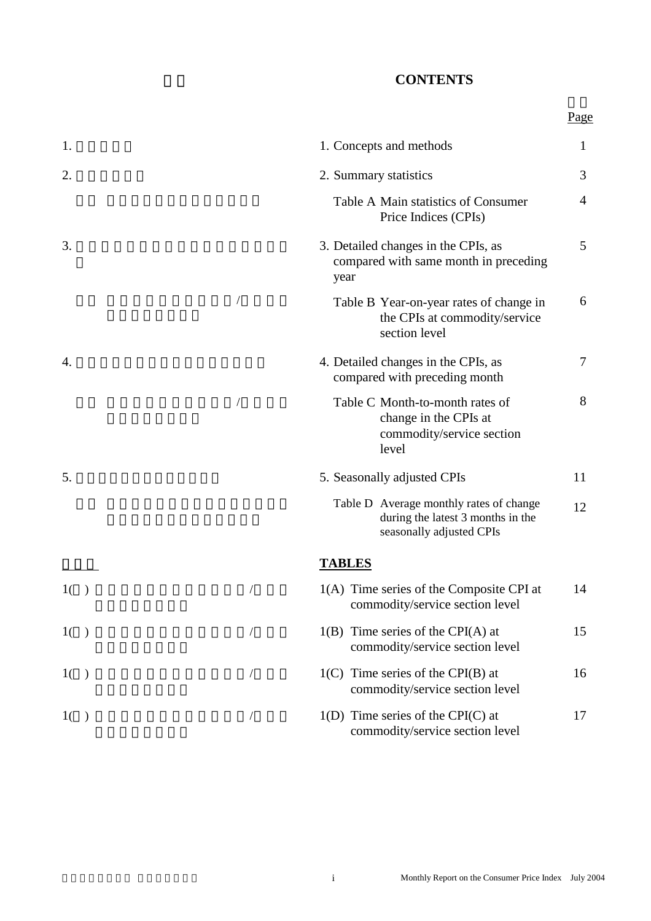# CONTENTS

| | Page |
|---|---|
| 1. Concepts and methods | 1 |
| 2. Summary statistics | 3 |
| Table A Main statistics of Consumer Price Indices (CPIs) | 4 |
| 3. Detailed changes in the CPIs, as compared with same month in preceding year | 5 |
| Table B Year-on-year rates of change in the CPIs at commodity/service section level | 6 |
| 4. Detailed changes in the CPIs, as compared with preceding month | 7 |
| Table C Month-to-month rates of change in the CPIs at commodity/service section level | 8 |
| 5. Seasonally adjusted CPIs | 11 |
| Table D Average monthly rates of change during the latest 3 months in the seasonally adjusted CPIs | 12 |

## TABLES

| | Page |
|---|---|
| 1(A) Time series of the Composite CPI at commodity/service section level | 14 |
| 1(B) Time series of the CPI(A) at commodity/service section level | 15 |
| 1(C) Time series of the CPI(B) at commodity/service section level | 16 |
| 1(D) Time series of the CPI(C) at commodity/service section level | 17 |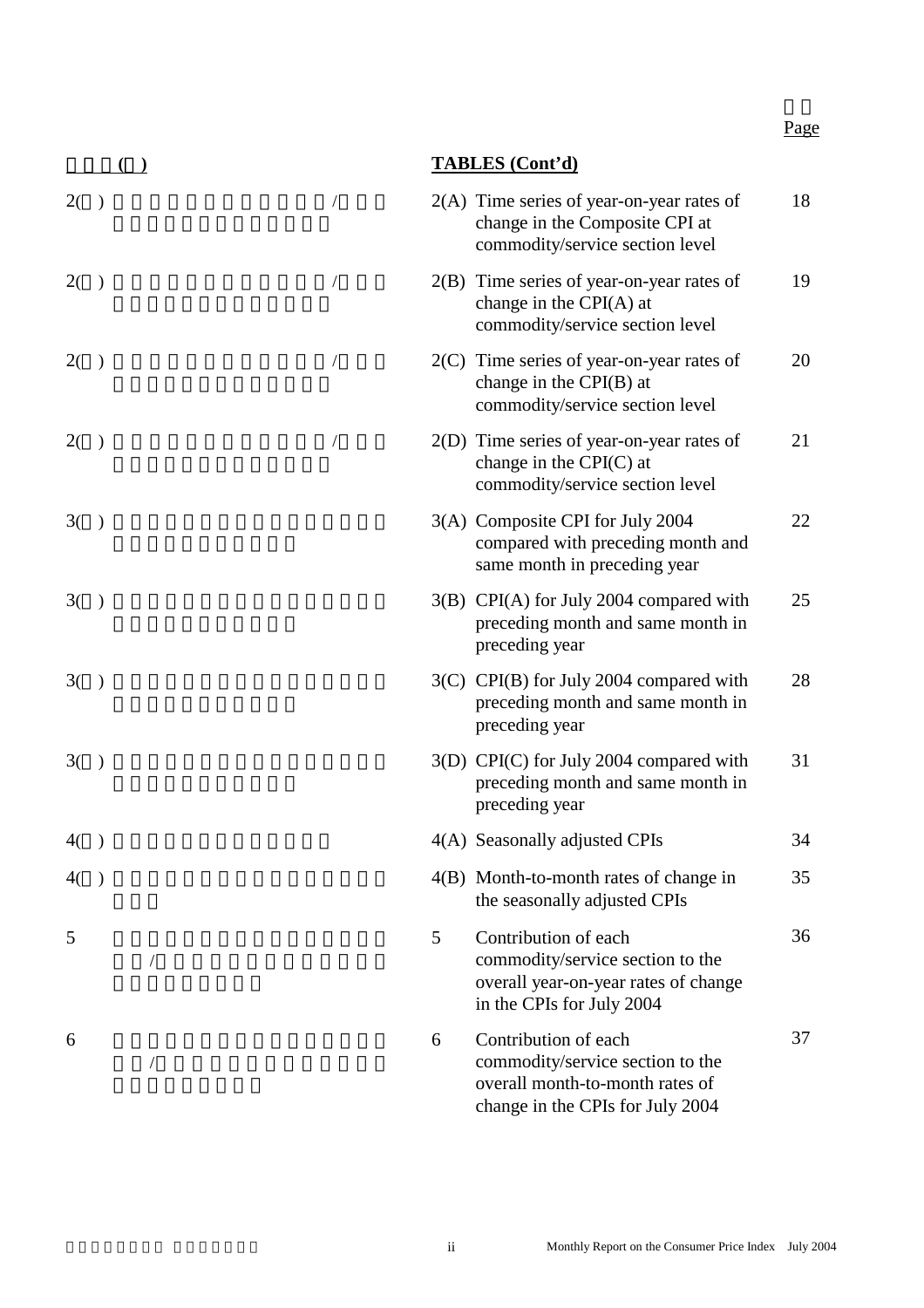| | TABLES (Cont'd) | Page |
|---|---|---|
| 2(A) | Time series of year-on-year rates of change in the Composite CPI at commodity/service section level | 18 |
| 2(B) | Time series of year-on-year rates of change in the CPI(A) at commodity/service section level | 19 |
| 2(C) | Time series of year-on-year rates of change in the CPI(B) at commodity/service section level | 20 |
| 2(D) | Time series of year-on-year rates of change in the CPI(C) at commodity/service section level | 21 |
| 3(A) | Composite CPI for July 2004 compared with preceding month and same month in preceding year | 22 |
| 3(B) | CPI(A) for July 2004 compared with preceding month and same month in preceding year | 25 |
| 3(C) | CPI(B) for July 2004 compared with preceding month and same month in preceding year | 28 |
| 3(D) | CPI(C) for July 2004 compared with preceding month and same month in preceding year | 31 |
| 4(A) | Seasonally adjusted CPIs | 34 |
| 4(B) | Month-to-month rates of change in the seasonally adjusted CPIs | 35 |
| 5 | Contribution of each commodity/service section to the overall year-on-year rates of change in the CPIs for July 2004 | 36 |
| 6 | Contribution of each commodity/service section to the overall month-to-month rates of change in the CPIs for July 2004 | 37 |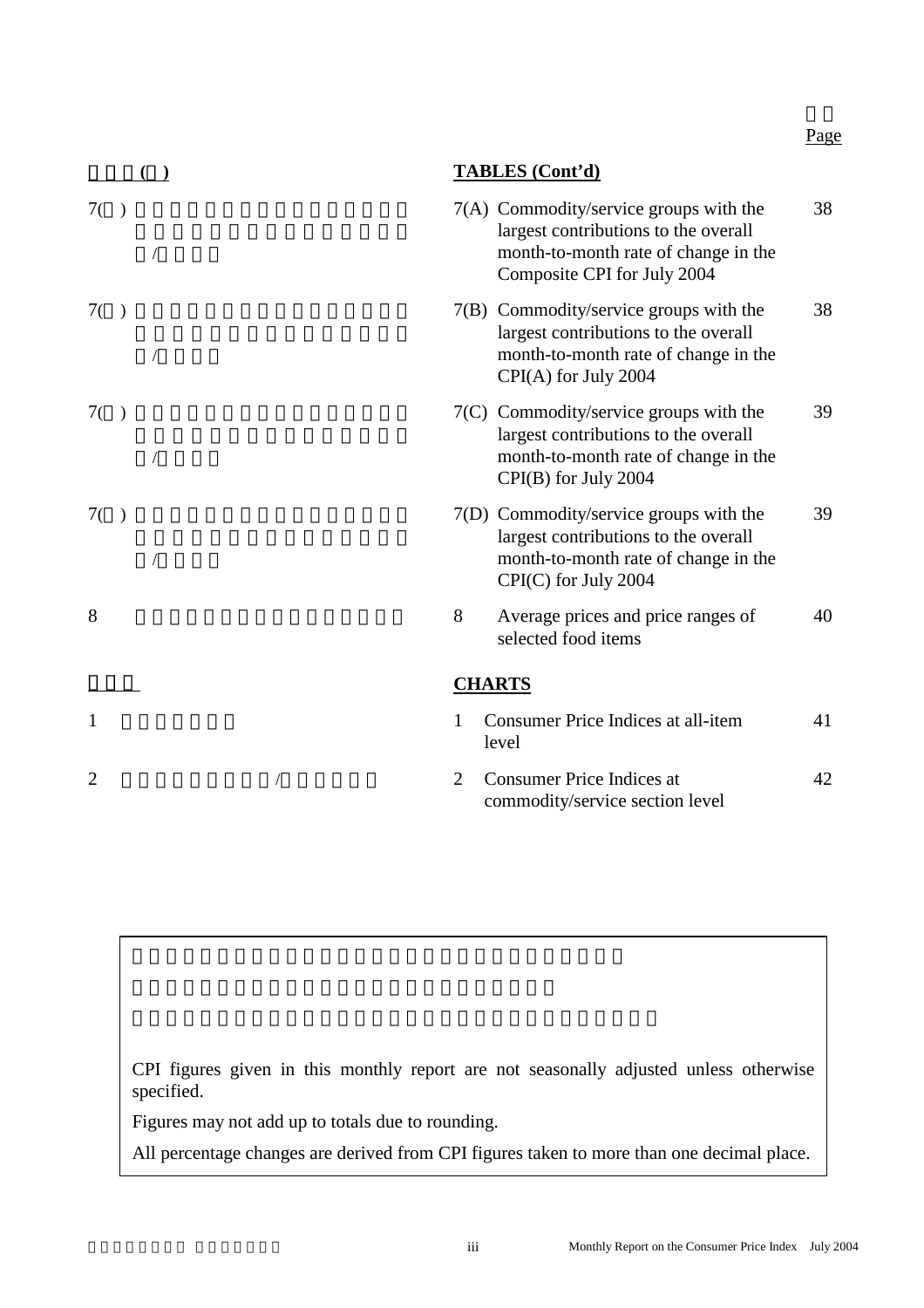Page

**TABLES (Cont'd)**

| | | Page |
|---|---|---|
| 7(A) | Commodity/service groups with the largest contributions to the overall month-to-month rate of change in the Composite CPI for July 2004 | 38 |
| 7(B) | Commodity/service groups with the largest contributions to the overall month-to-month rate of change in the CPI(A) for July 2004 | 38 |
| 7(C) | Commodity/service groups with the largest contributions to the overall month-to-month rate of change in the CPI(B) for July 2004 | 39 |
| 7(D) | Commodity/service groups with the largest contributions to the overall month-to-month rate of change in the CPI(C) for July 2004 | 39 |
| 8 | Average prices and price ranges of selected food items | 40 |

**CHARTS**

| | | Page |
|---|---|---|
| 1 | Consumer Price Indices at all-item level | 41 |
| 2 | Consumer Price Indices at commodity/service section level | 42 |

CPI figures given in this monthly report are not seasonally adjusted unless otherwise specified.

Figures may not add up to totals due to rounding.

All percentage changes are derived from CPI figures taken to more than one decimal place.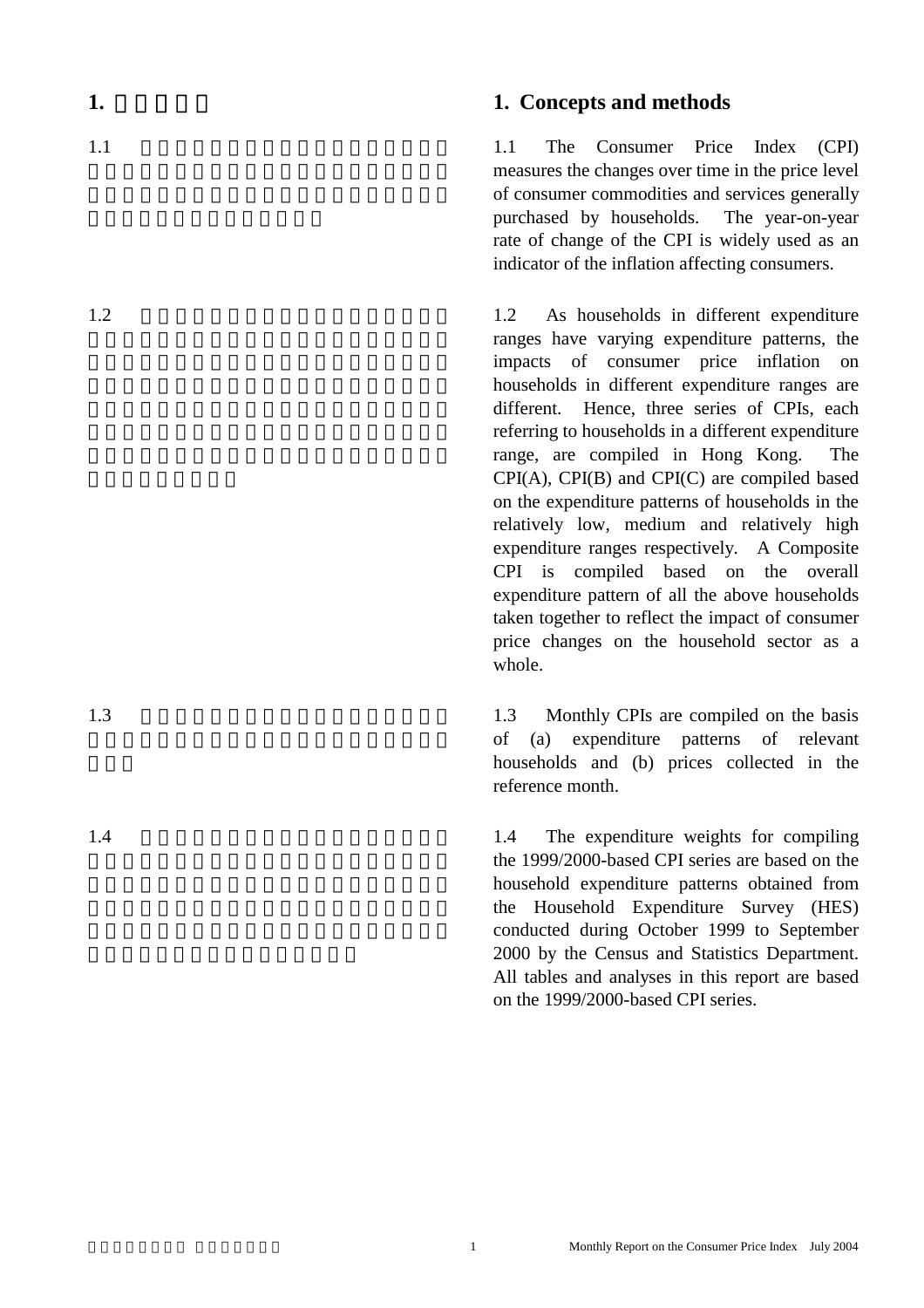## 1. Concepts and methods

1.1 The Consumer Price Index (CPI) measures the changes over time in the price level of consumer commodities and services generally purchased by households. The year-on-year rate of change of the CPI is widely used as an indicator of the inflation affecting consumers.

1.2 As households in different expenditure ranges have varying expenditure patterns, the impacts of consumer price inflation on households in different expenditure ranges are different. Hence, three series of CPIs, each referring to households in a different expenditure range, are compiled in Hong Kong. The CPI(A), CPI(B) and CPI(C) are compiled based on the expenditure patterns of households in the relatively low, medium and relatively high expenditure ranges respectively. A Composite CPI is compiled based on the overall expenditure pattern of all the above households taken together to reflect the impact of consumer price changes on the household sector as a whole.

1.3 Monthly CPIs are compiled on the basis of (a) expenditure patterns of relevant households and (b) prices collected in the reference month.

1.4 The expenditure weights for compiling the 1999/2000-based CPI series are based on the household expenditure patterns obtained from the Household Expenditure Survey (HES) conducted during October 1999 to September 2000 by the Census and Statistics Department. All tables and analyses in this report are based on the 1999/2000-based CPI series.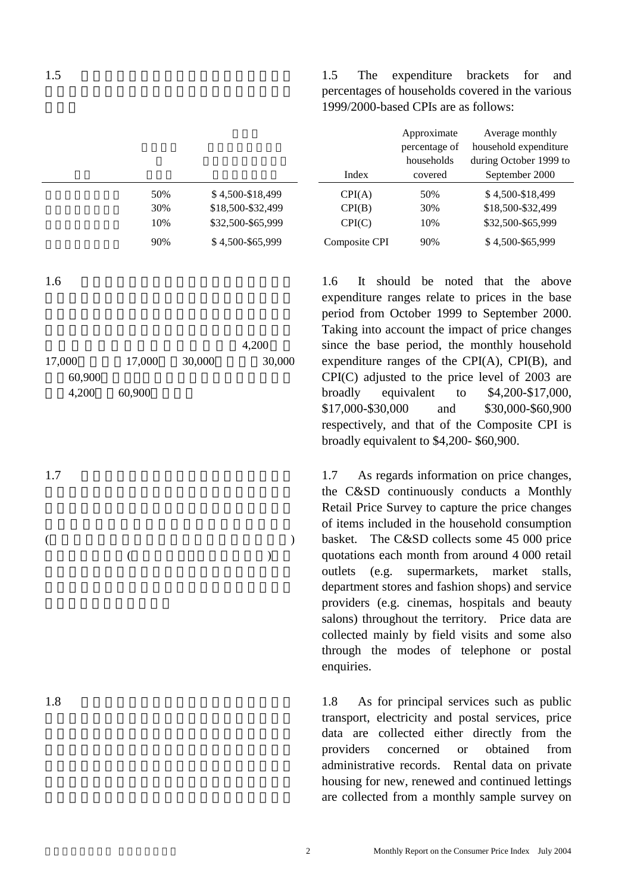1.5 The expenditure brackets for and percentages of households covered in the various 1999/2000-based CPIs are as follows:

| Index | Approximate percentage of households covered | Average monthly household expenditure during October 1999 to September 2000 |
|---|---|---|
| CPI(A) | 50% | $ 4,500-$18,499 |
| CPI(B) | 30% | $18,500-$32,499 |
| CPI(C) | 10% | $32,500-$65,999 |
| Composite CPI | 90% | $ 4,500-$65,999 |

1.6 It should be noted that the above expenditure ranges relate to prices in the base period from October 1999 to September 2000. Taking into account the impact of price changes since the base period, the monthly household expenditure ranges of the CPI(A), CPI(B), and CPI(C) adjusted to the price level of 2003 are broadly equivalent to $4,200-$17,000, $17,000-$30,000 and $30,000-$60,900 respectively, and that of the Composite CPI is broadly equivalent to $4,200- $60,900.

1.7 As regards information on price changes, the C&SD continuously conducts a Monthly Retail Price Survey to capture the price changes of items included in the household consumption basket. The C&SD collects some 45 000 price quotations each month from around 4 000 retail outlets (e.g. supermarkets, market stalls, department stores and fashion shops) and service providers (e.g. cinemas, hospitals and beauty salons) throughout the territory. Price data are collected mainly by field visits and some also through the modes of telephone or postal enquiries.

1.8 As for principal services such as public transport, electricity and postal services, price data are collected either directly from the providers concerned or obtained from administrative records. Rental data on private housing for new, renewed and continued lettings are collected from a monthly sample survey on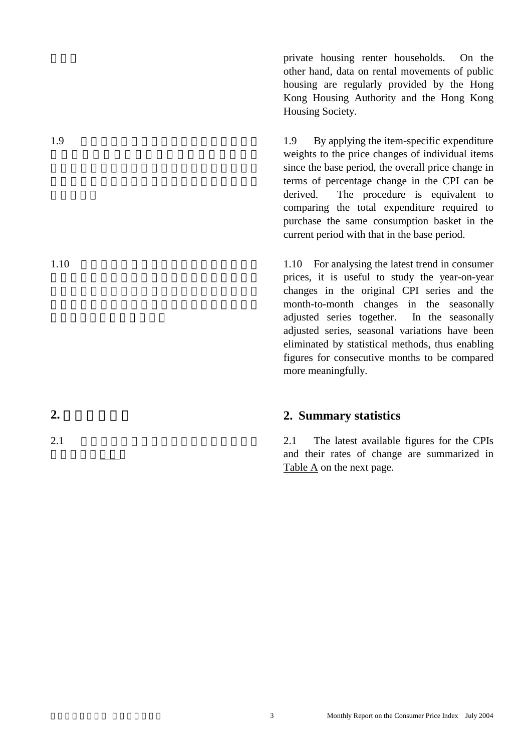private housing renter households. On the other hand, data on rental movements of public housing are regularly provided by the Hong Kong Housing Authority and the Hong Kong Housing Society.

1.9 By applying the item-specific expenditure weights to the price changes of individual items since the base period, the overall price change in terms of percentage change in the CPI can be derived. The procedure is equivalent to comparing the total expenditure required to purchase the same consumption basket in the current period with that in the base period.

1.10 For analysing the latest trend in consumer prices, it is useful to study the year-on-year changes in the original CPI series and the month-to-month changes in the seasonally adjusted series together. In the seasonally adjusted series, seasonal variations have been eliminated by statistical methods, thus enabling figures for consecutive months to be compared more meaningfully.

## 2. Summary statistics

2.1 The latest available figures for the CPIs and their rates of change are summarized in Table A on the next page.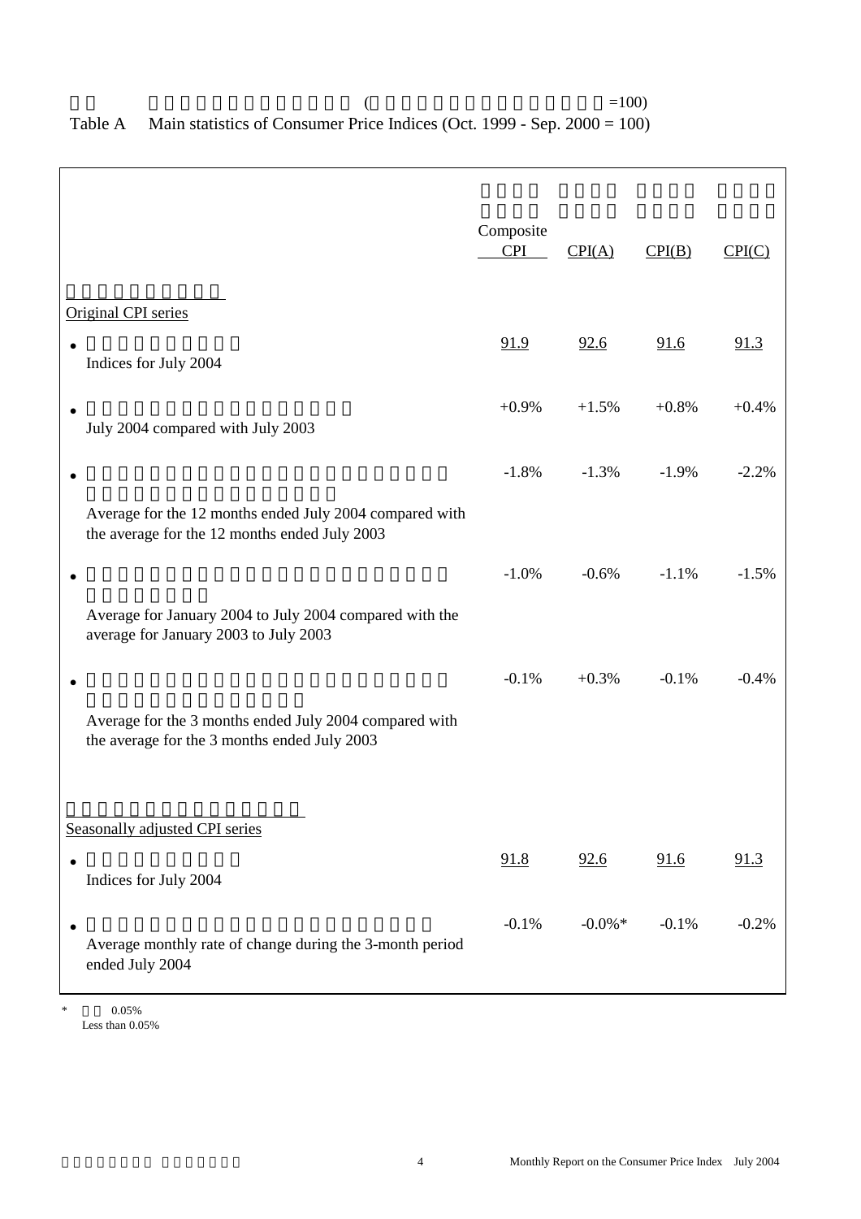Table A Main statistics of Consumer Price Indices (Oct. 1999 - Sep. 2000 = 100)

| | Composite CPI | CPI(A) | CPI(B) | CPI(C) |
|---|---|---|---|---|
| **Original CPI series** | | | | |
| • Indices for July 2004 | 91.9 | 92.6 | 91.6 | 91.3 |
| • July 2004 compared with July 2003 | +0.9% | +1.5% | +0.8% | +0.4% |
| • Average for the 12 months ended July 2004 compared with the average for the 12 months ended July 2003 | -1.8% | -1.3% | -1.9% | -2.2% |
| • Average for January 2004 to July 2004 compared with the average for January 2003 to July 2003 | -1.0% | -0.6% | -1.1% | -1.5% |
| • Average for the 3 months ended July 2004 compared with the average for the 3 months ended July 2003 | -0.1% | +0.3% | -0.1% | -0.4% |
| **Seasonally adjusted CPI series** | | | | |
| • Indices for July 2004 | 91.8 | 92.6 | 91.6 | 91.3 |
| • Average monthly rate of change during the 3-month period ended July 2004 | -0.1% | -0.0%* | -0.1% | -0.2% |

\* Less than 0.05%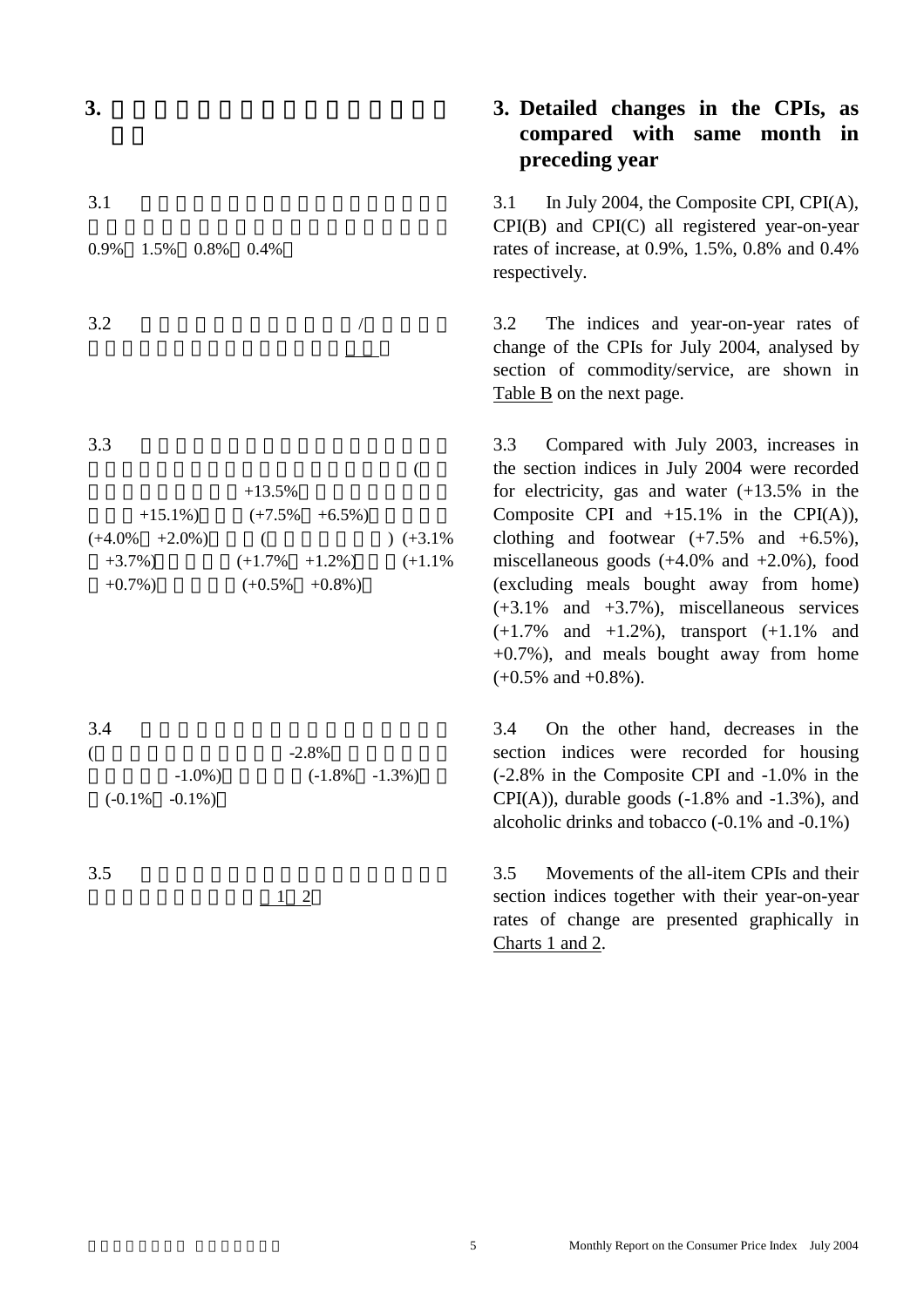## 3. Detailed changes in the CPIs, as compared with same month in preceding year

3.1 In July 2004, the Composite CPI, CPI(A), CPI(B) and CPI(C) all registered year-on-year rates of increase, at 0.9%, 1.5%, 0.8% and 0.4% respectively.

3.2 The indices and year-on-year rates of change of the CPIs for July 2004, analysed by section of commodity/service, are shown in Table B on the next page.

3.3 Compared with July 2003, increases in the section indices in July 2004 were recorded for electricity, gas and water (+13.5% in the Composite CPI and +15.1% in the CPI(A)), clothing and footwear (+7.5% and +6.5%), miscellaneous goods (+4.0% and +2.0%), food (excluding meals bought away from home) (+3.1% and +3.7%), miscellaneous services (+1.7% and +1.2%), transport (+1.1% and +0.7%), and meals bought away from home (+0.5% and +0.8%).

3.4 On the other hand, decreases in the section indices were recorded for housing (-2.8% in the Composite CPI and -1.0% in the CPI(A)), durable goods (-1.8% and -1.3%), and alcoholic drinks and tobacco (-0.1% and -0.1%)

3.5 Movements of the all-item CPIs and their section indices together with their year-on-year rates of change are presented graphically in Charts 1 and 2.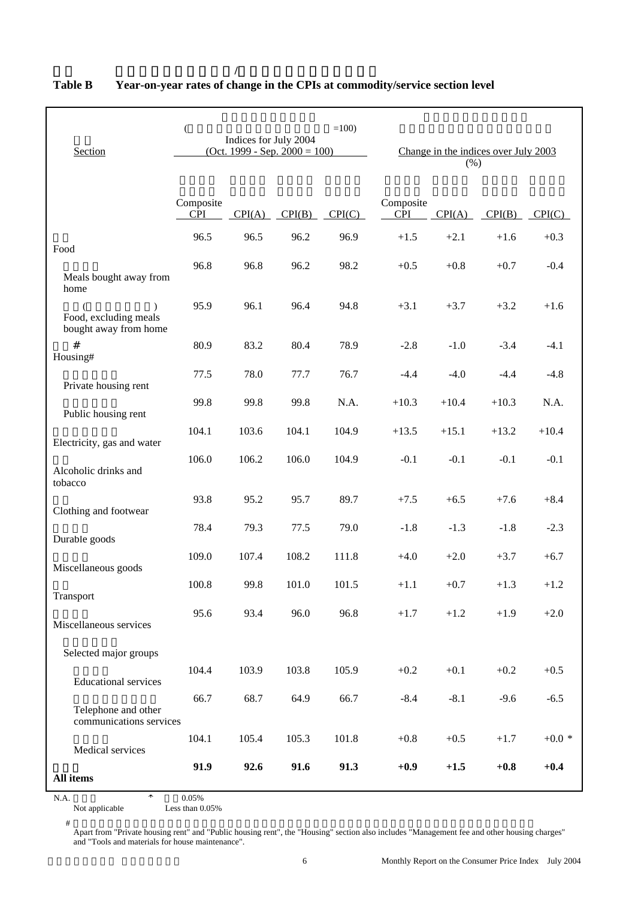## Table B Year-on-year rates of change in the CPIs at commodity/service section level

| Section | Indices for July 2004 (Oct. 1999 - Sep. 2000 = 100) | | | | Change in the indices over July 2003 (%) | | | |
|---|---|---|---|---|---|---|---|---|
| | Composite CPI | CPI(A) | CPI(B) | CPI(C) | Composite CPI | CPI(A) | CPI(B) | CPI(C) |
| Food | 96.5 | 96.5 | 96.2 | 96.9 | +1.5 | +2.1 | +1.6 | +0.3 |
| Meals bought away from home | 96.8 | 96.8 | 96.2 | 98.2 | +0.5 | +0.8 | +0.7 | -0.4 |
| Food, excluding meals bought away from home | 95.9 | 96.1 | 96.4 | 94.8 | +3.1 | +3.7 | +3.2 | +1.6 |
| Housing# | 80.9 | 83.2 | 80.4 | 78.9 | -2.8 | -1.0 | -3.4 | -4.1 |
| Private housing rent | 77.5 | 78.0 | 77.7 | 76.7 | -4.4 | -4.0 | -4.4 | -4.8 |
| Public housing rent | 99.8 | 99.8 | 99.8 | N.A. | +10.3 | +10.4 | +10.3 | N.A. |
| Electricity, gas and water | 104.1 | 103.6 | 104.1 | 104.9 | +13.5 | +15.1 | +13.2 | +10.4 |
| Alcoholic drinks and tobacco | 106.0 | 106.2 | 106.0 | 104.9 | -0.1 | -0.1 | -0.1 | -0.1 |
| Clothing and footwear | 93.8 | 95.2 | 95.7 | 89.7 | +7.5 | +6.5 | +7.6 | +8.4 |
| Durable goods | 78.4 | 79.3 | 77.5 | 79.0 | -1.8 | -1.3 | -1.8 | -2.3 |
| Miscellaneous goods | 109.0 | 107.4 | 108.2 | 111.8 | +4.0 | +2.0 | +3.7 | +6.7 |
| Transport | 100.8 | 99.8 | 101.0 | 101.5 | +1.1 | +0.7 | +1.3 | +1.2 |
| Miscellaneous services | 95.6 | 93.4 | 96.0 | 96.8 | +1.7 | +1.2 | +1.9 | +2.0 |
| Selected major groups | | | | | | | | |
| Educational services | 104.4 | 103.9 | 103.8 | 105.9 | +0.2 | +0.1 | +0.2 | +0.5 |
| Telephone and other communications services | 66.7 | 68.7 | 64.9 | 66.7 | -8.4 | -8.1 | -9.6 | -6.5 |
| Medical services | 104.1 | 105.4 | 105.3 | 101.8 | +0.8 | +0.5 | +1.7 | +0.0 * |
| **All items** | **91.9** | **92.6** | **91.6** | **91.3** | **+0.9** | **+1.5** | **+0.8** | **+0.4** |

N.A. Not applicable

\* Less than 0.05%

\# Apart from "Private housing rent" and "Public housing rent", the "Housing" section also includes "Management fee and other housing charges" and "Tools and materials for house maintenance".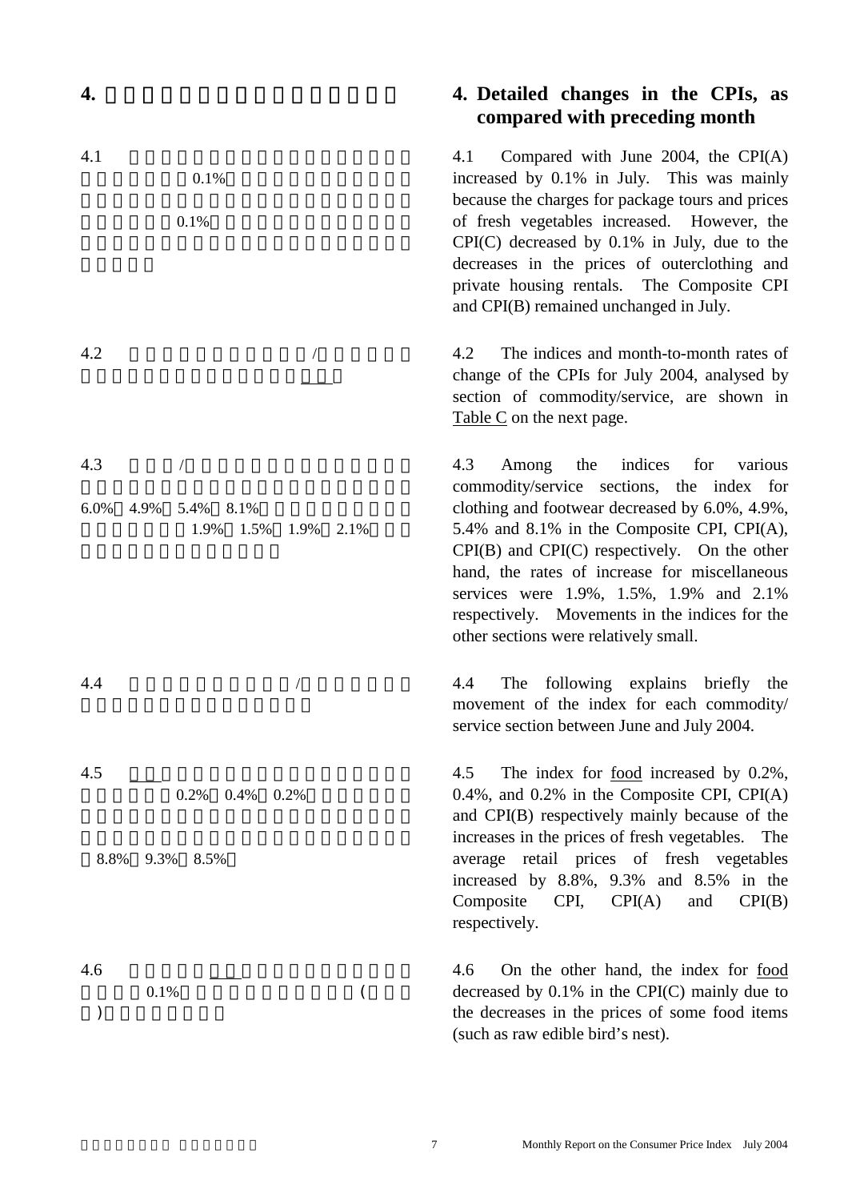# 4. Detailed changes in the CPIs, as compared with preceding month

4.1 Compared with June 2004, the CPI(A) increased by 0.1% in July. This was mainly because the charges for package tours and prices of fresh vegetables increased. However, the CPI(C) decreased by 0.1% in July, due to the decreases in the prices of outerclothing and private housing rentals. The Composite CPI and CPI(B) remained unchanged in July.

4.2 The indices and month-to-month rates of change of the CPIs for July 2004, analysed by section of commodity/service, are shown in Table C on the next page.

4.3 Among the indices for various commodity/service sections, the index for clothing and footwear decreased by 6.0%, 4.9%, 5.4% and 8.1% in the Composite CPI, CPI(A), CPI(B) and CPI(C) respectively. On the other hand, the rates of increase for miscellaneous services were 1.9%, 1.5%, 1.9% and 2.1% respectively. Movements in the indices for the other sections were relatively small.

4.4 The following explains briefly the movement of the index for each commodity/service section between June and July 2004.

4.5 The index for food increased by 0.2%, 0.4%, and 0.2% in the Composite CPI, CPI(A) and CPI(B) respectively mainly because of the increases in the prices of fresh vegetables. The average retail prices of fresh vegetables increased by 8.8%, 9.3% and 8.5% in the Composite CPI, CPI(A) and CPI(B) respectively.

4.6 On the other hand, the index for food decreased by 0.1% in the CPI(C) mainly due to the decreases in the prices of some food items (such as raw edible bird's nest).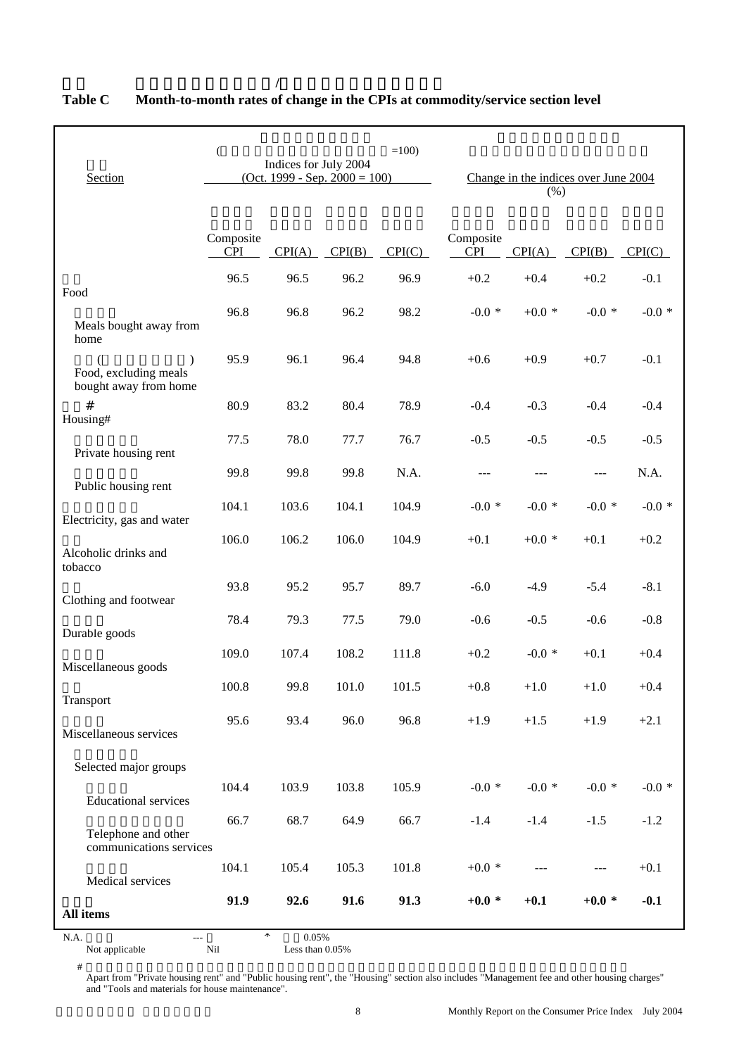**Table C Month-to-month rates of change in the CPIs at commodity/service section level**

| Section | Indices for July 2004 (Oct. 1999 - Sep. 2000 = 100) | | | | Change in the indices over June 2004 (%) | | | |
|---|---|---|---|---|---|---|---|---|
| | Composite CPI | CPI(A) | CPI(B) | CPI(C) | Composite CPI | CPI(A) | CPI(B) | CPI(C) |
| Food | 96.5 | 96.5 | 96.2 | 96.9 | +0.2 | +0.4 | +0.2 | -0.1 |
| Meals bought away from home | 96.8 | 96.8 | 96.2 | 98.2 | -0.0 * | +0.0 * | -0.0 * | -0.0 * |
| Food, excluding meals bought away from home | 95.9 | 96.1 | 96.4 | 94.8 | +0.6 | +0.9 | +0.7 | -0.1 |
| Housing# | 80.9 | 83.2 | 80.4 | 78.9 | -0.4 | -0.3 | -0.4 | -0.4 |
| Private housing rent | 77.5 | 78.0 | 77.7 | 76.7 | -0.5 | -0.5 | -0.5 | -0.5 |
| Public housing rent | 99.8 | 99.8 | 99.8 | N.A. | --- | --- | --- | N.A. |
| Electricity, gas and water | 104.1 | 103.6 | 104.1 | 104.9 | -0.0 * | -0.0 * | -0.0 * | -0.0 * |
| Alcoholic drinks and tobacco | 106.0 | 106.2 | 106.0 | 104.9 | +0.1 | +0.0 * | +0.1 | +0.2 |
| Clothing and footwear | 93.8 | 95.2 | 95.7 | 89.7 | -6.0 | -4.9 | -5.4 | -8.1 |
| Durable goods | 78.4 | 79.3 | 77.5 | 79.0 | -0.6 | -0.5 | -0.6 | -0.8 |
| Miscellaneous goods | 109.0 | 107.4 | 108.2 | 111.8 | +0.2 | -0.0 * | +0.1 | +0.4 |
| Transport | 100.8 | 99.8 | 101.0 | 101.5 | +0.8 | +1.0 | +1.0 | +0.4 |
| Miscellaneous services | 95.6 | 93.4 | 96.0 | 96.8 | +1.9 | +1.5 | +1.9 | +2.1 |
| Selected major groups | | | | | | | | |
| Educational services | 104.4 | 103.9 | 103.8 | 105.9 | -0.0 * | -0.0 * | -0.0 * | -0.0 * |
| Telephone and other communications services | 66.7 | 68.7 | 64.9 | 66.7 | -1.4 | -1.4 | -1.5 | -1.2 |
| Medical services | 104.1 | 105.4 | 105.3 | 101.8 | +0.0 * | --- | --- | +0.1 |
| **All items** | **91.9** | **92.6** | **91.6** | **91.3** | **+0.0 *** | **+0.1** | **+0.0 *** | **-0.1** |

N.A. Not applicable &nbsp;&nbsp; --- Nil &nbsp;&nbsp; * Less than 0.05%

\# Apart from "Private housing rent" and "Public housing rent", the "Housing" section also includes "Management fee and other housing charges" and "Tools and materials for house maintenance".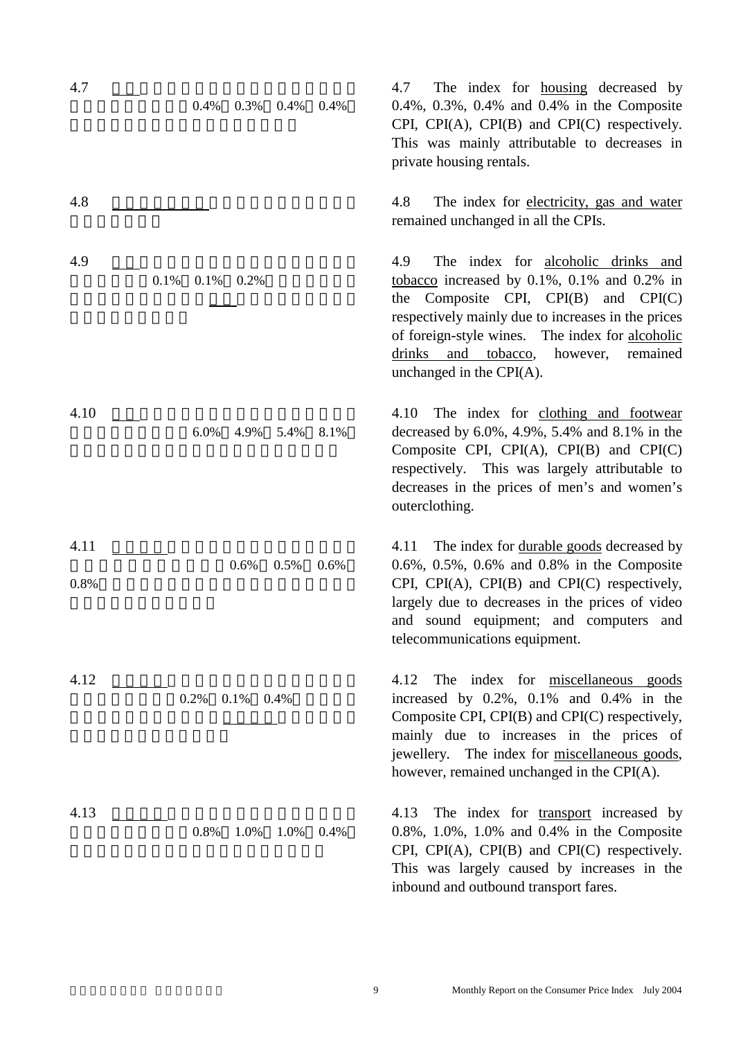4.7 The index for housing decreased by 0.4%, 0.3%, 0.4% and 0.4% in the Composite CPI, CPI(A), CPI(B) and CPI(C) respectively. This was mainly attributable to decreases in private housing rentals.

4.8 The index for electricity, gas and water remained unchanged in all the CPIs.

4.9 The index for alcoholic drinks and tobacco increased by 0.1%, 0.1% and 0.2% in the Composite CPI, CPI(B) and CPI(C) respectively mainly due to increases in the prices of foreign-style wines. The index for alcoholic drinks and tobacco, however, remained unchanged in the CPI(A).

4.10 The index for clothing and footwear decreased by 6.0%, 4.9%, 5.4% and 8.1% in the Composite CPI, CPI(A), CPI(B) and CPI(C) respectively. This was largely attributable to decreases in the prices of men's and women's outerclothing.

4.11 The index for durable goods decreased by 0.6%, 0.5%, 0.6% and 0.8% in the Composite CPI, CPI(A), CPI(B) and CPI(C) respectively, largely due to decreases in the prices of video and sound equipment; and computers and telecommunications equipment.

4.12 The index for miscellaneous goods increased by 0.2%, 0.1% and 0.4% in the Composite CPI, CPI(B) and CPI(C) respectively, mainly due to increases in the prices of jewellery. The index for miscellaneous goods, however, remained unchanged in the CPI(A).

4.13 The index for transport increased by 0.8%, 1.0%, 1.0% and 0.4% in the Composite CPI, CPI(A), CPI(B) and CPI(C) respectively. This was largely caused by increases in the inbound and outbound transport fares.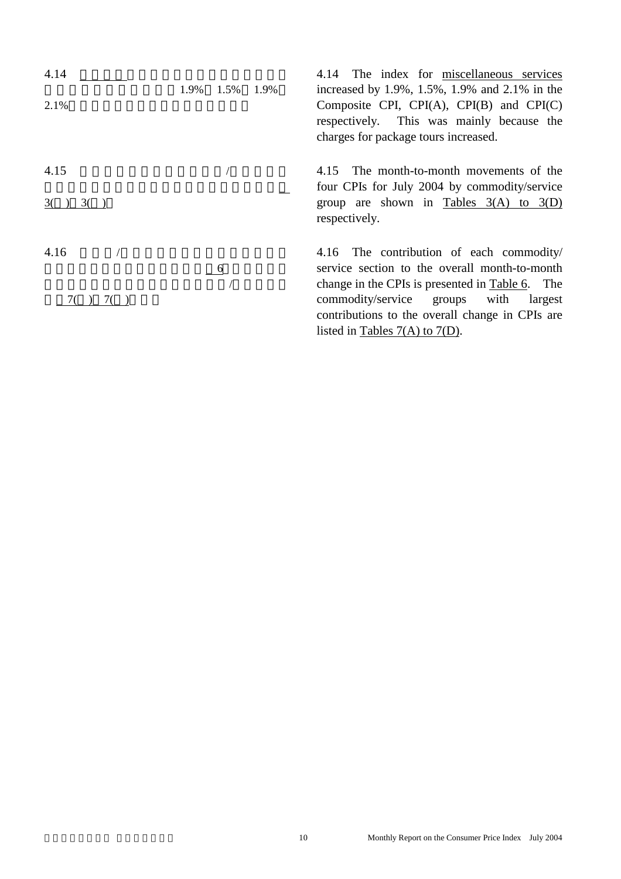4.14 The index for miscellaneous services increased by 1.9%, 1.5%, 1.9% and 2.1% in the Composite CPI, CPI(A), CPI(B) and CPI(C) respectively. This was mainly because the charges for package tours increased.

4.15 The month-to-month movements of the four CPIs for July 2004 by commodity/service group are shown in Tables 3(A) to 3(D) respectively.

4.16 The contribution of each commodity/ service section to the overall month-to-month change in the CPIs is presented in Table 6. The commodity/service groups with largest contributions to the overall change in CPIs are listed in Tables 7(A) to 7(D).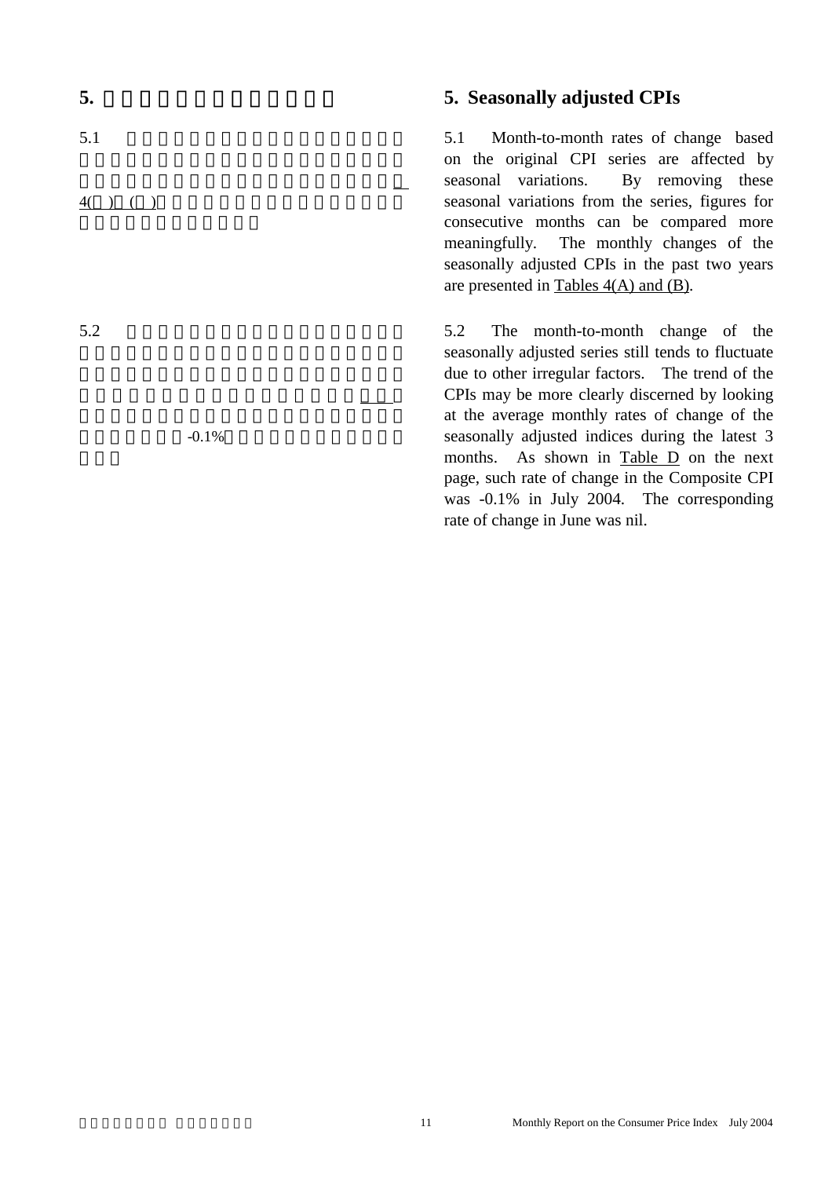## 5. Seasonally adjusted CPIs

5.1 Month-to-month rates of change based on the original CPI series are affected by seasonal variations. By removing these seasonal variations from the series, figures for consecutive months can be compared more meaningfully. The monthly changes of the seasonally adjusted CPIs in the past two years are presented in Tables 4(A) and (B).

5.2 The month-to-month change of the seasonally adjusted series still tends to fluctuate due to other irregular factors. The trend of the CPIs may be more clearly discerned by looking at the average monthly rates of change of the seasonally adjusted indices during the latest 3 months. As shown in Table D on the next page, such rate of change in the Composite CPI was -0.1% in July 2004. The corresponding rate of change in June was nil.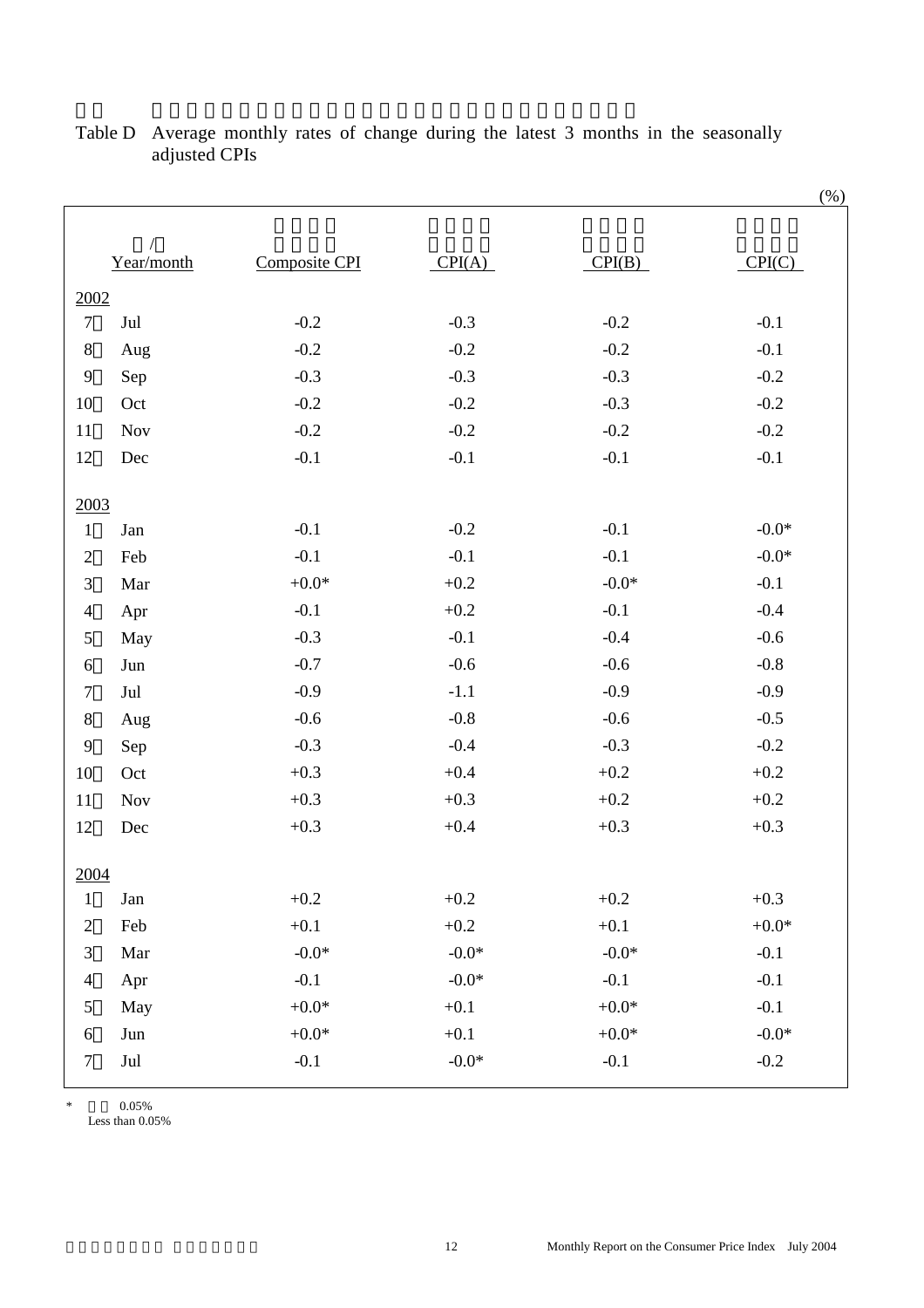Table D Average monthly rates of change during the latest 3 months in the seasonally adjusted CPIs

(%)

| Year/month | | Composite CPI | CPI(A) | CPI(B) | CPI(C) |
|---|---|---|---|---|---|
| 2002 | | | | | |
| 7 | Jul | -0.2 | -0.3 | -0.2 | -0.1 |
| 8 | Aug | -0.2 | -0.2 | -0.2 | -0.1 |
| 9 | Sep | -0.3 | -0.3 | -0.3 | -0.2 |
| 10 | Oct | -0.2 | -0.2 | -0.3 | -0.2 |
| 11 | Nov | -0.2 | -0.2 | -0.2 | -0.2 |
| 12 | Dec | -0.1 | -0.1 | -0.1 | -0.1 |
| 2003 | | | | | |
| 1 | Jan | -0.1 | -0.2 | -0.1 | -0.0* |
| 2 | Feb | -0.1 | -0.1 | -0.1 | -0.0* |
| 3 | Mar | +0.0* | +0.2 | -0.0* | -0.1 |
| 4 | Apr | -0.1 | +0.2 | -0.1 | -0.4 |
| 5 | May | -0.3 | -0.1 | -0.4 | -0.6 |
| 6 | Jun | -0.7 | -0.6 | -0.6 | -0.8 |
| 7 | Jul | -0.9 | -1.1 | -0.9 | -0.9 |
| 8 | Aug | -0.6 | -0.8 | -0.6 | -0.5 |
| 9 | Sep | -0.3 | -0.4 | -0.3 | -0.2 |
| 10 | Oct | +0.3 | +0.4 | +0.2 | +0.2 |
| 11 | Nov | +0.3 | +0.3 | +0.2 | +0.2 |
| 12 | Dec | +0.3 | +0.4 | +0.3 | +0.3 |
| 2004 | | | | | |
| 1 | Jan | +0.2 | +0.2 | +0.2 | +0.3 |
| 2 | Feb | +0.1 | +0.2 | +0.1 | +0.0* |
| 3 | Mar | -0.0* | -0.0* | -0.0* | -0.1 |
| 4 | Apr | -0.1 | -0.0* | -0.1 | -0.1 |
| 5 | May | +0.0* | +0.1 | +0.0* | -0.1 |
| 6 | Jun | +0.0* | +0.1 | +0.0* | -0.0* |
| 7 | Jul | -0.1 | -0.0* | -0.1 | -0.2 |

\* 0.05%
Less than 0.05%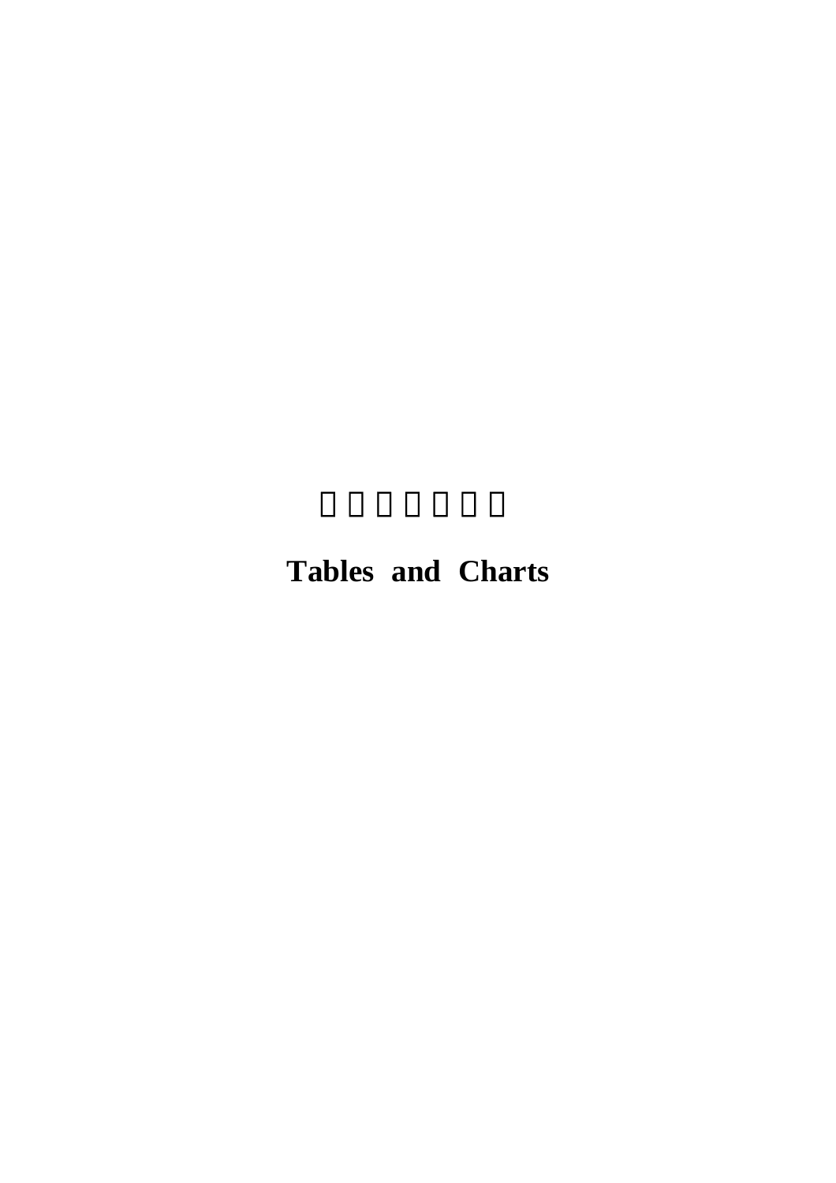# Tables and Charts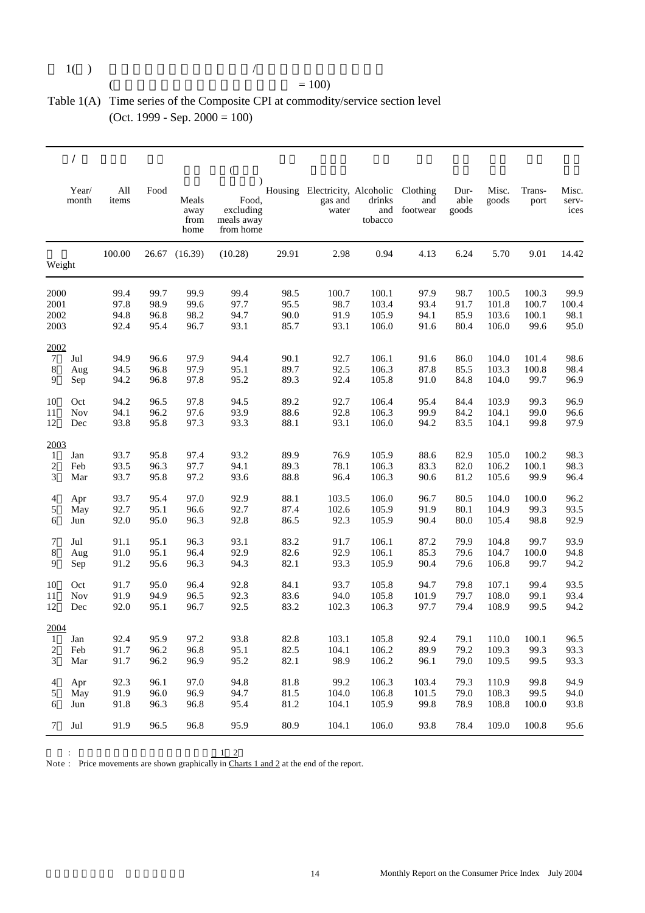Table 1(A) Time series of the Composite CPI at commodity/service section level
(Oct. 1999 - Sep. 2000 = 100)

| Year/ month | All items | Food | Meals away from home | Food, excluding meals away from home | Housing | Electricity, gas and water | Alcoholic drinks and tobacco | Clothing and footwear | Durable goods | Misc. goods | Transport | Misc. services |
|---|---|---|---|---|---|---|---|---|---|---|---|---|
| Weight | 100.00 | 26.67 | (16.39) | (10.28) | 29.91 | 2.98 | 0.94 | 4.13 | 6.24 | 5.70 | 9.01 | 14.42 |
| 2000 | 99.4 | 99.7 | 99.9 | 99.4 | 98.5 | 100.7 | 100.1 | 97.9 | 98.7 | 100.5 | 100.3 | 99.9 |
| 2001 | 97.8 | 98.9 | 99.6 | 97.7 | 95.5 | 98.7 | 103.4 | 93.4 | 91.7 | 101.8 | 100.7 | 100.4 |
| 2002 | 94.8 | 96.8 | 98.2 | 94.7 | 90.0 | 91.9 | 105.9 | 94.1 | 85.9 | 103.6 | 100.1 | 98.1 |
| 2003 | 92.4 | 95.4 | 96.7 | 93.1 | 85.7 | 93.1 | 106.0 | 91.6 | 80.4 | 106.0 | 99.6 | 95.0 |
| **2002** | | | | | | | | | | | | |
| 7 Jul | 94.9 | 96.6 | 97.9 | 94.4 | 90.1 | 92.7 | 106.1 | 91.6 | 86.0 | 104.0 | 101.4 | 98.6 |
| 8 Aug | 94.5 | 96.8 | 97.9 | 95.1 | 89.7 | 92.5 | 106.3 | 87.8 | 85.5 | 103.3 | 100.8 | 98.4 |
| 9 Sep | 94.2 | 96.8 | 97.8 | 95.2 | 89.3 | 92.4 | 105.8 | 91.0 | 84.8 | 104.0 | 99.7 | 96.9 |
| 10 Oct | 94.2 | 96.5 | 97.8 | 94.5 | 89.2 | 92.7 | 106.4 | 95.4 | 84.4 | 103.9 | 99.3 | 96.9 |
| 11 Nov | 94.1 | 96.2 | 97.6 | 93.9 | 88.6 | 92.8 | 106.3 | 99.9 | 84.2 | 104.1 | 99.0 | 96.6 |
| 12 Dec | 93.8 | 95.8 | 97.3 | 93.3 | 88.1 | 93.1 | 106.0 | 94.2 | 83.5 | 104.1 | 99.8 | 97.9 |
| **2003** | | | | | | | | | | | | |
| 1 Jan | 93.7 | 95.8 | 97.4 | 93.2 | 89.9 | 76.9 | 105.9 | 88.6 | 82.9 | 105.0 | 100.2 | 98.3 |
| 2 Feb | 93.5 | 96.3 | 97.7 | 94.1 | 89.3 | 78.1 | 106.3 | 83.3 | 82.0 | 106.2 | 100.1 | 98.3 |
| 3 Mar | 93.7 | 95.8 | 97.2 | 93.6 | 88.8 | 96.4 | 106.3 | 90.6 | 81.2 | 105.6 | 99.9 | 96.4 |
| 4 Apr | 93.7 | 95.4 | 97.0 | 92.9 | 88.1 | 103.5 | 106.0 | 96.7 | 80.5 | 104.0 | 100.0 | 96.2 |
| 5 May | 92.7 | 95.1 | 96.6 | 92.7 | 87.4 | 102.6 | 105.9 | 91.9 | 80.1 | 104.9 | 99.3 | 93.5 |
| 6 Jun | 92.0 | 95.0 | 96.3 | 92.8 | 86.5 | 92.3 | 105.9 | 90.4 | 80.0 | 105.4 | 98.8 | 92.9 |
| 7 Jul | 91.1 | 95.1 | 96.3 | 93.1 | 83.2 | 91.7 | 106.1 | 87.2 | 79.9 | 104.8 | 99.7 | 93.9 |
| 8 Aug | 91.0 | 95.1 | 96.4 | 92.9 | 82.6 | 92.9 | 106.1 | 85.3 | 79.6 | 104.7 | 100.0 | 94.8 |
| 9 Sep | 91.2 | 95.6 | 96.3 | 94.3 | 82.1 | 93.3 | 105.9 | 90.4 | 79.6 | 106.8 | 99.7 | 94.2 |
| 10 Oct | 91.7 | 95.0 | 96.4 | 92.8 | 84.1 | 93.7 | 105.8 | 94.7 | 79.8 | 107.1 | 99.4 | 93.5 |
| 11 Nov | 91.9 | 94.9 | 96.5 | 92.3 | 83.6 | 94.0 | 105.8 | 101.9 | 79.7 | 108.0 | 99.1 | 93.4 |
| 12 Dec | 92.0 | 95.1 | 96.7 | 92.5 | 83.2 | 102.3 | 106.3 | 97.7 | 79.4 | 108.9 | 99.5 | 94.2 |
| **2004** | | | | | | | | | | | | |
| 1 Jan | 92.4 | 95.9 | 97.2 | 93.8 | 82.8 | 103.1 | 105.8 | 92.4 | 79.1 | 110.0 | 100.1 | 96.5 |
| 2 Feb | 91.7 | 96.2 | 96.8 | 95.1 | 82.5 | 104.1 | 106.2 | 89.9 | 79.2 | 109.3 | 99.3 | 93.3 |
| 3 Mar | 91.7 | 96.2 | 96.9 | 95.2 | 82.1 | 98.9 | 106.2 | 96.1 | 79.0 | 109.5 | 99.5 | 93.3 |
| 4 Apr | 92.3 | 96.1 | 97.0 | 94.8 | 81.8 | 99.2 | 106.3 | 103.4 | 79.3 | 110.9 | 99.8 | 94.9 |
| 5 May | 91.9 | 96.0 | 96.9 | 94.7 | 81.5 | 104.0 | 106.8 | 101.5 | 79.0 | 108.3 | 99.5 | 94.0 |
| 6 Jun | 91.8 | 96.3 | 96.8 | 95.4 | 81.2 | 104.1 | 105.9 | 99.8 | 78.9 | 108.8 | 100.0 | 93.8 |
| 7 Jul | 91.9 | 96.5 | 96.8 | 95.9 | 80.9 | 104.1 | 106.0 | 93.8 | 78.4 | 109.0 | 100.8 | 95.6 |

Note : Price movements are shown graphically in Charts 1 and 2 at the end of the report.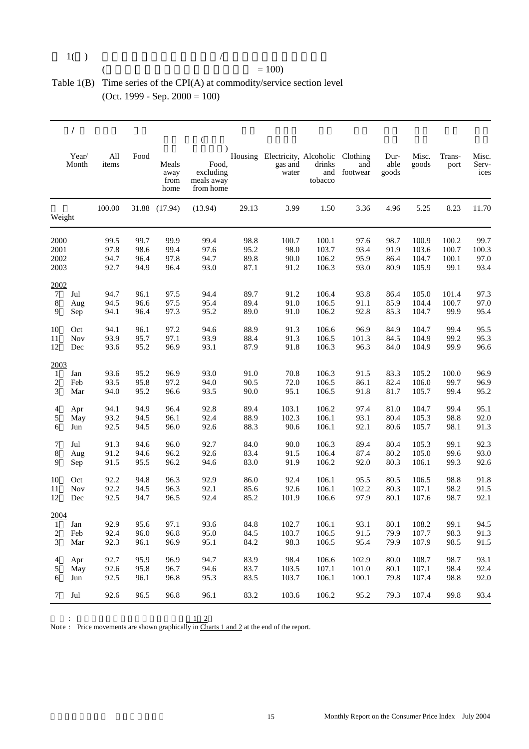# Table 1(B) Time series of the CPI(A) at commodity/service section level

(Oct. 1999 - Sep. 2000 = 100)

| Year/ Month | All items | Food | Meals away from home | Food, excluding meals away from home | Housing | Electricity, gas and water | Alcoholic drinks and tobacco | Clothing and footwear | Durable goods | Misc. goods | Transport | Misc. Services |
|---|---|---|---|---|---|---|---|---|---|---|---|---|
| Weight | 100.00 | 31.88 | (17.94) | (13.94) | 29.13 | 3.99 | 1.50 | 3.36 | 4.96 | 5.25 | 8.23 | 11.70 |
| 2000 | 99.5 | 99.7 | 99.9 | 99.4 | 98.8 | 100.7 | 100.1 | 97.6 | 98.7 | 100.9 | 100.2 | 99.7 |
| 2001 | 97.8 | 98.6 | 99.4 | 97.6 | 95.2 | 98.0 | 103.7 | 93.4 | 91.9 | 103.6 | 100.7 | 100.3 |
| 2002 | 94.7 | 96.4 | 97.8 | 94.7 | 89.8 | 90.0 | 106.2 | 95.9 | 86.4 | 104.7 | 100.1 | 97.0 |
| 2003 | 92.7 | 94.9 | 96.4 | 93.0 | 87.1 | 91.2 | 106.3 | 93.0 | 80.9 | 105.9 | 99.1 | 93.4 |
| **2002** | | | | | | | | | | | | |
| Jul | 94.7 | 96.1 | 97.5 | 94.4 | 89.7 | 91.2 | 106.4 | 93.8 | 86.4 | 105.0 | 101.4 | 97.3 |
| Aug | 94.5 | 96.6 | 97.5 | 95.4 | 89.4 | 91.0 | 106.5 | 91.1 | 85.9 | 104.4 | 100.7 | 97.0 |
| Sep | 94.1 | 96.4 | 97.3 | 95.2 | 89.0 | 91.0 | 106.2 | 92.8 | 85.3 | 104.7 | 99.9 | 95.4 |
| Oct | 94.1 | 96.1 | 97.2 | 94.6 | 88.9 | 91.3 | 106.6 | 96.9 | 84.9 | 104.7 | 99.4 | 95.5 |
| Nov | 93.9 | 95.7 | 97.1 | 93.9 | 88.4 | 91.3 | 106.5 | 101.3 | 84.5 | 104.9 | 99.2 | 95.3 |
| Dec | 93.6 | 95.2 | 96.9 | 93.1 | 87.9 | 91.8 | 106.3 | 96.3 | 84.0 | 104.9 | 99.9 | 96.6 |
| **2003** | | | | | | | | | | | | |
| Jan | 93.6 | 95.2 | 96.9 | 93.0 | 91.0 | 70.8 | 106.3 | 91.5 | 83.3 | 105.2 | 100.0 | 96.9 |
| Feb | 93.5 | 95.8 | 97.2 | 94.0 | 90.5 | 72.0 | 106.5 | 86.1 | 82.4 | 106.0 | 99.7 | 96.9 |
| Mar | 94.0 | 95.2 | 96.6 | 93.5 | 90.0 | 95.1 | 106.5 | 91.8 | 81.7 | 105.7 | 99.4 | 95.2 |
| Apr | 94.1 | 94.9 | 96.4 | 92.8 | 89.4 | 103.1 | 106.2 | 97.4 | 81.0 | 104.7 | 99.4 | 95.1 |
| May | 93.2 | 94.5 | 96.1 | 92.4 | 88.9 | 102.3 | 106.1 | 93.1 | 80.4 | 105.3 | 98.8 | 92.0 |
| Jun | 92.5 | 94.5 | 96.0 | 92.6 | 88.3 | 90.6 | 106.1 | 92.1 | 80.6 | 105.7 | 98.1 | 91.3 |
| Jul | 91.3 | 94.6 | 96.0 | 92.7 | 84.0 | 90.0 | 106.3 | 89.4 | 80.4 | 105.3 | 99.1 | 92.3 |
| Aug | 91.2 | 94.6 | 96.2 | 92.6 | 83.4 | 91.5 | 106.4 | 87.4 | 80.2 | 105.0 | 99.6 | 93.0 |
| Sep | 91.5 | 95.5 | 96.2 | 94.6 | 83.0 | 91.9 | 106.2 | 92.0 | 80.3 | 106.1 | 99.3 | 92.6 |
| Oct | 92.2 | 94.8 | 96.3 | 92.9 | 86.0 | 92.4 | 106.1 | 95.5 | 80.5 | 106.5 | 98.8 | 91.8 |
| Nov | 92.2 | 94.5 | 96.3 | 92.1 | 85.6 | 92.6 | 106.1 | 102.2 | 80.3 | 107.1 | 98.2 | 91.5 |
| Dec | 92.5 | 94.7 | 96.5 | 92.4 | 85.2 | 101.9 | 106.6 | 97.9 | 80.1 | 107.6 | 98.7 | 92.1 |
| **2004** | | | | | | | | | | | | |
| Jan | 92.9 | 95.6 | 97.1 | 93.6 | 84.8 | 102.7 | 106.1 | 93.1 | 80.1 | 108.2 | 99.1 | 94.5 |
| Feb | 92.4 | 96.0 | 96.8 | 95.0 | 84.5 | 103.7 | 106.5 | 91.5 | 79.9 | 107.7 | 98.3 | 91.3 |
| Mar | 92.3 | 96.1 | 96.9 | 95.1 | 84.2 | 98.3 | 106.5 | 95.4 | 79.9 | 107.9 | 98.5 | 91.5 |
| Apr | 92.7 | 95.9 | 96.9 | 94.7 | 83.9 | 98.4 | 106.6 | 102.9 | 80.0 | 108.7 | 98.7 | 93.1 |
| May | 92.6 | 95.8 | 96.7 | 94.6 | 83.7 | 103.5 | 107.1 | 101.0 | 80.1 | 107.1 | 98.4 | 92.4 |
| Jun | 92.5 | 96.1 | 96.8 | 95.3 | 83.5 | 103.7 | 106.1 | 100.1 | 79.8 | 107.4 | 98.8 | 92.0 |
| Jul | 92.6 | 96.5 | 96.8 | 96.1 | 83.2 | 103.6 | 106.2 | 95.2 | 79.3 | 107.4 | 99.8 | 93.4 |

Note : Price movements are shown graphically in Charts 1 and 2 at the end of the report.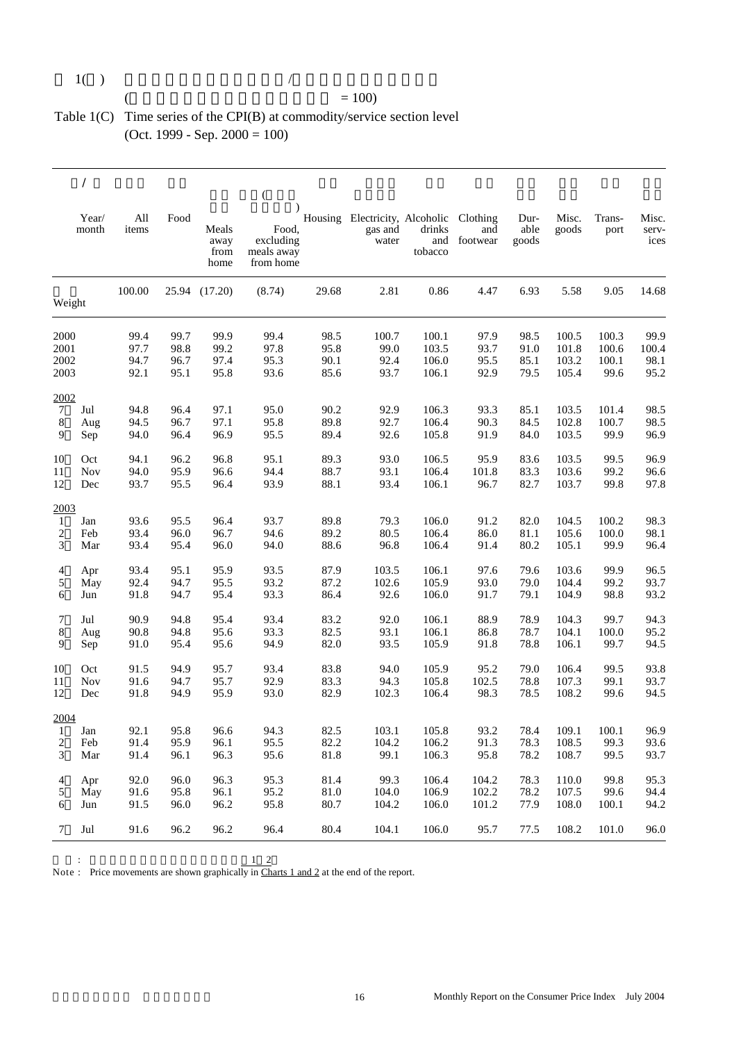Table 1(C) Time series of the CPI(B) at commodity/service section level
(Oct. 1999 - Sep. 2000 = 100)

| Year/ month | All items | Food | Meals away from home | Food, excluding meals away from home | Housing | Electricity, gas and water | Alcoholic drinks and tobacco | Clothing and footwear | Durable goods | Misc. goods | Transport | Misc. services |
|---|---|---|---|---|---|---|---|---|---|---|---|---|
| Weight | 100.00 | 25.94 | (17.20) | (8.74) | 29.68 | 2.81 | 0.86 | 4.47 | 6.93 | 5.58 | 9.05 | 14.68 |
| 2000 | 99.4 | 99.7 | 99.9 | 99.4 | 98.5 | 100.7 | 100.1 | 97.9 | 98.5 | 100.5 | 100.3 | 99.9 |
| 2001 | 97.7 | 98.8 | 99.2 | 97.8 | 95.8 | 99.0 | 103.5 | 93.7 | 91.0 | 101.8 | 100.6 | 100.4 |
| 2002 | 94.7 | 96.7 | 97.4 | 95.3 | 90.1 | 92.4 | 106.0 | 95.5 | 85.1 | 103.2 | 100.1 | 98.1 |
| 2003 | 92.1 | 95.1 | 95.8 | 93.6 | 85.6 | 93.7 | 106.1 | 92.9 | 79.5 | 105.4 | 99.6 | 95.2 |
| 2002 | | | | | | | | | | | | |
| 7 Jul | 94.8 | 96.4 | 97.1 | 95.0 | 90.2 | 92.9 | 106.3 | 93.3 | 85.1 | 103.5 | 101.4 | 98.5 |
| 8 Aug | 94.5 | 96.7 | 97.1 | 95.8 | 89.8 | 92.7 | 106.4 | 90.3 | 84.5 | 102.8 | 100.7 | 98.5 |
| 9 Sep | 94.0 | 96.4 | 96.9 | 95.5 | 89.4 | 92.6 | 105.8 | 91.9 | 84.0 | 103.5 | 99.9 | 96.9 |
| 10 Oct | 94.1 | 96.2 | 96.8 | 95.1 | 89.3 | 93.0 | 106.5 | 95.9 | 83.6 | 103.5 | 99.5 | 96.9 |
| 11 Nov | 94.0 | 95.9 | 96.6 | 94.4 | 88.7 | 93.1 | 106.4 | 101.8 | 83.3 | 103.6 | 99.2 | 96.6 |
| 12 Dec | 93.7 | 95.5 | 96.4 | 93.9 | 88.1 | 93.4 | 106.1 | 96.7 | 82.7 | 103.7 | 99.8 | 97.8 |
| 2003 | | | | | | | | | | | | |
| 1 Jan | 93.6 | 95.5 | 96.4 | 93.7 | 89.8 | 79.3 | 106.0 | 91.2 | 82.0 | 104.5 | 100.2 | 98.3 |
| 2 Feb | 93.4 | 96.0 | 96.7 | 94.6 | 89.2 | 80.5 | 106.4 | 86.0 | 81.1 | 105.6 | 100.0 | 98.1 |
| 3 Mar | 93.4 | 95.4 | 96.0 | 94.0 | 88.6 | 96.8 | 106.4 | 91.4 | 80.2 | 105.1 | 99.9 | 96.4 |
| 4 Apr | 93.4 | 95.1 | 95.9 | 93.5 | 87.9 | 103.5 | 106.1 | 97.6 | 79.6 | 103.6 | 99.9 | 96.5 |
| 5 May | 92.4 | 94.7 | 95.5 | 93.2 | 87.2 | 102.6 | 105.9 | 93.0 | 79.0 | 104.4 | 99.2 | 93.7 |
| 6 Jun | 91.8 | 94.7 | 95.4 | 93.3 | 86.4 | 92.6 | 106.0 | 91.7 | 79.1 | 104.9 | 98.8 | 93.2 |
| 7 Jul | 90.9 | 94.8 | 95.4 | 93.4 | 83.2 | 92.0 | 106.1 | 88.9 | 78.9 | 104.3 | 99.7 | 94.3 |
| 8 Aug | 90.8 | 94.8 | 95.6 | 93.3 | 82.5 | 93.1 | 106.1 | 86.8 | 78.7 | 104.1 | 100.0 | 95.2 |
| 9 Sep | 91.0 | 95.4 | 95.6 | 94.9 | 82.0 | 93.5 | 105.9 | 91.8 | 78.8 | 106.1 | 99.7 | 94.5 |
| 10 Oct | 91.5 | 94.9 | 95.7 | 93.4 | 83.8 | 94.0 | 105.9 | 95.2 | 79.0 | 106.4 | 99.5 | 93.8 |
| 11 Nov | 91.6 | 94.7 | 95.7 | 92.9 | 83.3 | 94.3 | 105.8 | 102.5 | 78.8 | 107.3 | 99.1 | 93.7 |
| 12 Dec | 91.8 | 94.9 | 95.9 | 93.0 | 82.9 | 102.3 | 106.4 | 98.3 | 78.5 | 108.2 | 99.6 | 94.5 |
| 2004 | | | | | | | | | | | | |
| 1 Jan | 92.1 | 95.8 | 96.6 | 94.3 | 82.5 | 103.1 | 105.8 | 93.2 | 78.4 | 109.1 | 100.1 | 96.9 |
| 2 Feb | 91.4 | 95.9 | 96.1 | 95.5 | 82.2 | 104.2 | 106.2 | 91.3 | 78.3 | 108.5 | 99.3 | 93.6 |
| 3 Mar | 91.4 | 96.1 | 96.3 | 95.6 | 81.8 | 99.1 | 106.3 | 95.8 | 78.2 | 108.7 | 99.5 | 93.7 |
| 4 Apr | 92.0 | 96.0 | 96.3 | 95.3 | 81.4 | 99.3 | 106.4 | 104.2 | 78.3 | 110.0 | 99.8 | 95.3 |
| 5 May | 91.6 | 95.8 | 96.1 | 95.2 | 81.0 | 104.0 | 106.9 | 102.2 | 78.2 | 107.5 | 99.6 | 94.4 |
| 6 Jun | 91.5 | 96.0 | 96.2 | 95.8 | 80.7 | 104.2 | 106.0 | 101.2 | 77.9 | 108.0 | 100.1 | 94.2 |
| 7 Jul | 91.6 | 96.2 | 96.2 | 96.4 | 80.4 | 104.1 | 106.0 | 95.7 | 77.5 | 108.2 | 101.0 | 96.0 |

Note : Price movements are shown graphically in Charts 1 and 2 at the end of the report.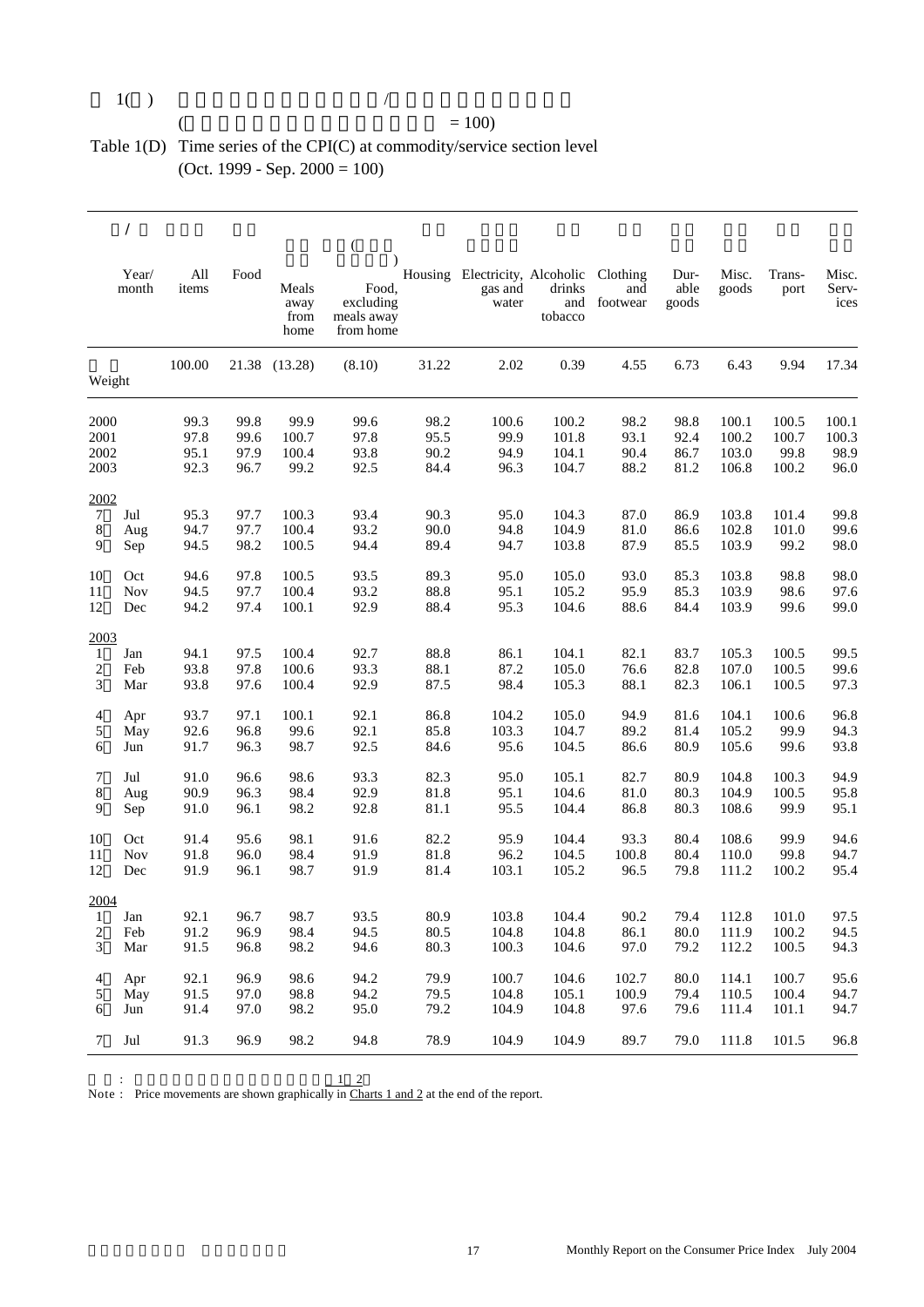表 1( )　　　　　　　　　　　/

( = 100)

Table 1(D) Time series of the CPI(C) at commodity/service section level
(Oct. 1999 - Sep. 2000 = 100)

| Year/ month | All items | Food | Meals away from home | Food, excluding meals away from home | Housing | Electricity, gas and water | Alcoholic drinks and tobacco | Clothing and footwear | Durable goods | Misc. goods | Transport | Misc. Services |
|---|---|---|---|---|---|---|---|---|---|---|---|---|
| Weight | 100.00 | 21.38 | (13.28) | (8.10) | 31.22 | 2.02 | 0.39 | 4.55 | 6.73 | 6.43 | 9.94 | 17.34 |
| 2000 | 99.3 | 99.8 | 99.9 | 99.6 | 98.2 | 100.6 | 100.2 | 98.2 | 98.8 | 100.1 | 100.5 | 100.1 |
| 2001 | 97.8 | 99.6 | 100.7 | 97.8 | 95.5 | 99.9 | 101.8 | 93.1 | 92.4 | 100.2 | 100.7 | 100.3 |
| 2002 | 95.1 | 97.9 | 100.4 | 93.8 | 90.2 | 94.9 | 104.1 | 90.4 | 86.7 | 103.0 | 99.8 | 98.9 |
| 2003 | 92.3 | 96.7 | 99.2 | 92.5 | 84.4 | 96.3 | 104.7 | 88.2 | 81.2 | 106.8 | 100.2 | 96.0 |
| **2002** | | | | | | | | | | | | |
| 7 Jul | 95.3 | 97.7 | 100.3 | 93.4 | 90.3 | 95.0 | 104.3 | 87.0 | 86.9 | 103.8 | 101.4 | 99.8 |
| 8 Aug | 94.7 | 97.7 | 100.4 | 93.2 | 90.0 | 94.8 | 104.9 | 81.0 | 86.6 | 102.8 | 101.0 | 99.6 |
| 9 Sep | 94.5 | 98.2 | 100.5 | 94.4 | 89.4 | 94.7 | 103.8 | 87.9 | 85.5 | 103.9 | 99.2 | 98.0 |
| 10 Oct | 94.6 | 97.8 | 100.5 | 93.5 | 89.3 | 95.0 | 105.0 | 93.0 | 85.3 | 103.8 | 98.8 | 98.0 |
| 11 Nov | 94.5 | 97.7 | 100.4 | 93.2 | 88.8 | 95.1 | 105.2 | 95.9 | 85.3 | 103.9 | 98.6 | 97.6 |
| 12 Dec | 94.2 | 97.4 | 100.1 | 92.9 | 88.4 | 95.3 | 104.6 | 88.6 | 84.4 | 103.9 | 99.6 | 99.0 |
| **2003** | | | | | | | | | | | | |
| 1 Jan | 94.1 | 97.5 | 100.4 | 92.7 | 88.8 | 86.1 | 104.1 | 82.1 | 83.7 | 105.3 | 100.5 | 99.5 |
| 2 Feb | 93.8 | 97.8 | 100.6 | 93.3 | 88.1 | 87.2 | 105.0 | 76.6 | 82.8 | 107.0 | 100.5 | 99.6 |
| 3 Mar | 93.8 | 97.6 | 100.4 | 92.9 | 87.5 | 98.4 | 105.3 | 88.1 | 82.3 | 106.1 | 100.5 | 97.3 |
| 4 Apr | 93.7 | 97.1 | 100.1 | 92.1 | 86.8 | 104.2 | 105.0 | 94.9 | 81.6 | 104.1 | 100.6 | 96.8 |
| 5 May | 92.6 | 96.8 | 99.6 | 92.1 | 85.8 | 103.3 | 104.7 | 89.2 | 81.4 | 105.2 | 99.9 | 94.3 |
| 6 Jun | 91.7 | 96.3 | 98.7 | 92.5 | 84.6 | 95.6 | 104.5 | 86.6 | 80.9 | 105.6 | 99.6 | 93.8 |
| 7 Jul | 91.0 | 96.6 | 98.6 | 93.3 | 82.3 | 95.0 | 105.1 | 82.7 | 80.9 | 104.8 | 100.3 | 94.9 |
| 8 Aug | 90.9 | 96.3 | 98.4 | 92.9 | 81.8 | 95.1 | 104.6 | 81.0 | 80.3 | 104.9 | 100.5 | 95.8 |
| 9 Sep | 91.0 | 96.1 | 98.2 | 92.8 | 81.1 | 95.5 | 104.4 | 86.8 | 80.3 | 108.6 | 99.9 | 95.1 |
| 10 Oct | 91.4 | 95.6 | 98.1 | 91.6 | 82.2 | 95.9 | 104.4 | 93.3 | 80.4 | 108.6 | 99.9 | 94.6 |
| 11 Nov | 91.8 | 96.0 | 98.4 | 91.9 | 81.8 | 96.2 | 104.5 | 100.8 | 80.4 | 110.0 | 99.8 | 94.7 |
| 12 Dec | 91.9 | 96.1 | 98.7 | 91.9 | 81.4 | 103.1 | 105.2 | 96.5 | 79.8 | 111.2 | 100.2 | 95.4 |
| **2004** | | | | | | | | | | | | |
| 1 Jan | 92.1 | 96.7 | 98.7 | 93.5 | 80.9 | 103.8 | 104.4 | 90.2 | 79.4 | 112.8 | 101.0 | 97.5 |
| 2 Feb | 91.2 | 96.9 | 98.4 | 94.5 | 80.5 | 104.8 | 104.8 | 86.1 | 80.0 | 111.9 | 100.2 | 94.5 |
| 3 Mar | 91.5 | 96.8 | 98.2 | 94.6 | 80.3 | 100.3 | 104.6 | 97.0 | 79.2 | 112.2 | 100.5 | 94.3 |
| 4 Apr | 92.1 | 96.9 | 98.6 | 94.2 | 79.9 | 100.7 | 104.6 | 102.7 | 80.0 | 114.1 | 100.7 | 95.6 |
| 5 May | 91.5 | 97.0 | 98.8 | 94.2 | 79.5 | 104.8 | 105.1 | 100.9 | 79.4 | 110.5 | 100.4 | 94.7 |
| 6 Jun | 91.4 | 97.0 | 98.2 | 95.0 | 79.2 | 104.9 | 104.8 | 97.6 | 79.6 | 111.4 | 101.1 | 94.7 |
| 7 Jul | 91.3 | 96.9 | 98.2 | 94.8 | 78.9 | 104.9 | 104.9 | 89.7 | 79.0 | 111.8 | 101.5 | 96.8 |

Note : Price movements are shown graphically in Charts 1 and 2 at the end of the report.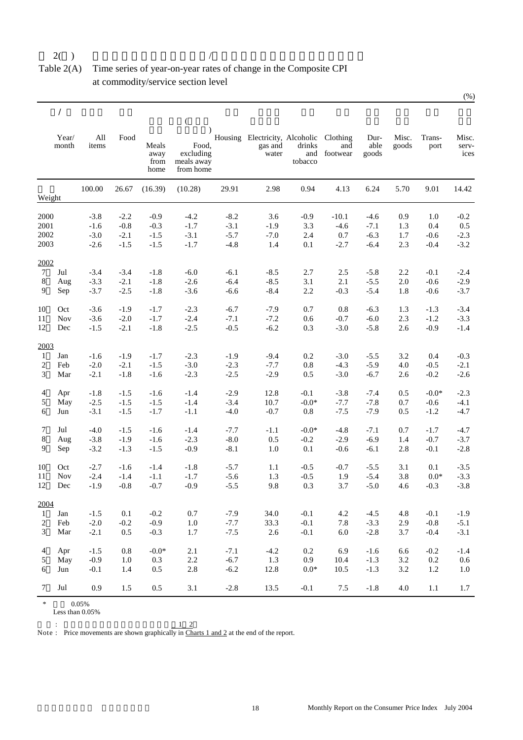表 2(A)

Table 2(A) Time series of year-on-year rates of change in the Composite CPI at commodity/service section level

(%)

| Year/ month | | All items | Food | Meals away from home | Food, excluding meals away from home | Housing | Electricity, gas and water | Alcoholic drinks and tobacco | Clothing and footwear | Durable goods | Misc. goods | Transport | Misc. services |
|---|---|---|---|---|---|---|---|---|---|---|---|---|---|
| Weight | | 100.00 | 26.67 | (16.39) | (10.28) | 29.91 | 2.98 | 0.94 | 4.13 | 6.24 | 5.70 | 9.01 | 14.42 |
| 2000 | | -3.8 | -2.2 | -0.9 | -4.2 | -8.2 | 3.6 | -0.9 | -10.1 | -4.6 | 0.9 | 1.0 | -0.2 |
| 2001 | | -1.6 | -0.8 | -0.3 | -1.7 | -3.1 | -1.9 | 3.3 | -4.6 | -7.1 | 1.3 | 0.4 | 0.5 |
| 2002 | | -3.0 | -2.1 | -1.5 | -3.1 | -5.7 | -7.0 | 2.4 | 0.7 | -6.3 | 1.7 | -0.6 | -2.3 |
| 2003 | | -2.6 | -1.5 | -1.5 | -1.7 | -4.8 | 1.4 | 0.1 | -2.7 | -6.4 | 2.3 | -0.4 | -3.2 |
| 2002 | | | | | | | | | | | | | |
| 7 | Jul | -3.4 | -3.4 | -1.8 | -6.0 | -6.1 | -8.5 | 2.7 | 2.5 | -5.8 | 2.2 | -0.1 | -2.4 |
| 8 | Aug | -3.3 | -2.1 | -1.8 | -2.6 | -6.4 | -8.5 | 3.1 | 2.1 | -5.5 | 2.0 | -0.6 | -2.9 |
| 9 | Sep | -3.7 | -2.5 | -1.8 | -3.6 | -6.6 | -8.4 | 2.2 | -0.3 | -5.4 | 1.8 | -0.6 | -3.7 |
| 10 | Oct | -3.6 | -1.9 | -1.7 | -2.3 | -6.7 | -7.9 | 0.7 | 0.8 | -6.3 | 1.3 | -1.3 | -3.4 |
| 11 | Nov | -3.6 | -2.0 | -1.7 | -2.4 | -7.1 | -7.2 | 0.6 | -0.7 | -6.0 | 2.3 | -1.2 | -3.3 |
| 12 | Dec | -1.5 | -2.1 | -1.8 | -2.5 | -0.5 | -6.2 | 0.3 | -3.0 | -5.8 | 2.6 | -0.9 | -1.4 |
| 2003 | | | | | | | | | | | | | |
| 1 | Jan | -1.6 | -1.9 | -1.7 | -2.3 | -1.9 | -9.4 | 0.2 | -3.0 | -5.5 | 3.2 | 0.4 | -0.3 |
| 2 | Feb | -2.0 | -2.1 | -1.5 | -3.0 | -2.3 | -7.7 | 0.8 | -4.3 | -5.9 | 4.0 | -0.5 | -2.1 |
| 3 | Mar | -2.1 | -1.8 | -1.6 | -2.3 | -2.5 | -2.9 | 0.5 | -3.0 | -6.7 | 2.6 | -0.2 | -2.6 |
| 4 | Apr | -1.8 | -1.5 | -1.6 | -1.4 | -2.9 | 12.8 | -0.1 | -3.8 | -7.4 | 0.5 | -0.0* | -2.3 |
| 5 | May | -2.5 | -1.5 | -1.5 | -1.4 | -3.4 | 10.7 | -0.0* | -7.7 | -7.8 | 0.7 | -0.6 | -4.1 |
| 6 | Jun | -3.1 | -1.5 | -1.7 | -1.1 | -4.0 | -0.7 | 0.8 | -7.5 | -7.9 | 0.5 | -1.2 | -4.7 |
| 7 | Jul | -4.0 | -1.5 | -1.6 | -1.4 | -7.7 | -1.1 | -0.0* | -4.8 | -7.1 | 0.7 | -1.7 | -4.7 |
| 8 | Aug | -3.8 | -1.9 | -1.6 | -2.3 | -8.0 | 0.5 | -0.2 | -2.9 | -6.9 | 1.4 | -0.7 | -3.7 |
| 9 | Sep | -3.2 | -1.3 | -1.5 | -0.9 | -8.1 | 1.0 | 0.1 | -0.6 | -6.1 | 2.8 | -0.1 | -2.8 |
| 10 | Oct | -2.7 | -1.6 | -1.4 | -1.8 | -5.7 | 1.1 | -0.5 | -0.7 | -5.5 | 3.1 | 0.1 | -3.5 |
| 11 | Nov | -2.4 | -1.4 | -1.1 | -1.7 | -5.6 | 1.3 | -0.5 | 1.9 | -5.4 | 3.8 | 0.0* | -3.3 |
| 12 | Dec | -1.9 | -0.8 | -0.7 | -0.9 | -5.5 | 9.8 | 0.3 | 3.7 | -5.0 | 4.6 | -0.3 | -3.8 |
| 2004 | | | | | | | | | | | | | |
| 1 | Jan | -1.5 | 0.1 | -0.2 | 0.7 | -7.9 | 34.0 | -0.1 | 4.2 | -4.5 | 4.8 | -0.1 | -1.9 |
| 2 | Feb | -2.0 | -0.2 | -0.9 | 1.0 | -7.7 | 33.3 | -0.1 | 7.8 | -3.3 | 2.9 | -0.8 | -5.1 |
| 3 | Mar | -2.1 | 0.5 | -0.3 | 1.7 | -7.5 | 2.6 | -0.1 | 6.0 | -2.8 | 3.7 | -0.4 | -3.1 |
| 4 | Apr | -1.5 | 0.8 | -0.0* | 2.1 | -7.1 | -4.2 | 0.2 | 6.9 | -1.6 | 6.6 | -0.2 | -1.4 |
| 5 | May | -0.9 | 1.0 | 0.3 | 2.2 | -6.7 | 1.3 | 0.9 | 10.4 | -1.3 | 3.2 | 0.2 | 0.6 |
| 6 | Jun | -0.1 | 1.4 | 0.5 | 2.8 | -6.2 | 12.8 | 0.0* | 10.5 | -1.3 | 3.2 | 1.2 | 1.0 |
| 7 | Jul | 0.9 | 1.5 | 0.5 | 3.1 | -2.8 | 13.5 | -0.1 | 7.5 | -1.8 | 4.0 | 1.1 | 1.7 |

\* 0.05%
Less than 0.05%

Note : Price movements are shown graphically in Charts 1 and 2 at the end of the report.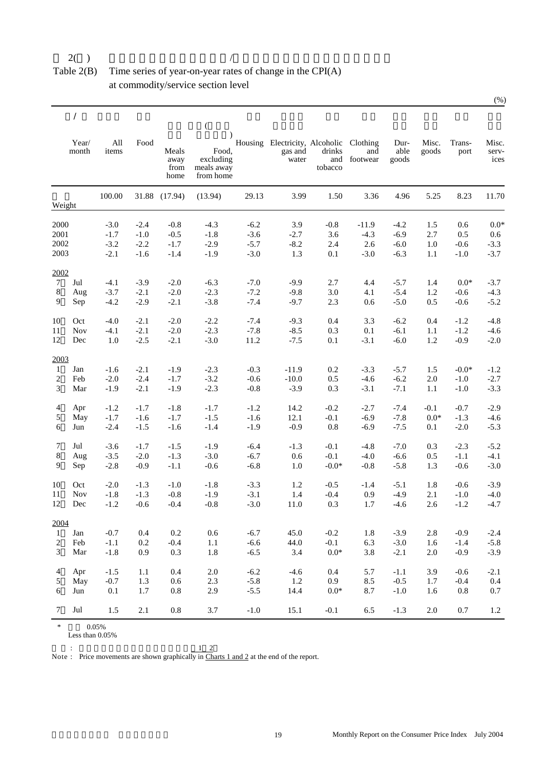表 2(乙)　　　　/

Table 2(B)　Time series of year-on-year rates of change in the CPI(A) at commodity/service section level

(%)

| Year/ month | All items | Food | Meals away from home | Food, excluding meals away from home | Housing | Electricity, gas and water | Alcoholic drinks and tobacco | Clothing and footwear | Durable goods | Misc. goods | Transport | Misc. services |
|---|---|---|---|---|---|---|---|---|---|---|---|---|
| Weight | 100.00 | 31.88 | (17.94) | (13.94) | 29.13 | 3.99 | 1.50 | 3.36 | 4.96 | 5.25 | 8.23 | 11.70 |
| 2000 | -3.0 | -2.4 | -0.8 | -4.3 | -6.2 | 3.9 | -0.8 | -11.9 | -4.2 | 1.5 | 0.6 | 0.0* |
| 2001 | -1.7 | -1.0 | -0.5 | -1.8 | -3.6 | -2.7 | 3.6 | -4.3 | -6.9 | 2.7 | 0.5 | 0.6 |
| 2002 | -3.2 | -2.2 | -1.7 | -2.9 | -5.7 | -8.2 | 2.4 | 2.6 | -6.0 | 1.0 | -0.6 | -3.3 |
| 2003 | -2.1 | -1.6 | -1.4 | -1.9 | -3.0 | 1.3 | 0.1 | -3.0 | -6.3 | 1.1 | -1.0 | -3.7 |
| **2002** | | | | | | | | | | | | |
| 7 Jul | -4.1 | -3.9 | -2.0 | -6.3 | -7.0 | -9.9 | 2.7 | 4.4 | -5.7 | 1.4 | 0.0* | -3.7 |
| 8 Aug | -3.7 | -2.1 | -2.0 | -2.3 | -7.2 | -9.8 | 3.0 | 4.1 | -5.4 | 1.2 | -0.6 | -4.3 |
| 9 Sep | -4.2 | -2.9 | -2.1 | -3.8 | -7.4 | -9.7 | 2.3 | 0.6 | -5.0 | 0.5 | -0.6 | -5.2 |
| 10 Oct | -4.0 | -2.1 | -2.0 | -2.2 | -7.4 | -9.3 | 0.4 | 3.3 | -6.2 | 0.4 | -1.2 | -4.8 |
| 11 Nov | -4.1 | -2.1 | -2.0 | -2.3 | -7.8 | -8.5 | 0.3 | 0.1 | -6.1 | 1.1 | -1.2 | -4.6 |
| 12 Dec | 1.0 | -2.5 | -2.1 | -3.0 | 11.2 | -7.5 | 0.1 | -3.1 | -6.0 | 1.2 | -0.9 | -2.0 |
| **2003** | | | | | | | | | | | | |
| 1 Jan | -1.6 | -2.1 | -1.9 | -2.3 | -0.3 | -11.9 | 0.2 | -3.3 | -5.7 | 1.5 | -0.0* | -1.2 |
| 2 Feb | -2.0 | -2.4 | -1.7 | -3.2 | -0.6 | -10.0 | 0.5 | -4.6 | -6.2 | 2.0 | -1.0 | -2.7 |
| 3 Mar | -1.9 | -2.1 | -1.9 | -2.3 | -0.8 | -3.9 | 0.3 | -3.1 | -7.1 | 1.1 | -1.0 | -3.3 |
| 4 Apr | -1.2 | -1.7 | -1.8 | -1.7 | -1.2 | 14.2 | -0.2 | -2.7 | -7.4 | -0.1 | -0.7 | -2.9 |
| 5 May | -1.7 | -1.6 | -1.7 | -1.5 | -1.6 | 12.1 | -0.1 | -6.9 | -7.8 | 0.0* | -1.3 | -4.6 |
| 6 Jun | -2.4 | -1.5 | -1.6 | -1.4 | -1.9 | -0.9 | 0.8 | -6.9 | -7.5 | 0.1 | -2.0 | -5.3 |
| 7 Jul | -3.6 | -1.7 | -1.5 | -1.9 | -6.4 | -1.3 | -0.1 | -4.8 | -7.0 | 0.3 | -2.3 | -5.2 |
| 8 Aug | -3.5 | -2.0 | -1.3 | -3.0 | -6.7 | 0.6 | -0.1 | -4.0 | -6.6 | 0.5 | -1.1 | -4.1 |
| 9 Sep | -2.8 | -0.9 | -1.1 | -0.6 | -6.8 | 1.0 | -0.0* | -0.8 | -5.8 | 1.3 | -0.6 | -3.0 |
| 10 Oct | -2.0 | -1.3 | -1.0 | -1.8 | -3.3 | 1.2 | -0.5 | -1.4 | -5.1 | 1.8 | -0.6 | -3.9 |
| 11 Nov | -1.8 | -1.3 | -0.8 | -1.9 | -3.1 | 1.4 | -0.4 | 0.9 | -4.9 | 2.1 | -1.0 | -4.0 |
| 12 Dec | -1.2 | -0.6 | -0.4 | -0.8 | -3.0 | 11.0 | 0.3 | 1.7 | -4.6 | 2.6 | -1.2 | -4.7 |
| **2004** | | | | | | | | | | | | |
| 1 Jan | -0.7 | 0.4 | 0.2 | 0.6 | -6.7 | 45.0 | -0.2 | 1.8 | -3.9 | 2.8 | -0.9 | -2.4 |
| 2 Feb | -1.1 | 0.2 | -0.4 | 1.1 | -6.6 | 44.0 | -0.1 | 6.3 | -3.0 | 1.6 | -1.4 | -5.8 |
| 3 Mar | -1.8 | 0.9 | 0.3 | 1.8 | -6.5 | 3.4 | 0.0* | 3.8 | -2.1 | 2.0 | -0.9 | -3.9 |
| 4 Apr | -1.5 | 1.1 | 0.4 | 2.0 | -6.2 | -4.6 | 0.4 | 5.7 | -1.1 | 3.9 | -0.6 | -2.1 |
| 5 May | -0.7 | 1.3 | 0.6 | 2.3 | -5.8 | 1.2 | 0.9 | 8.5 | -0.5 | 1.7 | -0.4 | 0.4 |
| 6 Jun | 0.1 | 1.7 | 0.8 | 2.9 | -5.5 | 14.4 | 0.0* | 8.7 | -1.0 | 1.6 | 0.8 | 0.7 |
| 7 Jul | 1.5 | 2.1 | 0.8 | 3.7 | -1.0 | 15.1 | -0.1 | 6.5 | -1.3 | 2.0 | 0.7 | 1.2 |

\* 　 0.05%
Less than 0.05%

Note : Price movements are shown graphically in Charts 1 and 2 at the end of the report.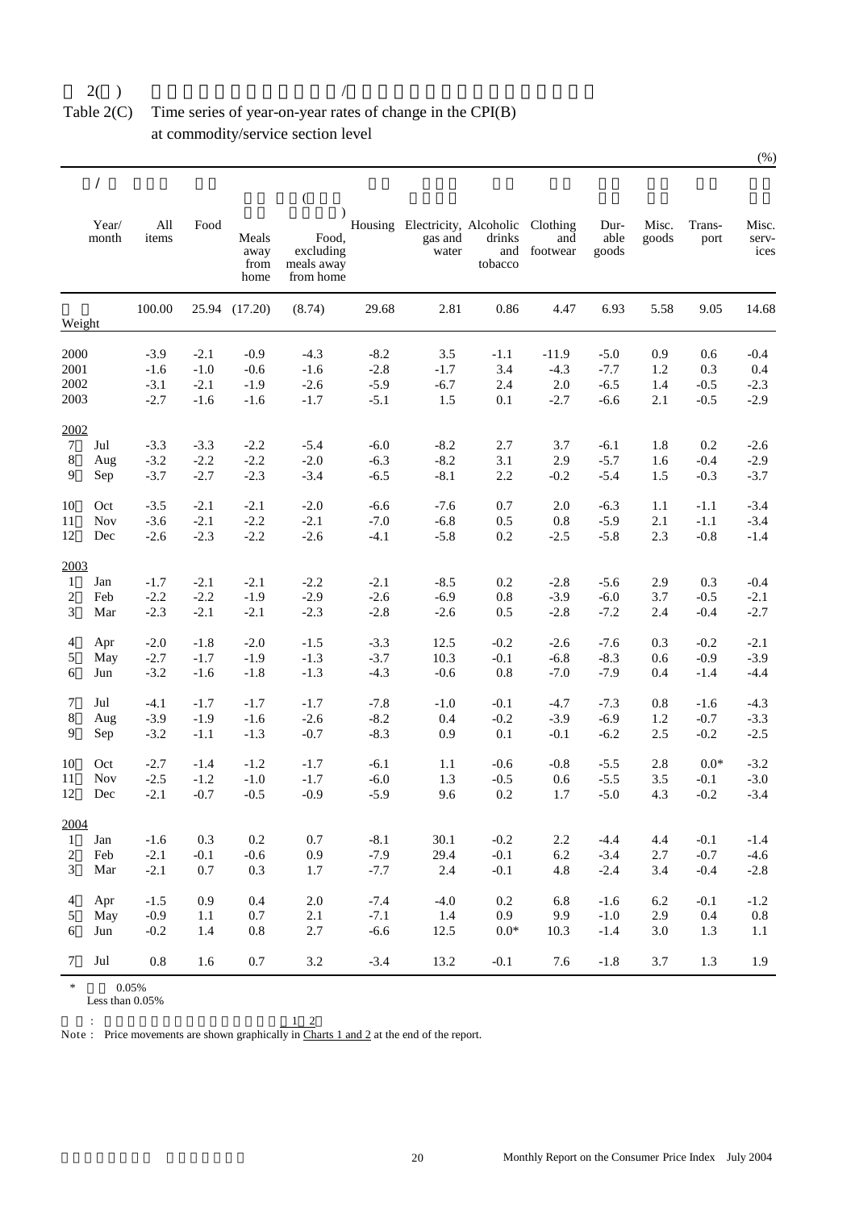表 2(C)

Table 2(C) Time series of year-on-year rates of change in the CPI(B) at commodity/service section level

(%)

| Year/ month | | All items | Food | Meals away from home | Food, excluding meals away from home | Housing | Electricity, gas and water | Alcoholic drinks and tobacco | Clothing and footwear | Durable goods | Misc. goods | Transport | Misc. services |
|---|---|---|---|---|---|---|---|---|---|---|---|---|---|
| Weight | | 100.00 | 25.94 | (17.20) | (8.74) | 29.68 | 2.81 | 0.86 | 4.47 | 6.93 | 5.58 | 9.05 | 14.68 |
| 2000 | | -3.9 | -2.1 | -0.9 | -4.3 | -8.2 | 3.5 | -1.1 | -11.9 | -5.0 | 0.9 | 0.6 | -0.4 |
| 2001 | | -1.6 | -1.0 | -0.6 | -1.6 | -2.8 | -1.7 | 3.4 | -4.3 | -7.7 | 1.2 | 0.3 | 0.4 |
| 2002 | | -3.1 | -2.1 | -1.9 | -2.6 | -5.9 | -6.7 | 2.4 | 2.0 | -6.5 | 1.4 | -0.5 | -2.3 |
| 2003 | | -2.7 | -1.6 | -1.6 | -1.7 | -5.1 | 1.5 | 0.1 | -2.7 | -6.6 | 2.1 | -0.5 | -2.9 |
| 2002 | | | | | | | | | | | | | |
| 7 | Jul | -3.3 | -3.3 | -2.2 | -5.4 | -6.0 | -8.2 | 2.7 | 3.7 | -6.1 | 1.8 | 0.2 | -2.6 |
| 8 | Aug | -3.2 | -2.2 | -2.2 | -2.0 | -6.3 | -8.2 | 3.1 | 2.9 | -5.7 | 1.6 | -0.4 | -2.9 |
| 9 | Sep | -3.7 | -2.7 | -2.3 | -3.4 | -6.5 | -8.1 | 2.2 | -0.2 | -5.4 | 1.5 | -0.3 | -3.7 |
| 10 | Oct | -3.5 | -2.1 | -2.1 | -2.0 | -6.6 | -7.6 | 0.7 | 2.0 | -6.3 | 1.1 | -1.1 | -3.4 |
| 11 | Nov | -3.6 | -2.1 | -2.2 | -2.1 | -7.0 | -6.8 | 0.5 | 0.8 | -5.9 | 2.1 | -1.1 | -3.4 |
| 12 | Dec | -2.6 | -2.3 | -2.2 | -2.6 | -4.1 | -5.8 | 0.2 | -2.5 | -5.8 | 2.3 | -0.8 | -1.4 |
| 2003 | | | | | | | | | | | | | |
| 1 | Jan | -1.7 | -2.1 | -2.1 | -2.2 | -2.1 | -8.5 | 0.2 | -2.8 | -5.6 | 2.9 | 0.3 | -0.4 |
| 2 | Feb | -2.2 | -2.2 | -1.9 | -2.9 | -2.6 | -6.9 | 0.8 | -3.9 | -6.0 | 3.7 | -0.5 | -2.1 |
| 3 | Mar | -2.3 | -2.1 | -2.1 | -2.3 | -2.8 | -2.6 | 0.5 | -2.8 | -7.2 | 2.4 | -0.4 | -2.7 |
| 4 | Apr | -2.0 | -1.8 | -2.0 | -1.5 | -3.3 | 12.5 | -0.2 | -2.6 | -7.6 | 0.3 | -0.2 | -2.1 |
| 5 | May | -2.7 | -1.7 | -1.9 | -1.3 | -3.7 | 10.3 | -0.1 | -6.8 | -8.3 | 0.6 | -0.9 | -3.9 |
| 6 | Jun | -3.2 | -1.6 | -1.8 | -1.3 | -4.3 | -0.6 | 0.8 | -7.0 | -7.9 | 0.4 | -1.4 | -4.4 |
| 7 | Jul | -4.1 | -1.7 | -1.7 | -1.7 | -7.8 | -1.0 | -0.1 | -4.7 | -7.3 | 0.8 | -1.6 | -4.3 |
| 8 | Aug | -3.9 | -1.9 | -1.6 | -2.6 | -8.2 | 0.4 | -0.2 | -3.9 | -6.9 | 1.2 | -0.7 | -3.3 |
| 9 | Sep | -3.2 | -1.1 | -1.3 | -0.7 | -8.3 | 0.9 | 0.1 | -0.1 | -6.2 | 2.5 | -0.2 | -2.5 |
| 10 | Oct | -2.7 | -1.4 | -1.2 | -1.7 | -6.1 | 1.1 | -0.6 | -0.8 | -5.5 | 2.8 | 0.0* | -3.2 |
| 11 | Nov | -2.5 | -1.2 | -1.0 | -1.7 | -6.0 | 1.3 | -0.5 | 0.6 | -5.5 | 3.5 | -0.1 | -3.0 |
| 12 | Dec | -2.1 | -0.7 | -0.5 | -0.9 | -5.9 | 9.6 | 0.2 | 1.7 | -5.0 | 4.3 | -0.2 | -3.4 |
| 2004 | | | | | | | | | | | | | |
| 1 | Jan | -1.6 | 0.3 | 0.2 | 0.7 | -8.1 | 30.1 | -0.2 | 2.2 | -4.4 | 4.4 | -0.1 | -1.4 |
| 2 | Feb | -2.1 | -0.1 | -0.6 | 0.9 | -7.9 | 29.4 | -0.1 | 6.2 | -3.4 | 2.7 | -0.7 | -4.6 |
| 3 | Mar | -2.1 | 0.7 | 0.3 | 1.7 | -7.7 | 2.4 | -0.1 | 4.8 | -2.4 | 3.4 | -0.4 | -2.8 |
| 4 | Apr | -1.5 | 0.9 | 0.4 | 2.0 | -7.4 | -4.0 | 0.2 | 6.8 | -1.6 | 6.2 | -0.1 | -1.2 |
| 5 | May | -0.9 | 1.1 | 0.7 | 2.1 | -7.1 | 1.4 | 0.9 | 9.9 | -1.0 | 2.9 | 0.4 | 0.8 |
| 6 | Jun | -0.2 | 1.4 | 0.8 | 2.7 | -6.6 | 12.5 | 0.0* | 10.3 | -1.4 | 3.0 | 1.3 | 1.1 |
| 7 | Jul | 0.8 | 1.6 | 0.7 | 3.2 | -3.4 | 13.2 | -0.1 | 7.6 | -1.8 | 3.7 | 1.3 | 1.9 |

\* 0.05%
Less than 0.05%

Note : Price movements are shown graphically in Charts 1 and 2 at the end of the report.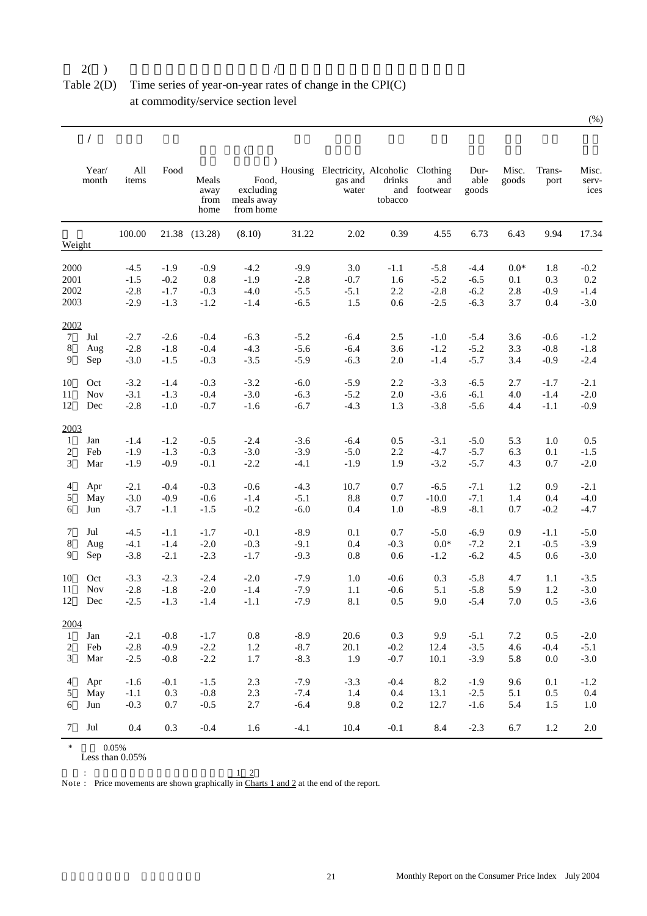# Table 2(D) Time series of year-on-year rates of change in the CPI(C) at commodity/service section level

(%)

| Year/ month | All items | Food | Meals away from home | Food, excluding meals away from home | Housing | Electricity, gas and water | Alcoholic drinks and tobacco | Clothing and footwear | Durable goods | Misc. goods | Transport | Misc. services |
|---|---|---|---|---|---|---|---|---|---|---|---|---|
| Weight | 100.00 | 21.38 | (13.28) | (8.10) | 31.22 | 2.02 | 0.39 | 4.55 | 6.73 | 6.43 | 9.94 | 17.34 |
| 2000 | -4.5 | -1.9 | -0.9 | -4.2 | -9.9 | 3.0 | -1.1 | -5.8 | -4.4 | 0.0* | 1.8 | -0.2 |
| 2001 | -1.5 | -0.2 | 0.8 | -1.9 | -2.8 | -0.7 | 1.6 | -5.2 | -6.5 | 0.1 | 0.3 | 0.2 |
| 2002 | -2.8 | -1.7 | -0.3 | -4.0 | -5.5 | -5.1 | 2.2 | -2.8 | -6.2 | 2.8 | -0.9 | -1.4 |
| 2003 | -2.9 | -1.3 | -1.2 | -1.4 | -6.5 | 1.5 | 0.6 | -2.5 | -6.3 | 3.7 | 0.4 | -3.0 |
| **2002** | | | | | | | | | | | | |
| 7 Jul | -2.7 | -2.6 | -0.4 | -6.3 | -5.2 | -6.4 | 2.5 | -1.0 | -5.4 | 3.6 | -0.6 | -1.2 |
| 8 Aug | -2.8 | -1.8 | -0.4 | -4.3 | -5.6 | -6.4 | 3.6 | -1.2 | -5.2 | 3.3 | -0.8 | -1.8 |
| 9 Sep | -3.0 | -1.5 | -0.3 | -3.5 | -5.9 | -6.3 | 2.0 | -1.4 | -5.7 | 3.4 | -0.9 | -2.4 |
| 10 Oct | -3.2 | -1.4 | -0.3 | -3.2 | -6.0 | -5.9 | 2.2 | -3.3 | -6.5 | 2.7 | -1.7 | -2.1 |
| 11 Nov | -3.1 | -1.3 | -0.4 | -3.0 | -6.3 | -5.2 | 2.0 | -3.6 | -6.1 | 4.0 | -1.4 | -2.0 |
| 12 Dec | -2.8 | -1.0 | -0.7 | -1.6 | -6.7 | -4.3 | 1.3 | -3.8 | -5.6 | 4.4 | -1.1 | -0.9 |
| **2003** | | | | | | | | | | | | |
| 1 Jan | -1.4 | -1.2 | -0.5 | -2.4 | -3.6 | -6.4 | 0.5 | -3.1 | -5.0 | 5.3 | 1.0 | 0.5 |
| 2 Feb | -1.9 | -1.3 | -0.3 | -3.0 | -3.9 | -5.0 | 2.2 | -4.7 | -5.7 | 6.3 | 0.1 | -1.5 |
| 3 Mar | -1.9 | -0.9 | -0.1 | -2.2 | -4.1 | -1.9 | 1.9 | -3.2 | -5.7 | 4.3 | 0.7 | -2.0 |
| 4 Apr | -2.1 | -0.4 | -0.3 | -0.6 | -4.3 | 10.7 | 0.7 | -6.5 | -7.1 | 1.2 | 0.9 | -2.1 |
| 5 May | -3.0 | -0.9 | -0.6 | -1.4 | -5.1 | 8.8 | 0.7 | -10.0 | -7.1 | 1.4 | 0.4 | -4.0 |
| 6 Jun | -3.7 | -1.1 | -1.5 | -0.2 | -6.0 | 0.4 | 1.0 | -8.9 | -8.1 | 0.7 | -0.2 | -4.7 |
| 7 Jul | -4.5 | -1.1 | -1.7 | -0.1 | -8.9 | 0.1 | 0.7 | -5.0 | -6.9 | 0.9 | -1.1 | -5.0 |
| 8 Aug | -4.1 | -1.4 | -2.0 | -0.3 | -9.1 | 0.4 | -0.3 | 0.0* | -7.2 | 2.1 | -0.5 | -3.9 |
| 9 Sep | -3.8 | -2.1 | -2.3 | -1.7 | -9.3 | 0.8 | 0.6 | -1.2 | -6.2 | 4.5 | 0.6 | -3.0 |
| 10 Oct | -3.3 | -2.3 | -2.4 | -2.0 | -7.9 | 1.0 | -0.6 | 0.3 | -5.8 | 4.7 | 1.1 | -3.5 |
| 11 Nov | -2.8 | -1.8 | -2.0 | -1.4 | -7.9 | 1.1 | -0.6 | 5.1 | -5.8 | 5.9 | 1.2 | -3.0 |
| 12 Dec | -2.5 | -1.3 | -1.4 | -1.1 | -7.9 | 8.1 | 0.5 | 9.0 | -5.4 | 7.0 | 0.5 | -3.6 |
| **2004** | | | | | | | | | | | | |
| 1 Jan | -2.1 | -0.8 | -1.7 | 0.8 | -8.9 | 20.6 | 0.3 | 9.9 | -5.1 | 7.2 | 0.5 | -2.0 |
| 2 Feb | -2.8 | -0.9 | -2.2 | 1.2 | -8.7 | 20.1 | -0.2 | 12.4 | -3.5 | 4.6 | -0.4 | -5.1 |
| 3 Mar | -2.5 | -0.8 | -2.2 | 1.7 | -8.3 | 1.9 | -0.7 | 10.1 | -3.9 | 5.8 | 0.0 | -3.0 |
| 4 Apr | -1.6 | -0.1 | -1.5 | 2.3 | -7.9 | -3.3 | -0.4 | 8.2 | -1.9 | 9.6 | 0.1 | -1.2 |
| 5 May | -1.1 | 0.3 | -0.8 | 2.3 | -7.4 | 1.4 | 0.4 | 13.1 | -2.5 | 5.1 | 0.5 | 0.4 |
| 6 Jun | -0.3 | 0.7 | -0.5 | 2.7 | -6.4 | 9.8 | 0.2 | 12.7 | -1.6 | 5.4 | 1.5 | 1.0 |
| 7 Jul | 0.4 | 0.3 | -0.4 | 1.6 | -4.1 | 10.4 | -0.1 | 8.4 | -2.3 | 6.7 | 1.2 | 2.0 |

\* 0.05% Less than 0.05%

Note : Price movements are shown graphically in Charts 1 and 2 at the end of the report.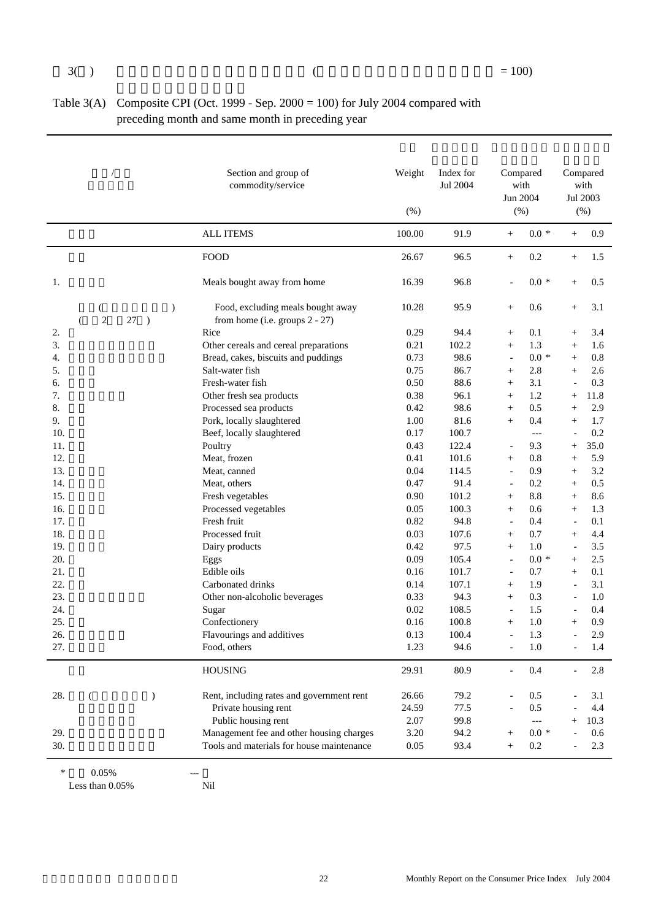Table 3(A) Composite CPI (Oct. 1999 - Sep. 2000 = 100) for July 2004 compared with preceding month and same month in preceding year

| | Section and group of commodity/service | Weight (%) | Index for Jul 2004 | Compared with Jun 2004 (%) | Compared with Jul 2003 (%) |
|---|---|---|---|---|---|
| | ALL ITEMS | 100.00 | 91.9 | + 0.0 * | + 0.9 |
| | FOOD | 26.67 | 96.5 | + 0.2 | + 1.5 |
| 1. | Meals bought away from home | 16.39 | 96.8 | - 0.0 * | + 0.5 |
| | Food, excluding meals bought away from home (i.e. groups 2 - 27) | 10.28 | 95.9 | + 0.6 | + 3.1 |
| 2. | Rice | 0.29 | 94.4 | + 0.1 | + 3.4 |
| 3. | Other cereals and cereal preparations | 0.21 | 102.2 | + 1.3 | + 1.6 |
| 4. | Bread, cakes, biscuits and puddings | 0.73 | 98.6 | - 0.0 * | + 0.8 |
| 5. | Salt-water fish | 0.75 | 86.7 | + 2.8 | + 2.6 |
| 6. | Fresh-water fish | 0.50 | 88.6 | + 3.1 | - 0.3 |
| 7. | Other fresh sea products | 0.38 | 96.1 | + 1.2 | + 11.8 |
| 8. | Processed sea products | 0.42 | 98.6 | + 0.5 | + 2.9 |
| 9. | Pork, locally slaughtered | 1.00 | 81.6 | + 0.4 | + 1.7 |
| 10. | Beef, locally slaughtered | 0.17 | 100.7 | --- | - 0.2 |
| 11. | Poultry | 0.43 | 122.4 | - 9.3 | + 35.0 |
| 12. | Meat, frozen | 0.41 | 101.6 | + 0.8 | + 5.9 |
| 13. | Meat, canned | 0.04 | 114.5 | - 0.9 | + 3.2 |
| 14. | Meat, others | 0.47 | 91.4 | - 0.2 | + 0.5 |
| 15. | Fresh vegetables | 0.90 | 101.2 | + 8.8 | + 8.6 |
| 16. | Processed vegetables | 0.05 | 100.3 | + 0.6 | + 1.3 |
| 17. | Fresh fruit | 0.82 | 94.8 | - 0.4 | - 0.1 |
| 18. | Processed fruit | 0.03 | 107.6 | + 0.7 | + 4.4 |
| 19. | Dairy products | 0.42 | 97.5 | + 1.0 | - 3.5 |
| 20. | Eggs | 0.09 | 105.4 | - 0.0 * | + 2.5 |
| 21. | Edible oils | 0.16 | 101.7 | - 0.7 | + 0.1 |
| 22. | Carbonated drinks | 0.14 | 107.1 | + 1.9 | - 3.1 |
| 23. | Other non-alcoholic beverages | 0.33 | 94.3 | + 0.3 | - 1.0 |
| 24. | Sugar | 0.02 | 108.5 | - 1.5 | - 0.4 |
| 25. | Confectionery | 0.16 | 100.8 | + 1.0 | + 0.9 |
| 26. | Flavourings and additives | 0.13 | 100.4 | - 1.3 | - 2.9 |
| 27. | Food, others | 1.23 | 94.6 | - 1.0 | - 1.4 |
| | HOUSING | 29.91 | 80.9 | - 0.4 | - 2.8 |
| 28. | Rent, including rates and government rent | 26.66 | 79.2 | - 0.5 | - 3.1 |
| | Private housing rent | 24.59 | 77.5 | - 0.5 | - 4.4 |
| | Public housing rent | 2.07 | 99.8 | --- | + 10.3 |
| 29. | Management fee and other housing charges | 3.20 | 94.2 | + 0.0 * | - 0.6 |
| 30. | Tools and materials for house maintenance | 0.05 | 93.4 | + 0.2 | - 2.3 |

\* Less than 0.05% &nbsp;&nbsp;&nbsp; --- Nil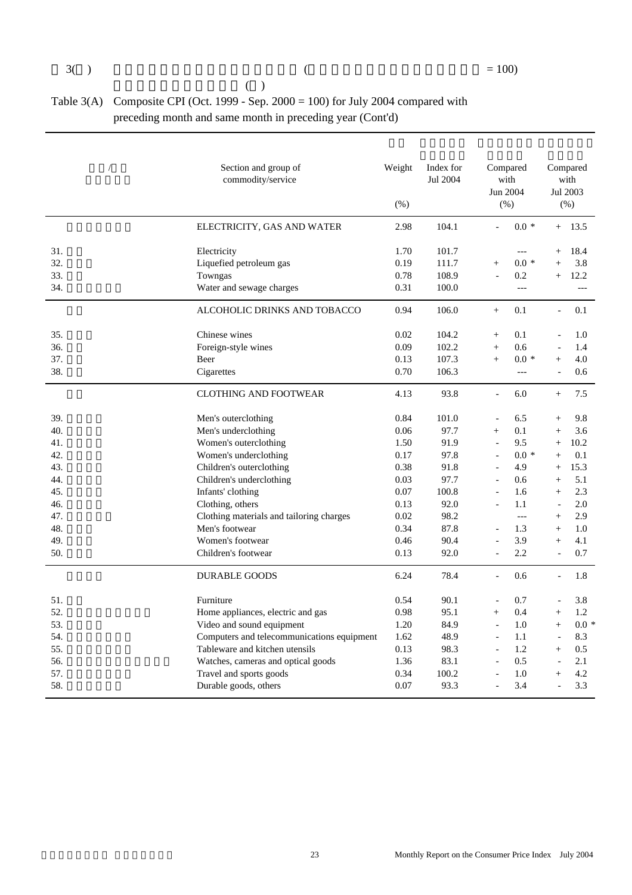表3(A) (續)

Table 3(A) Composite CPI (Oct. 1999 - Sep. 2000 = 100) for July 2004 compared with preceding month and same month in preceding year (Cont'd)

| | Section and group of commodity/service | Weight (%) | Index for Jul 2004 | Compared with Jun 2004 (%) | Compared with Jul 2003 (%) |
|---|---|---|---|---|---|
| | ELECTRICITY, GAS AND WATER | 2.98 | 104.1 | - 0.0 * | + 13.5 |
| 31. | Electricity | 1.70 | 101.7 | --- | + 18.4 |
| 32. | Liquefied petroleum gas | 0.19 | 111.7 | + 0.0 * | + 3.8 |
| 33. | Towngas | 0.78 | 108.9 | - 0.2 | + 12.2 |
| 34. | Water and sewage charges | 0.31 | 100.0 | --- | --- |
| | ALCOHOLIC DRINKS AND TOBACCO | 0.94 | 106.0 | + 0.1 | - 0.1 |
| 35. | Chinese wines | 0.02 | 104.2 | + 0.1 | - 1.0 |
| 36. | Foreign-style wines | 0.09 | 102.2 | + 0.6 | - 1.4 |
| 37. | Beer | 0.13 | 107.3 | + 0.0 * | + 4.0 |
| 38. | Cigarettes | 0.70 | 106.3 | --- | - 0.6 |
| | CLOTHING AND FOOTWEAR | 4.13 | 93.8 | - 6.0 | + 7.5 |
| 39. | Men's outerclothing | 0.84 | 101.0 | - 6.5 | + 9.8 |
| 40. | Men's underclothing | 0.06 | 97.7 | + 0.1 | + 3.6 |
| 41. | Women's outerclothing | 1.50 | 91.9 | - 9.5 | + 10.2 |
| 42. | Women's underclothing | 0.17 | 97.8 | - 0.0 * | + 0.1 |
| 43. | Children's outerclothing | 0.38 | 91.8 | - 4.9 | + 15.3 |
| 44. | Children's underclothing | 0.03 | 97.7 | - 0.6 | + 5.1 |
| 45. | Infants' clothing | 0.07 | 100.8 | - 1.6 | + 2.3 |
| 46. | Clothing, others | 0.13 | 92.0 | - 1.1 | - 2.0 |
| 47. | Clothing materials and tailoring charges | 0.02 | 98.2 | --- | + 2.9 |
| 48. | Men's footwear | 0.34 | 87.8 | - 1.3 | + 1.0 |
| 49. | Women's footwear | 0.46 | 90.4 | - 3.9 | + 4.1 |
| 50. | Children's footwear | 0.13 | 92.0 | - 2.2 | - 0.7 |
| | DURABLE GOODS | 6.24 | 78.4 | - 0.6 | - 1.8 |
| 51. | Furniture | 0.54 | 90.1 | - 0.7 | - 3.8 |
| 52. | Home appliances, electric and gas | 0.98 | 95.1 | + 0.4 | + 1.2 |
| 53. | Video and sound equipment | 1.20 | 84.9 | - 1.0 | + 0.0 * |
| 54. | Computers and telecommunications equipment | 1.62 | 48.9 | - 1.1 | - 8.3 |
| 55. | Tableware and kitchen utensils | 0.13 | 98.3 | - 1.2 | + 0.5 |
| 56. | Watches, cameras and optical goods | 1.36 | 83.1 | - 0.5 | - 2.1 |
| 57. | Travel and sports goods | 0.34 | 100.2 | - 1.0 | + 4.2 |
| 58. | Durable goods, others | 0.07 | 93.3 | - 3.4 | - 3.3 |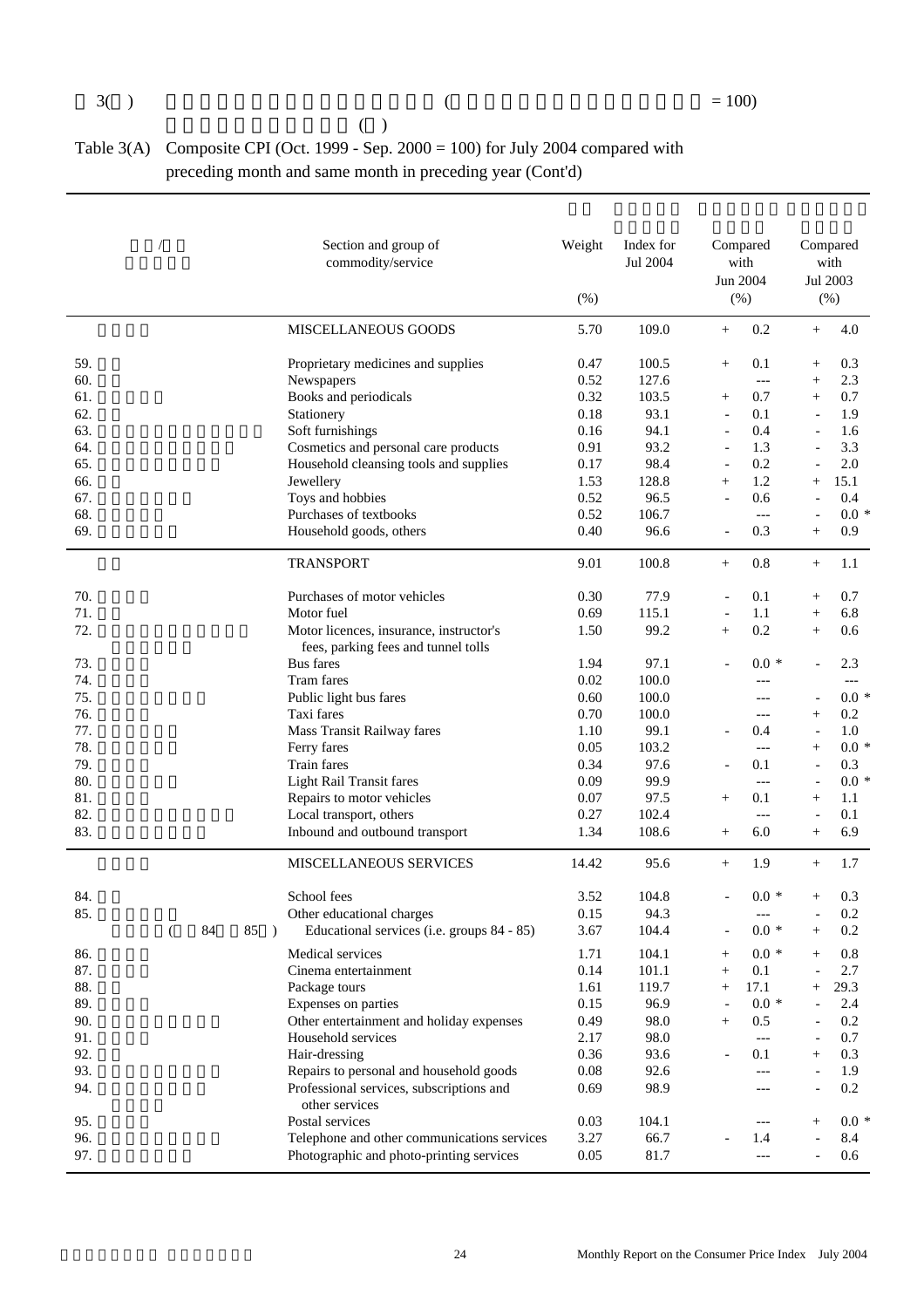Table 3(A) Composite CPI (Oct. 1999 - Sep. 2000 = 100) for July 2004 compared with preceding month and same month in preceding year (Cont'd)

| | Section and group of commodity/service | Weight (%) | Index for Jul 2004 | Compared with Jun 2004 (%) | Compared with Jul 2003 (%) |
|---|---|---|---|---|---|
| | MISCELLANEOUS GOODS | 5.70 | 109.0 | + 0.2 | + 4.0 |
| 59. | Proprietary medicines and supplies | 0.47 | 100.5 | + 0.1 | + 0.3 |
| 60. | Newspapers | 0.52 | 127.6 | --- | + 2.3 |
| 61. | Books and periodicals | 0.32 | 103.5 | + 0.7 | + 0.7 |
| 62. | Stationery | 0.18 | 93.1 | - 0.1 | - 1.9 |
| 63. | Soft furnishings | 0.16 | 94.1 | - 0.4 | - 1.6 |
| 64. | Cosmetics and personal care products | 0.91 | 93.2 | - 1.3 | - 3.3 |
| 65. | Household cleansing tools and supplies | 0.17 | 98.4 | - 0.2 | - 2.0 |
| 66. | Jewellery | 1.53 | 128.8 | + 1.2 | + 15.1 |
| 67. | Toys and hobbies | 0.52 | 96.5 | - 0.6 | - 0.4 |
| 68. | Purchases of textbooks | 0.52 | 106.7 | --- | - 0.0 * |
| 69. | Household goods, others | 0.40 | 96.6 | - 0.3 | + 0.9 |
| | TRANSPORT | 9.01 | 100.8 | + 0.8 | + 1.1 |
| 70. | Purchases of motor vehicles | 0.30 | 77.9 | - 0.1 | + 0.7 |
| 71. | Motor fuel | 0.69 | 115.1 | - 1.1 | + 6.8 |
| 72. | Motor licences, insurance, instructor's fees, parking fees and tunnel tolls | 1.50 | 99.2 | + 0.2 | + 0.6 |
| 73. | Bus fares | 1.94 | 97.1 | - 0.0 * | - 2.3 |
| 74. | Tram fares | 0.02 | 100.0 | --- | --- |
| 75. | Public light bus fares | 0.60 | 100.0 | --- | - 0.0 * |
| 76. | Taxi fares | 0.70 | 100.0 | --- | + 0.2 |
| 77. | Mass Transit Railway fares | 1.10 | 99.1 | - 0.4 | - 1.0 |
| 78. | Ferry fares | 0.05 | 103.2 | --- | + 0.0 * |
| 79. | Train fares | 0.34 | 97.6 | - 0.1 | - 0.3 |
| 80. | Light Rail Transit fares | 0.09 | 99.9 | --- | - 0.0 * |
| 81. | Repairs to motor vehicles | 0.07 | 97.5 | + 0.1 | + 1.1 |
| 82. | Local transport, others | 0.27 | 102.4 | --- | - 0.1 |
| 83. | Inbound and outbound transport | 1.34 | 108.6 | + 6.0 | + 6.9 |
| | MISCELLANEOUS SERVICES | 14.42 | 95.6 | + 1.9 | + 1.7 |
| 84. | School fees | 3.52 | 104.8 | - 0.0 * | + 0.3 |
| 85. | Other educational charges | 0.15 | 94.3 | --- | - 0.2 |
| | Educational services (i.e. groups 84 - 85) | 3.67 | 104.4 | - 0.0 * | + 0.2 |
| 86. | Medical services | 1.71 | 104.1 | + 0.0 * | + 0.8 |
| 87. | Cinema entertainment | 0.14 | 101.1 | + 0.1 | - 2.7 |
| 88. | Package tours | 1.61 | 119.7 | + 17.1 | + 29.3 |
| 89. | Expenses on parties | 0.15 | 96.9 | - 0.0 * | - 2.4 |
| 90. | Other entertainment and holiday expenses | 0.49 | 98.0 | + 0.5 | - 0.2 |
| 91. | Household services | 2.17 | 98.0 | --- | - 0.7 |
| 92. | Hair-dressing | 0.36 | 93.6 | - 0.1 | + 0.3 |
| 93. | Repairs to personal and household goods | 0.08 | 92.6 | --- | - 1.9 |
| 94. | Professional services, subscriptions and other services | 0.69 | 98.9 | --- | - 0.2 |
| 95. | Postal services | 0.03 | 104.1 | --- | + 0.0 * |
| 96. | Telephone and other communications services | 3.27 | 66.7 | - 1.4 | - 8.4 |
| 97. | Photographic and photo-printing services | 0.05 | 81.7 | --- | - 0.6 |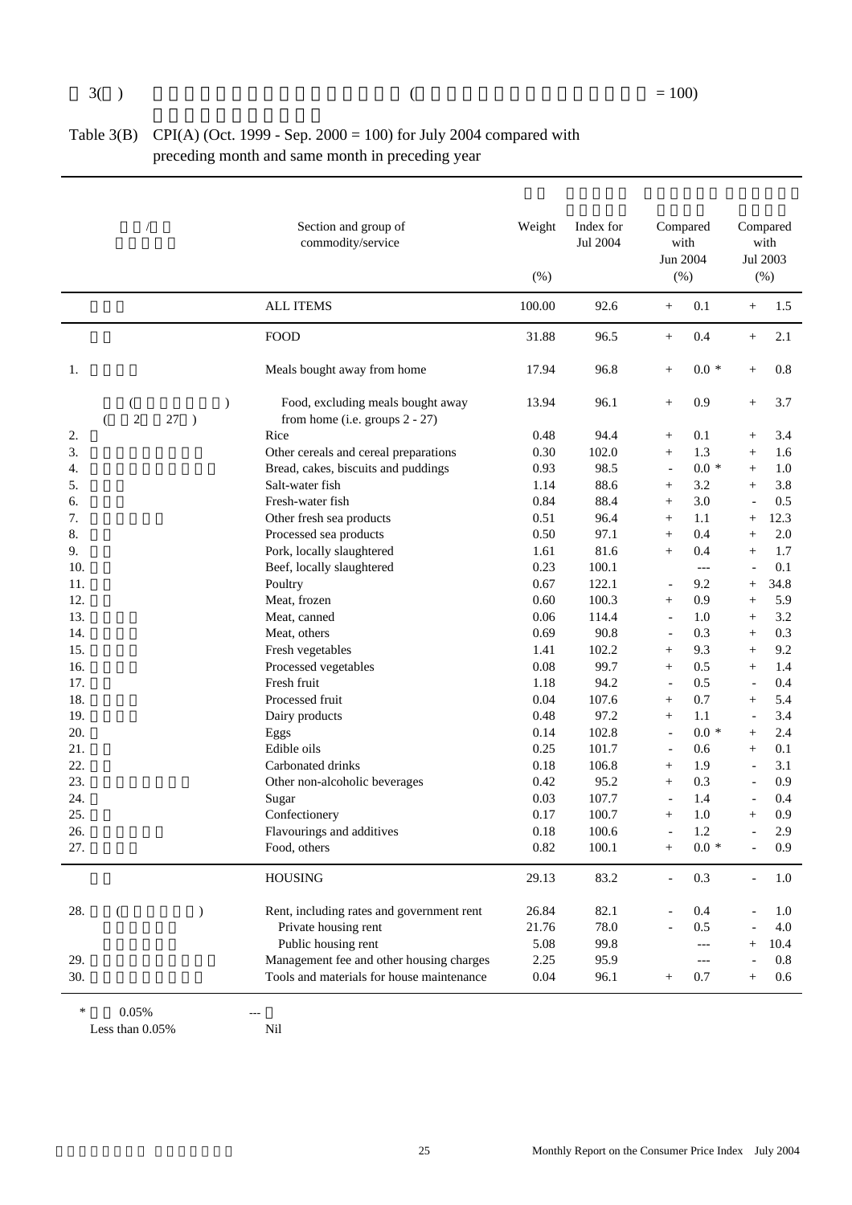## Table 3(B) CPI(A) (Oct. 1999 - Sep. 2000 = 100) for July 2004 compared with preceding month and same month in preceding year

| | Section and group of commodity/service | Weight (%) | Index for Jul 2004 | Compared with Jun 2004 (%) | Compared with Jul 2003 (%) |
|---|---|---|---|---|---|
| | ALL ITEMS | 100.00 | 92.6 | + 0.1 | + 1.5 |
| | FOOD | 31.88 | 96.5 | + 0.4 | + 2.1 |
| 1. | Meals bought away from home | 17.94 | 96.8 | + 0.0 * | + 0.8 |
| | Food, excluding meals bought away from home (i.e. groups 2 - 27) | 13.94 | 96.1 | + 0.9 | + 3.7 |
| 2. | Rice | 0.48 | 94.4 | + 0.1 | + 3.4 |
| 3. | Other cereals and cereal preparations | 0.30 | 102.0 | + 1.3 | + 1.6 |
| 4. | Bread, cakes, biscuits and puddings | 0.93 | 98.5 | - 0.0 * | + 1.0 |
| 5. | Salt-water fish | 1.14 | 88.6 | + 3.2 | + 3.8 |
| 6. | Fresh-water fish | 0.84 | 88.4 | + 3.0 | - 0.5 |
| 7. | Other fresh sea products | 0.51 | 96.4 | + 1.1 | + 12.3 |
| 8. | Processed sea products | 0.50 | 97.1 | + 0.4 | + 2.0 |
| 9. | Pork, locally slaughtered | 1.61 | 81.6 | + 0.4 | + 1.7 |
| 10. | Beef, locally slaughtered | 0.23 | 100.1 | --- | - 0.1 |
| 11. | Poultry | 0.67 | 122.1 | - 9.2 | + 34.8 |
| 12. | Meat, frozen | 0.60 | 100.3 | + 0.9 | + 5.9 |
| 13. | Meat, canned | 0.06 | 114.4 | - 1.0 | + 3.2 |
| 14. | Meat, others | 0.69 | 90.8 | - 0.3 | + 0.3 |
| 15. | Fresh vegetables | 1.41 | 102.2 | + 9.3 | + 9.2 |
| 16. | Processed vegetables | 0.08 | 99.7 | + 0.5 | + 1.4 |
| 17. | Fresh fruit | 1.18 | 94.2 | - 0.5 | - 0.4 |
| 18. | Processed fruit | 0.04 | 107.6 | + 0.7 | + 5.4 |
| 19. | Dairy products | 0.48 | 97.2 | + 1.1 | - 3.4 |
| 20. | Eggs | 0.14 | 102.8 | - 0.0 * | + 2.4 |
| 21. | Edible oils | 0.25 | 101.7 | - 0.6 | + 0.1 |
| 22. | Carbonated drinks | 0.18 | 106.8 | + 1.9 | - 3.1 |
| 23. | Other non-alcoholic beverages | 0.42 | 95.2 | + 0.3 | - 0.9 |
| 24. | Sugar | 0.03 | 107.7 | - 1.4 | - 0.4 |
| 25. | Confectionery | 0.17 | 100.7 | + 1.0 | + 0.9 |
| 26. | Flavourings and additives | 0.18 | 100.6 | - 1.2 | - 2.9 |
| 27. | Food, others | 0.82 | 100.1 | + 0.0 * | - 0.9 |
| | HOUSING | 29.13 | 83.2 | - 0.3 | - 1.0 |
| 28. | Rent, including rates and government rent | 26.84 | 82.1 | - 0.4 | - 1.0 |
| | Private housing rent | 21.76 | 78.0 | - 0.5 | - 4.0 |
| | Public housing rent | 5.08 | 99.8 | --- | + 10.4 |
| 29. | Management fee and other housing charges | 2.25 | 95.9 | --- | - 0.8 |
| 30. | Tools and materials for house maintenance | 0.04 | 96.1 | + 0.7 | + 0.6 |

\* Less than 0.05%  
--- Nil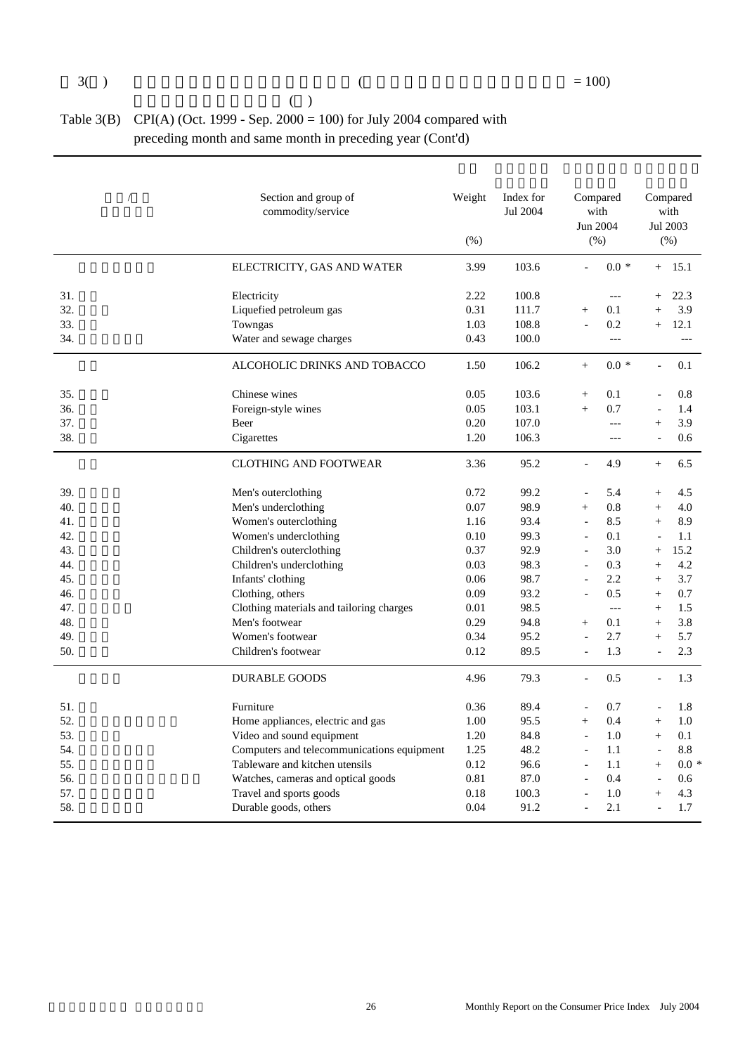Table 3(B) CPI(A) (Oct. 1999 - Sep. 2000 = 100) for July 2004 compared with preceding month and same month in preceding year (Cont'd)

| | Section and group of commodity/service | Weight (%) | Index for Jul 2004 | Compared with Jun 2004 (%) | Compared with Jul 2003 (%) |
|---|---|---|---|---|---|
| | ELECTRICITY, GAS AND WATER | 3.99 | 103.6 | - 0.0 * | + 15.1 |
| 31. | Electricity | 2.22 | 100.8 | --- | + 22.3 |
| 32. | Liquefied petroleum gas | 0.31 | 111.7 | + 0.1 | + 3.9 |
| 33. | Towngas | 1.03 | 108.8 | - 0.2 | + 12.1 |
| 34. | Water and sewage charges | 0.43 | 100.0 | --- | --- |
| | ALCOHOLIC DRINKS AND TOBACCO | 1.50 | 106.2 | + 0.0 * | - 0.1 |
| 35. | Chinese wines | 0.05 | 103.6 | + 0.1 | - 0.8 |
| 36. | Foreign-style wines | 0.05 | 103.1 | + 0.7 | - 1.4 |
| 37. | Beer | 0.20 | 107.0 | --- | + 3.9 |
| 38. | Cigarettes | 1.20 | 106.3 | --- | - 0.6 |
| | CLOTHING AND FOOTWEAR | 3.36 | 95.2 | - 4.9 | + 6.5 |
| 39. | Men's outerclothing | 0.72 | 99.2 | - 5.4 | + 4.5 |
| 40. | Men's underclothing | 0.07 | 98.9 | + 0.8 | + 4.0 |
| 41. | Women's outerclothing | 1.16 | 93.4 | - 8.5 | + 8.9 |
| 42. | Women's underclothing | 0.10 | 99.3 | - 0.1 | - 1.1 |
| 43. | Children's outerclothing | 0.37 | 92.9 | - 3.0 | + 15.2 |
| 44. | Children's underclothing | 0.03 | 98.3 | - 0.3 | + 4.2 |
| 45. | Infants' clothing | 0.06 | 98.7 | - 2.2 | + 3.7 |
| 46. | Clothing, others | 0.09 | 93.2 | - 0.5 | + 0.7 |
| 47. | Clothing materials and tailoring charges | 0.01 | 98.5 | --- | + 1.5 |
| 48. | Men's footwear | 0.29 | 94.8 | + 0.1 | + 3.8 |
| 49. | Women's footwear | 0.34 | 95.2 | - 2.7 | + 5.7 |
| 50. | Children's footwear | 0.12 | 89.5 | - 1.3 | - 2.3 |
| | DURABLE GOODS | 4.96 | 79.3 | - 0.5 | - 1.3 |
| 51. | Furniture | 0.36 | 89.4 | - 0.7 | - 1.8 |
| 52. | Home appliances, electric and gas | 1.00 | 95.5 | + 0.4 | + 1.0 |
| 53. | Video and sound equipment | 1.20 | 84.8 | - 1.0 | + 0.1 |
| 54. | Computers and telecommunications equipment | 1.25 | 48.2 | - 1.1 | - 8.8 |
| 55. | Tableware and kitchen utensils | 0.12 | 96.6 | - 1.1 | + 0.0 * |
| 56. | Watches, cameras and optical goods | 0.81 | 87.0 | - 0.4 | - 0.6 |
| 57. | Travel and sports goods | 0.18 | 100.3 | - 1.0 | + 4.3 |
| 58. | Durable goods, others | 0.04 | 91.2 | - 2.1 | - 1.7 |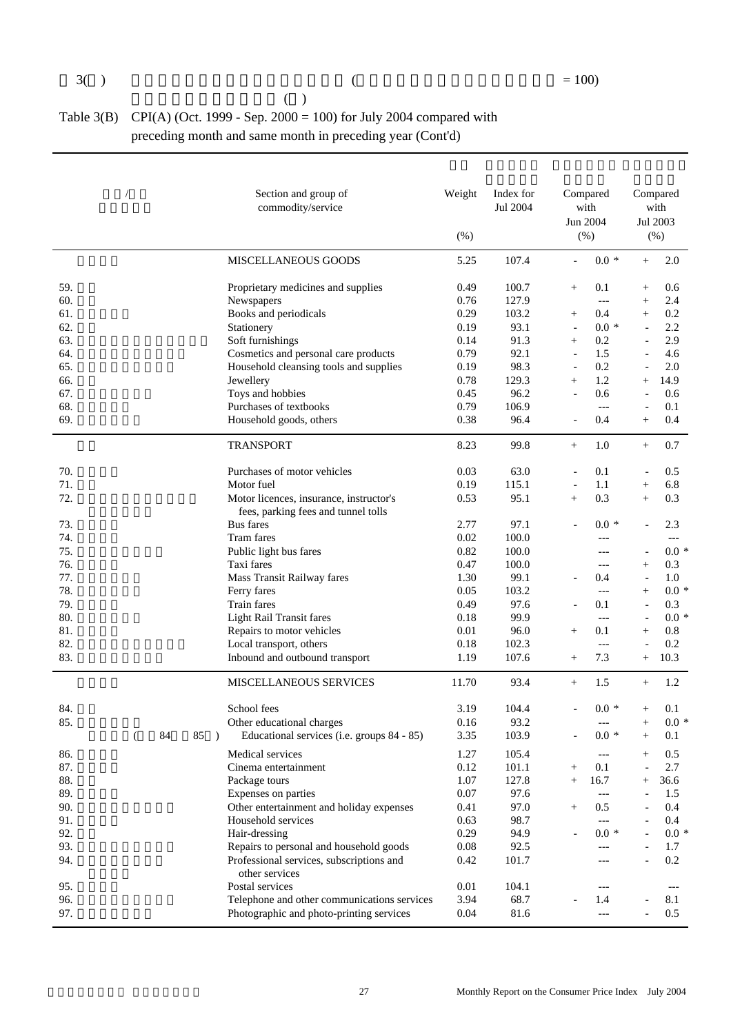表 3(乙) (續)

Table 3(B) CPI(A) (Oct. 1999 - Sep. 2000 = 100) for July 2004 compared with preceding month and same month in preceding year (Cont'd)

| | Section and group of commodity/service | Weight (%) | Index for Jul 2004 | Compared with Jun 2004 (%) | Compared with Jul 2003 (%) |
|---|---|---|---|---|---|
| | MISCELLANEOUS GOODS | 5.25 | 107.4 | - 0.0 * | + 2.0 |
| 59. | Proprietary medicines and supplies | 0.49 | 100.7 | + 0.1 | + 0.6 |
| 60. | Newspapers | 0.76 | 127.9 | --- | + 2.4 |
| 61. | Books and periodicals | 0.29 | 103.2 | + 0.4 | + 0.2 |
| 62. | Stationery | 0.19 | 93.1 | - 0.0 * | - 2.2 |
| 63. | Soft furnishings | 0.14 | 91.3 | + 0.2 | - 2.9 |
| 64. | Cosmetics and personal care products | 0.79 | 92.1 | - 1.5 | - 4.6 |
| 65. | Household cleansing tools and supplies | 0.19 | 98.3 | - 0.2 | - 2.0 |
| 66. | Jewellery | 0.78 | 129.3 | + 1.2 | + 14.9 |
| 67. | Toys and hobbies | 0.45 | 96.2 | - 0.6 | - 0.6 |
| 68. | Purchases of textbooks | 0.79 | 106.9 | --- | - 0.1 |
| 69. | Household goods, others | 0.38 | 96.4 | - 0.4 | + 0.4 |
| | TRANSPORT | 8.23 | 99.8 | + 1.0 | + 0.7 |
| 70. | Purchases of motor vehicles | 0.03 | 63.0 | - 0.1 | - 0.5 |
| 71. | Motor fuel | 0.19 | 115.1 | - 1.1 | + 6.8 |
| 72. | Motor licences, insurance, instructor's fees, parking fees and tunnel tolls | 0.53 | 95.1 | + 0.3 | + 0.3 |
| 73. | Bus fares | 2.77 | 97.1 | - 0.0 * | - 2.3 |
| 74. | Tram fares | 0.02 | 100.0 | --- | --- |
| 75. | Public light bus fares | 0.82 | 100.0 | --- | - 0.0 * |
| 76. | Taxi fares | 0.47 | 100.0 | --- | + 0.3 |
| 77. | Mass Transit Railway fares | 1.30 | 99.1 | - 0.4 | - 1.0 |
| 78. | Ferry fares | 0.05 | 103.2 | --- | + 0.0 * |
| 79. | Train fares | 0.49 | 97.6 | - 0.1 | - 0.3 |
| 80. | Light Rail Transit fares | 0.18 | 99.9 | --- | - 0.0 * |
| 81. | Repairs to motor vehicles | 0.01 | 96.0 | + 0.1 | + 0.8 |
| 82. | Local transport, others | 0.18 | 102.3 | --- | - 0.2 |
| 83. | Inbound and outbound transport | 1.19 | 107.6 | + 7.3 | + 10.3 |
| | MISCELLANEOUS SERVICES | 11.70 | 93.4 | + 1.5 | + 1.2 |
| 84. | School fees | 3.19 | 104.4 | - 0.0 * | + 0.1 |
| 85. | Other educational charges | 0.16 | 93.2 | --- | + 0.0 * |
| (84 85) | Educational services (i.e. groups 84 - 85) | 3.35 | 103.9 | - 0.0 * | + 0.1 |
| 86. | Medical services | 1.27 | 105.4 | --- | + 0.5 |
| 87. | Cinema entertainment | 0.12 | 101.1 | + 0.1 | - 2.7 |
| 88. | Package tours | 1.07 | 127.8 | + 16.7 | + 36.6 |
| 89. | Expenses on parties | 0.07 | 97.6 | --- | - 1.5 |
| 90. | Other entertainment and holiday expenses | 0.41 | 97.0 | + 0.5 | - 0.4 |
| 91. | Household services | 0.63 | 98.7 | --- | - 0.4 |
| 92. | Hair-dressing | 0.29 | 94.9 | - 0.0 * | - 0.0 * |
| 93. | Repairs to personal and household goods | 0.08 | 92.5 | --- | - 1.7 |
| 94. | Professional services, subscriptions and other services | 0.42 | 101.7 | --- | - 0.2 |
| 95. | Postal services | 0.01 | 104.1 | --- | --- |
| 96. | Telephone and other communications services | 3.94 | 68.7 | - 1.4 | - 8.1 |
| 97. | Photographic and photo-printing services | 0.04 | 81.6 | --- | - 0.5 |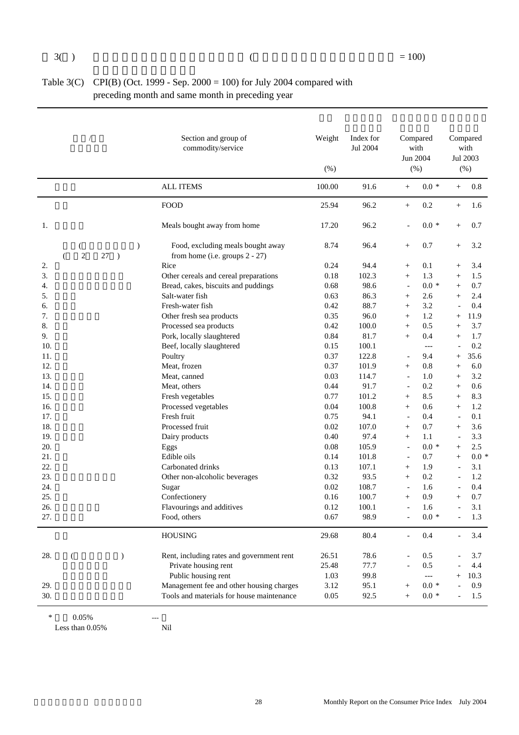Table 3(C) CPI(B) (Oct. 1999 - Sep. 2000 = 100) for July 2004 compared with preceding month and same month in preceding year

| | Section and group of commodity/service | Weight (%) | Index for Jul 2004 | Compared with Jun 2004 (%) | Compared with Jul 2003 (%) |
|---|---|---|---|---|---|
| | ALL ITEMS | 100.00 | 91.6 | + 0.0 * | + 0.8 |
| | FOOD | 25.94 | 96.2 | + 0.2 | + 1.6 |
| 1. | Meals bought away from home | 17.20 | 96.2 | - 0.0 * | + 0.7 |
| | Food, excluding meals bought away from home (i.e. groups 2 - 27) | 8.74 | 96.4 | + 0.7 | + 3.2 |
| 2. | Rice | 0.24 | 94.4 | + 0.1 | + 3.4 |
| 3. | Other cereals and cereal preparations | 0.18 | 102.3 | + 1.3 | + 1.5 |
| 4. | Bread, cakes, biscuits and puddings | 0.68 | 98.6 | - 0.0 * | + 0.7 |
| 5. | Salt-water fish | 0.63 | 86.3 | + 2.6 | + 2.4 |
| 6. | Fresh-water fish | 0.42 | 88.7 | + 3.2 | - 0.4 |
| 7. | Other fresh sea products | 0.35 | 96.0 | + 1.2 | + 11.9 |
| 8. | Processed sea products | 0.42 | 100.0 | + 0.5 | + 3.7 |
| 9. | Pork, locally slaughtered | 0.84 | 81.7 | + 0.4 | + 1.7 |
| 10. | Beef, locally slaughtered | 0.15 | 100.1 | --- | - 0.2 |
| 11. | Poultry | 0.37 | 122.8 | - 9.4 | + 35.6 |
| 12. | Meat, frozen | 0.37 | 101.9 | + 0.8 | + 6.0 |
| 13. | Meat, canned | 0.03 | 114.7 | - 1.0 | + 3.2 |
| 14. | Meat, others | 0.44 | 91.7 | - 0.2 | + 0.6 |
| 15. | Fresh vegetables | 0.77 | 101.2 | + 8.5 | + 8.3 |
| 16. | Processed vegetables | 0.04 | 100.8 | + 0.6 | + 1.2 |
| 17. | Fresh fruit | 0.75 | 94.1 | - 0.4 | - 0.1 |
| 18. | Processed fruit | 0.02 | 107.0 | + 0.7 | + 3.6 |
| 19. | Dairy products | 0.40 | 97.4 | + 1.1 | - 3.3 |
| 20. | Eggs | 0.08 | 105.9 | - 0.0 * | + 2.5 |
| 21. | Edible oils | 0.14 | 101.8 | - 0.7 | + 0.0 * |
| 22. | Carbonated drinks | 0.13 | 107.1 | + 1.9 | - 3.1 |
| 23. | Other non-alcoholic beverages | 0.32 | 93.5 | + 0.2 | - 1.2 |
| 24. | Sugar | 0.02 | 108.7 | - 1.6 | - 0.4 |
| 25. | Confectionery | 0.16 | 100.7 | + 0.9 | + 0.7 |
| 26. | Flavourings and additives | 0.12 | 100.1 | - 1.6 | - 3.1 |
| 27. | Food, others | 0.67 | 98.9 | - 0.0 * | - 1.3 |
| | HOUSING | 29.68 | 80.4 | - 0.4 | - 3.4 |
| 28. | Rent, including rates and government rent | 26.51 | 78.6 | - 0.5 | - 3.7 |
| | Private housing rent | 25.48 | 77.7 | - 0.5 | - 4.4 |
| | Public housing rent | 1.03 | 99.8 | --- | + 10.3 |
| 29. | Management fee and other housing charges | 3.12 | 95.1 | + 0.0 * | - 0.9 |
| 30. | Tools and materials for house maintenance | 0.05 | 92.5 | + 0.0 * | - 1.5 |

\* Less than 0.05%  --- Nil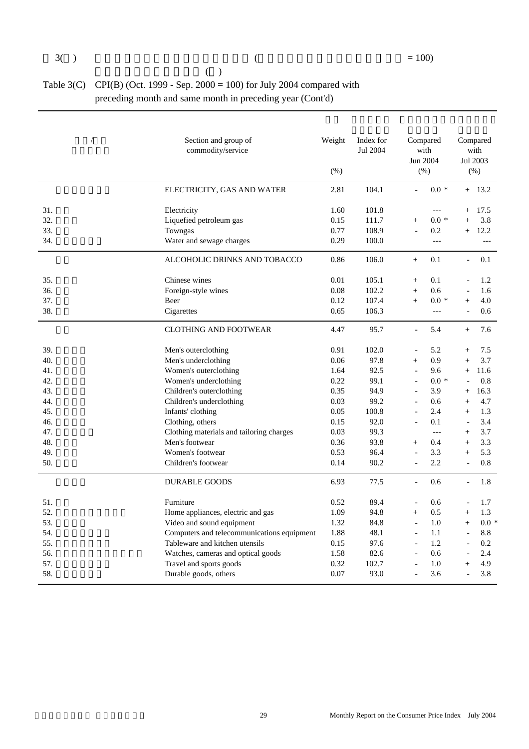Table 3(C) CPI(B) (Oct. 1999 - Sep. 2000 = 100) for July 2004 compared with preceding month and same month in preceding year (Cont'd)

| | Section and group of commodity/service | Weight (%) | Index for Jul 2004 | Compared with Jun 2004 (%) | Compared with Jul 2003 (%) |
|---|---|---|---|---|---|
| | ELECTRICITY, GAS AND WATER | 2.81 | 104.1 | - 0.0 * | + 13.2 |
| 31. | Electricity | 1.60 | 101.8 | --- | + 17.5 |
| 32. | Liquefied petroleum gas | 0.15 | 111.7 | + 0.0 * | + 3.8 |
| 33. | Towngas | 0.77 | 108.9 | - 0.2 | + 12.2 |
| 34. | Water and sewage charges | 0.29 | 100.0 | --- | --- |
| | ALCOHOLIC DRINKS AND TOBACCO | 0.86 | 106.0 | + 0.1 | - 0.1 |
| 35. | Chinese wines | 0.01 | 105.1 | + 0.1 | - 1.2 |
| 36. | Foreign-style wines | 0.08 | 102.2 | + 0.6 | - 1.6 |
| 37. | Beer | 0.12 | 107.4 | + 0.0 * | + 4.0 |
| 38. | Cigarettes | 0.65 | 106.3 | --- | - 0.6 |
| | CLOTHING AND FOOTWEAR | 4.47 | 95.7 | - 5.4 | + 7.6 |
| 39. | Men's outerclothing | 0.91 | 102.0 | - 5.2 | + 7.5 |
| 40. | Men's underclothing | 0.06 | 97.8 | + 0.9 | + 3.7 |
| 41. | Women's outerclothing | 1.64 | 92.5 | - 9.6 | + 11.6 |
| 42. | Women's underclothing | 0.22 | 99.1 | - 0.0 * | - 0.8 |
| 43. | Children's outerclothing | 0.35 | 94.9 | - 3.9 | + 16.3 |
| 44. | Children's underclothing | 0.03 | 99.2 | - 0.6 | + 4.7 |
| 45. | Infants' clothing | 0.05 | 100.8 | - 2.4 | + 1.3 |
| 46. | Clothing, others | 0.15 | 92.0 | - 0.1 | - 3.4 |
| 47. | Clothing materials and tailoring charges | 0.03 | 99.3 | --- | + 3.7 |
| 48. | Men's footwear | 0.36 | 93.8 | + 0.4 | + 3.3 |
| 49. | Women's footwear | 0.53 | 96.4 | - 3.3 | + 5.3 |
| 50. | Children's footwear | 0.14 | 90.2 | - 2.2 | - 0.8 |
| | DURABLE GOODS | 6.93 | 77.5 | - 0.6 | - 1.8 |
| 51. | Furniture | 0.52 | 89.4 | - 0.6 | - 1.7 |
| 52. | Home appliances, electric and gas | 1.09 | 94.8 | + 0.5 | + 1.3 |
| 53. | Video and sound equipment | 1.32 | 84.8 | - 1.0 | + 0.0 * |
| 54. | Computers and telecommunications equipment | 1.88 | 48.1 | - 1.1 | - 8.8 |
| 55. | Tableware and kitchen utensils | 0.15 | 97.6 | - 1.2 | - 0.2 |
| 56. | Watches, cameras and optical goods | 1.58 | 82.6 | - 0.6 | - 2.4 |
| 57. | Travel and sports goods | 0.32 | 102.7 | - 1.0 | + 4.9 |
| 58. | Durable goods, others | 0.07 | 93.0 | - 3.6 | - 3.8 |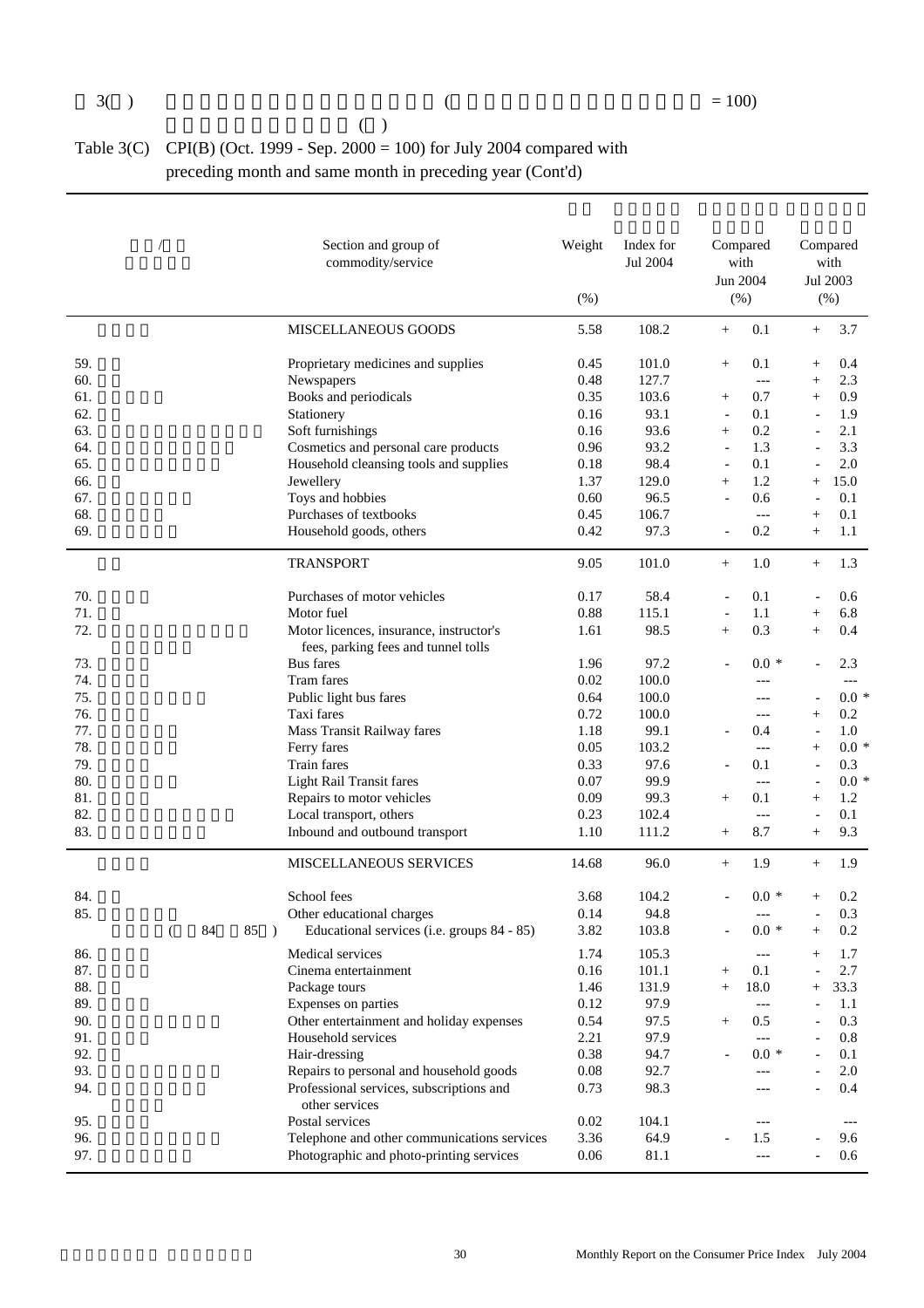Table 3(C) CPI(B) (Oct. 1999 - Sep. 2000 = 100) for July 2004 compared with preceding month and same month in preceding year (Cont'd)

| | Section and group of commodity/service | Weight (%) | Index for Jul 2004 | Compared with Jun 2004 (%) | Compared with Jul 2003 (%) |
|---|---|---|---|---|---|
| | MISCELLANEOUS GOODS | 5.58 | 108.2 | + 0.1 | + 3.7 |
| 59. | Proprietary medicines and supplies | 0.45 | 101.0 | + 0.1 | + 0.4 |
| 60. | Newspapers | 0.48 | 127.7 | --- | + 2.3 |
| 61. | Books and periodicals | 0.35 | 103.6 | + 0.7 | + 0.9 |
| 62. | Stationery | 0.16 | 93.1 | - 0.1 | - 1.9 |
| 63. | Soft furnishings | 0.16 | 93.6 | + 0.2 | - 2.1 |
| 64. | Cosmetics and personal care products | 0.96 | 93.2 | - 1.3 | - 3.3 |
| 65. | Household cleansing tools and supplies | 0.18 | 98.4 | - 0.1 | - 2.0 |
| 66. | Jewellery | 1.37 | 129.0 | + 1.2 | + 15.0 |
| 67. | Toys and hobbies | 0.60 | 96.5 | - 0.6 | - 0.1 |
| 68. | Purchases of textbooks | 0.45 | 106.7 | --- | + 0.1 |
| 69. | Household goods, others | 0.42 | 97.3 | - 0.2 | + 1.1 |
| | TRANSPORT | 9.05 | 101.0 | + 1.0 | + 1.3 |
| 70. | Purchases of motor vehicles | 0.17 | 58.4 | - 0.1 | - 0.6 |
| 71. | Motor fuel | 0.88 | 115.1 | - 1.1 | + 6.8 |
| 72. | Motor licences, insurance, instructor's fees, parking fees and tunnel tolls | 1.61 | 98.5 | + 0.3 | + 0.4 |
| 73. | Bus fares | 1.96 | 97.2 | - 0.0 * | - 2.3 |
| 74. | Tram fares | 0.02 | 100.0 | --- | --- |
| 75. | Public light bus fares | 0.64 | 100.0 | --- | - 0.0 * |
| 76. | Taxi fares | 0.72 | 100.0 | --- | + 0.2 |
| 77. | Mass Transit Railway fares | 1.18 | 99.1 | - 0.4 | - 1.0 |
| 78. | Ferry fares | 0.05 | 103.2 | --- | + 0.0 * |
| 79. | Train fares | 0.33 | 97.6 | - 0.1 | - 0.3 |
| 80. | Light Rail Transit fares | 0.07 | 99.9 | --- | - 0.0 * |
| 81. | Repairs to motor vehicles | 0.09 | 99.3 | + 0.1 | + 1.2 |
| 82. | Local transport, others | 0.23 | 102.4 | --- | - 0.1 |
| 83. | Inbound and outbound transport | 1.10 | 111.2 | + 8.7 | + 9.3 |
| | MISCELLANEOUS SERVICES | 14.68 | 96.0 | + 1.9 | + 1.9 |
| 84. | School fees | 3.68 | 104.2 | - 0.0 * | + 0.2 |
| 85. | Other educational charges | 0.14 | 94.8 | --- | - 0.3 |
| | Educational services (i.e. groups 84 - 85) | 3.82 | 103.8 | - 0.0 * | + 0.2 |
| 86. | Medical services | 1.74 | 105.3 | --- | + 1.7 |
| 87. | Cinema entertainment | 0.16 | 101.1 | + 0.1 | - 2.7 |
| 88. | Package tours | 1.46 | 131.9 | + 18.0 | + 33.3 |
| 89. | Expenses on parties | 0.12 | 97.9 | --- | - 1.1 |
| 90. | Other entertainment and holiday expenses | 0.54 | 97.5 | + 0.5 | - 0.3 |
| 91. | Household services | 2.21 | 97.9 | --- | - 0.8 |
| 92. | Hair-dressing | 0.38 | 94.7 | - 0.0 * | - 0.1 |
| 93. | Repairs to personal and household goods | 0.08 | 92.7 | --- | - 2.0 |
| 94. | Professional services, subscriptions and other services | 0.73 | 98.3 | --- | - 0.4 |
| 95. | Postal services | 0.02 | 104.1 | --- | --- |
| 96. | Telephone and other communications services | 3.36 | 64.9 | - 1.5 | - 9.6 |
| 97. | Photographic and photo-printing services | 0.06 | 81.1 | --- | - 0.6 |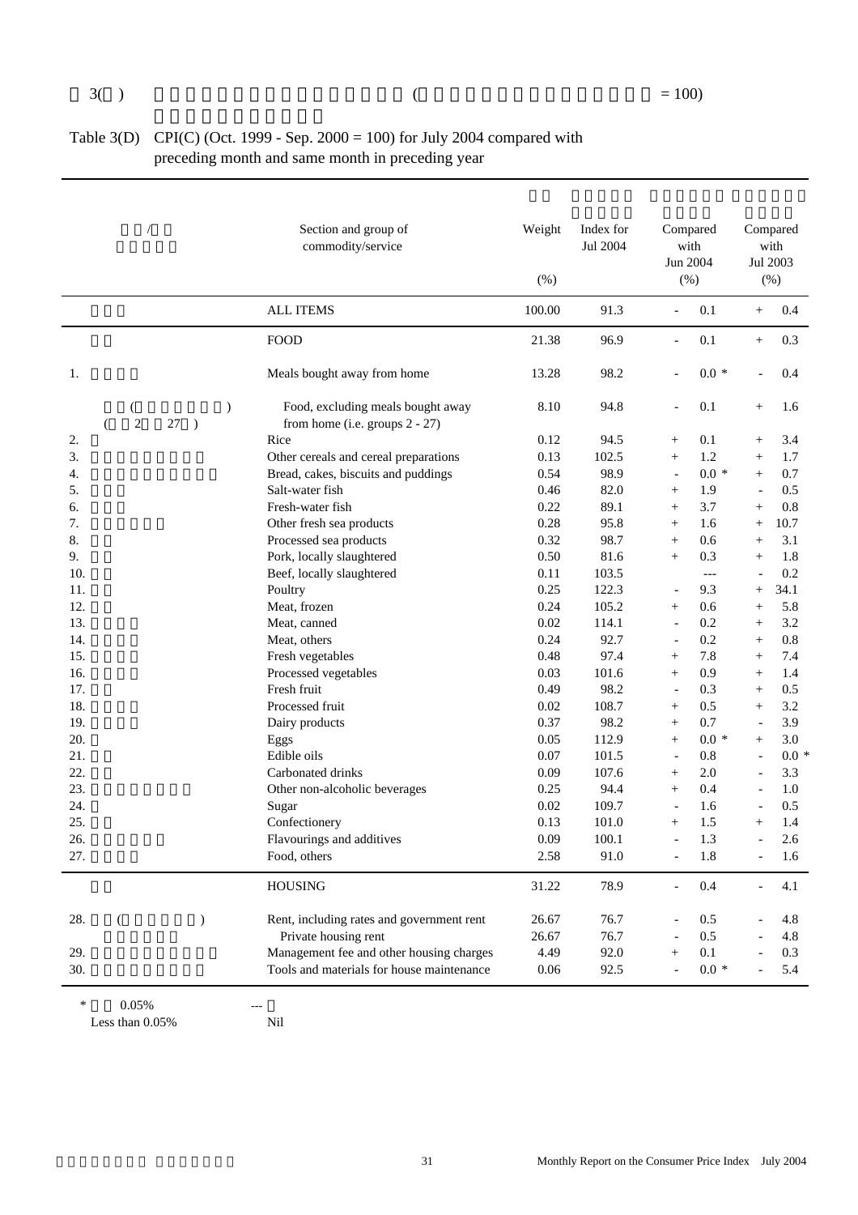Table 3(D) CPI(C) (Oct. 1999 - Sep. 2000 = 100) for July 2004 compared with preceding month and same month in preceding year

| | Section and group of commodity/service | Weight (%) | Index for Jul 2004 | Compared with Jun 2004 (%) | Compared with Jul 2003 (%) |
|---|---|---|---|---|---|
| | ALL ITEMS | 100.00 | 91.3 | - 0.1 | + 0.4 |
| | FOOD | 21.38 | 96.9 | - 0.1 | + 0.3 |
| 1. | Meals bought away from home | 13.28 | 98.2 | - 0.0 * | - 0.4 |
| | Food, excluding meals bought away from home (i.e. groups 2 - 27) | 8.10 | 94.8 | - 0.1 | + 1.6 |
| 2. | Rice | 0.12 | 94.5 | + 0.1 | + 3.4 |
| 3. | Other cereals and cereal preparations | 0.13 | 102.5 | + 1.2 | + 1.7 |
| 4. | Bread, cakes, biscuits and puddings | 0.54 | 98.9 | - 0.0 * | + 0.7 |
| 5. | Salt-water fish | 0.46 | 82.0 | + 1.9 | - 0.5 |
| 6. | Fresh-water fish | 0.22 | 89.1 | + 3.7 | + 0.8 |
| 7. | Other fresh sea products | 0.28 | 95.8 | + 1.6 | + 10.7 |
| 8. | Processed sea products | 0.32 | 98.7 | + 0.6 | + 3.1 |
| 9. | Pork, locally slaughtered | 0.50 | 81.6 | + 0.3 | + 1.8 |
| 10. | Beef, locally slaughtered | 0.11 | 103.5 | --- | - 0.2 |
| 11. | Poultry | 0.25 | 122.3 | - 9.3 | + 34.1 |
| 12. | Meat, frozen | 0.24 | 105.2 | + 0.6 | + 5.8 |
| 13. | Meat, canned | 0.02 | 114.1 | - 0.2 | + 3.2 |
| 14. | Meat, others | 0.24 | 92.7 | - 0.2 | + 0.8 |
| 15. | Fresh vegetables | 0.48 | 97.4 | + 7.8 | + 7.4 |
| 16. | Processed vegetables | 0.03 | 101.6 | + 0.9 | + 1.4 |
| 17. | Fresh fruit | 0.49 | 98.2 | - 0.3 | + 0.5 |
| 18. | Processed fruit | 0.02 | 108.7 | + 0.5 | + 3.2 |
| 19. | Dairy products | 0.37 | 98.2 | + 0.7 | - 3.9 |
| 20. | Eggs | 0.05 | 112.9 | + 0.0 * | + 3.0 |
| 21. | Edible oils | 0.07 | 101.5 | - 0.8 | - 0.0 * |
| 22. | Carbonated drinks | 0.09 | 107.6 | + 2.0 | - 3.3 |
| 23. | Other non-alcoholic beverages | 0.25 | 94.4 | + 0.4 | - 1.0 |
| 24. | Sugar | 0.02 | 109.7 | - 1.6 | - 0.5 |
| 25. | Confectionery | 0.13 | 101.0 | + 1.5 | + 1.4 |
| 26. | Flavourings and additives | 0.09 | 100.1 | - 1.3 | - 2.6 |
| 27. | Food, others | 2.58 | 91.0 | - 1.8 | - 1.6 |
| | HOUSING | 31.22 | 78.9 | - 0.4 | - 4.1 |
| 28. | Rent, including rates and government rent | 26.67 | 76.7 | - 0.5 | - 4.8 |
| | Private housing rent | 26.67 | 76.7 | - 0.5 | - 4.8 |
| 29. | Management fee and other housing charges | 4.49 | 92.0 | + 0.1 | - 0.3 |
| 30. | Tools and materials for house maintenance | 0.06 | 92.5 | - 0.0 * | - 5.4 |

\* Less than 0.05%  --- Nil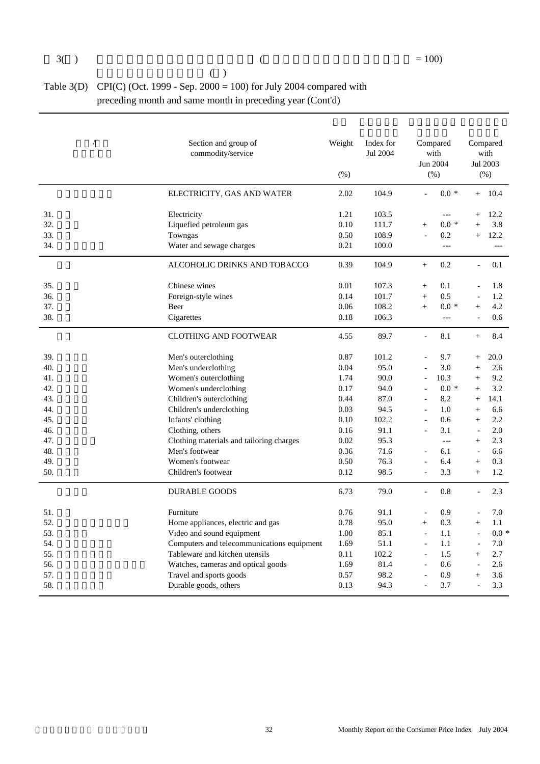Table 3(D) CPI(C) (Oct. 1999 - Sep. 2000 = 100) for July 2004 compared with preceding month and same month in preceding year (Cont'd)

| | Section and group of commodity/service | Weight (%) | Index for Jul 2004 | Compared with Jun 2004 (%) | Compared with Jul 2003 (%) |
|---|---|---|---|---|---|
| | ELECTRICITY, GAS AND WATER | 2.02 | 104.9 | - 0.0 * | + 10.4 |
| 31. | Electricity | 1.21 | 103.5 | --- | + 12.2 |
| 32. | Liquefied petroleum gas | 0.10 | 111.7 | + 0.0 * | + 3.8 |
| 33. | Towngas | 0.50 | 108.9 | - 0.2 | + 12.2 |
| 34. | Water and sewage charges | 0.21 | 100.0 | --- | --- |
| | ALCOHOLIC DRINKS AND TOBACCO | 0.39 | 104.9 | + 0.2 | - 0.1 |
| 35. | Chinese wines | 0.01 | 107.3 | + 0.1 | - 1.8 |
| 36. | Foreign-style wines | 0.14 | 101.7 | + 0.5 | - 1.2 |
| 37. | Beer | 0.06 | 108.2 | + 0.0 * | + 4.2 |
| 38. | Cigarettes | 0.18 | 106.3 | --- | - 0.6 |
| | CLOTHING AND FOOTWEAR | 4.55 | 89.7 | - 8.1 | + 8.4 |
| 39. | Men's outerclothing | 0.87 | 101.2 | - 9.7 | + 20.0 |
| 40. | Men's underclothing | 0.04 | 95.0 | - 3.0 | + 2.6 |
| 41. | Women's outerclothing | 1.74 | 90.0 | - 10.3 | + 9.2 |
| 42. | Women's underclothing | 0.17 | 94.0 | - 0.0 * | + 3.2 |
| 43. | Children's outerclothing | 0.44 | 87.0 | - 8.2 | + 14.1 |
| 44. | Children's underclothing | 0.03 | 94.5 | - 1.0 | + 6.6 |
| 45. | Infants' clothing | 0.10 | 102.2 | - 0.6 | + 2.2 |
| 46. | Clothing, others | 0.16 | 91.1 | - 3.1 | - 2.0 |
| 47. | Clothing materials and tailoring charges | 0.02 | 95.3 | --- | + 2.3 |
| 48. | Men's footwear | 0.36 | 71.6 | - 6.1 | - 6.6 |
| 49. | Women's footwear | 0.50 | 76.3 | - 6.4 | + 0.3 |
| 50. | Children's footwear | 0.12 | 98.5 | - 3.3 | + 1.2 |
| | DURABLE GOODS | 6.73 | 79.0 | - 0.8 | - 2.3 |
| 51. | Furniture | 0.76 | 91.1 | - 0.9 | - 7.0 |
| 52. | Home appliances, electric and gas | 0.78 | 95.0 | + 0.3 | + 1.1 |
| 53. | Video and sound equipment | 1.00 | 85.1 | - 1.1 | - 0.0 * |
| 54. | Computers and telecommunications equipment | 1.69 | 51.1 | - 1.1 | - 7.0 |
| 55. | Tableware and kitchen utensils | 0.11 | 102.2 | - 1.5 | + 2.7 |
| 56. | Watches, cameras and optical goods | 1.69 | 81.4 | - 0.6 | - 2.6 |
| 57. | Travel and sports goods | 0.57 | 98.2 | - 0.9 | + 3.6 |
| 58. | Durable goods, others | 0.13 | 94.3 | - 3.7 | - 3.3 |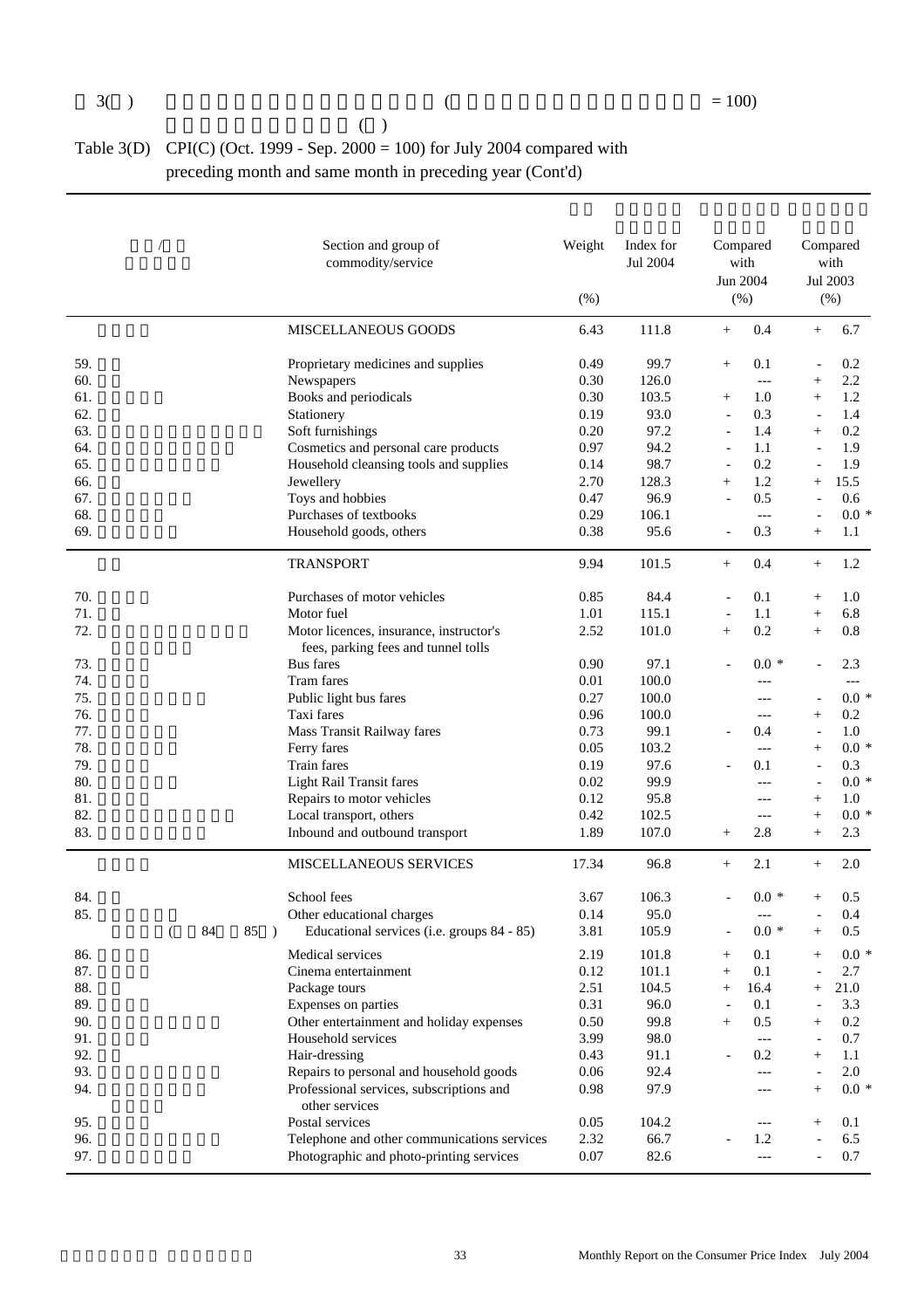Table 3(D) CPI(C) (Oct. 1999 - Sep. 2000 = 100) for July 2004 compared with preceding month and same month in preceding year (Cont'd)

| | Section and group of commodity/service | Weight (%) | Index for Jul 2004 | Compared with Jun 2004 (%) | Compared with Jul 2003 (%) |
|---|---|---|---|---|---|
| | MISCELLANEOUS GOODS | 6.43 | 111.8 | + 0.4 | + 6.7 |
| 59. | Proprietary medicines and supplies | 0.49 | 99.7 | + 0.1 | - 0.2 |
| 60. | Newspapers | 0.30 | 126.0 | --- | + 2.2 |
| 61. | Books and periodicals | 0.30 | 103.5 | + 1.0 | + 1.2 |
| 62. | Stationery | 0.19 | 93.0 | - 0.3 | - 1.4 |
| 63. | Soft furnishings | 0.20 | 97.2 | - 1.4 | + 0.2 |
| 64. | Cosmetics and personal care products | 0.97 | 94.2 | - 1.1 | - 1.9 |
| 65. | Household cleansing tools and supplies | 0.14 | 98.7 | - 0.2 | - 1.9 |
| 66. | Jewellery | 2.70 | 128.3 | + 1.2 | + 15.5 |
| 67. | Toys and hobbies | 0.47 | 96.9 | - 0.5 | - 0.6 |
| 68. | Purchases of textbooks | 0.29 | 106.1 | --- | - 0.0 * |
| 69. | Household goods, others | 0.38 | 95.6 | - 0.3 | + 1.1 |
| | TRANSPORT | 9.94 | 101.5 | + 0.4 | + 1.2 |
| 70. | Purchases of motor vehicles | 0.85 | 84.4 | - 0.1 | + 1.0 |
| 71. | Motor fuel | 1.01 | 115.1 | - 1.1 | + 6.8 |
| 72. | Motor licences, insurance, instructor's fees, parking fees and tunnel tolls | 2.52 | 101.0 | + 0.2 | + 0.8 |
| 73. | Bus fares | 0.90 | 97.1 | - 0.0 * | - 2.3 |
| 74. | Tram fares | 0.01 | 100.0 | --- | --- |
| 75. | Public light bus fares | 0.27 | 100.0 | --- | - 0.0 * |
| 76. | Taxi fares | 0.96 | 100.0 | --- | + 0.2 |
| 77. | Mass Transit Railway fares | 0.73 | 99.1 | - 0.4 | - 1.0 |
| 78. | Ferry fares | 0.05 | 103.2 | --- | + 0.0 * |
| 79. | Train fares | 0.19 | 97.6 | - 0.1 | - 0.3 |
| 80. | Light Rail Transit fares | 0.02 | 99.9 | --- | - 0.0 * |
| 81. | Repairs to motor vehicles | 0.12 | 95.8 | --- | + 1.0 |
| 82. | Local transport, others | 0.42 | 102.5 | --- | + 0.0 * |
| 83. | Inbound and outbound transport | 1.89 | 107.0 | + 2.8 | + 2.3 |
| | MISCELLANEOUS SERVICES | 17.34 | 96.8 | + 2.1 | + 2.0 |
| 84. | School fees | 3.67 | 106.3 | - 0.0 * | + 0.5 |
| 85. | Other educational charges | 0.14 | 95.0 | --- | - 0.4 |
| | Educational services (i.e. groups 84 - 85) | 3.81 | 105.9 | - 0.0 * | + 0.5 |
| 86. | Medical services | 2.19 | 101.8 | + 0.1 | + 0.0 * |
| 87. | Cinema entertainment | 0.12 | 101.1 | + 0.1 | - 2.7 |
| 88. | Package tours | 2.51 | 104.5 | + 16.4 | + 21.0 |
| 89. | Expenses on parties | 0.31 | 96.0 | - 0.1 | - 3.3 |
| 90. | Other entertainment and holiday expenses | 0.50 | 99.8 | + 0.5 | + 0.2 |
| 91. | Household services | 3.99 | 98.0 | --- | - 0.7 |
| 92. | Hair-dressing | 0.43 | 91.1 | - 0.2 | + 1.1 |
| 93. | Repairs to personal and household goods | 0.06 | 92.4 | --- | - 2.0 |
| 94. | Professional services, subscriptions and other services | 0.98 | 97.9 | --- | + 0.0 * |
| 95. | Postal services | 0.05 | 104.2 | --- | + 0.1 |
| 96. | Telephone and other communications services | 2.32 | 66.7 | - 1.2 | - 6.5 |
| 97. | Photographic and photo-printing services | 0.07 | 82.6 | --- | - 0.7 |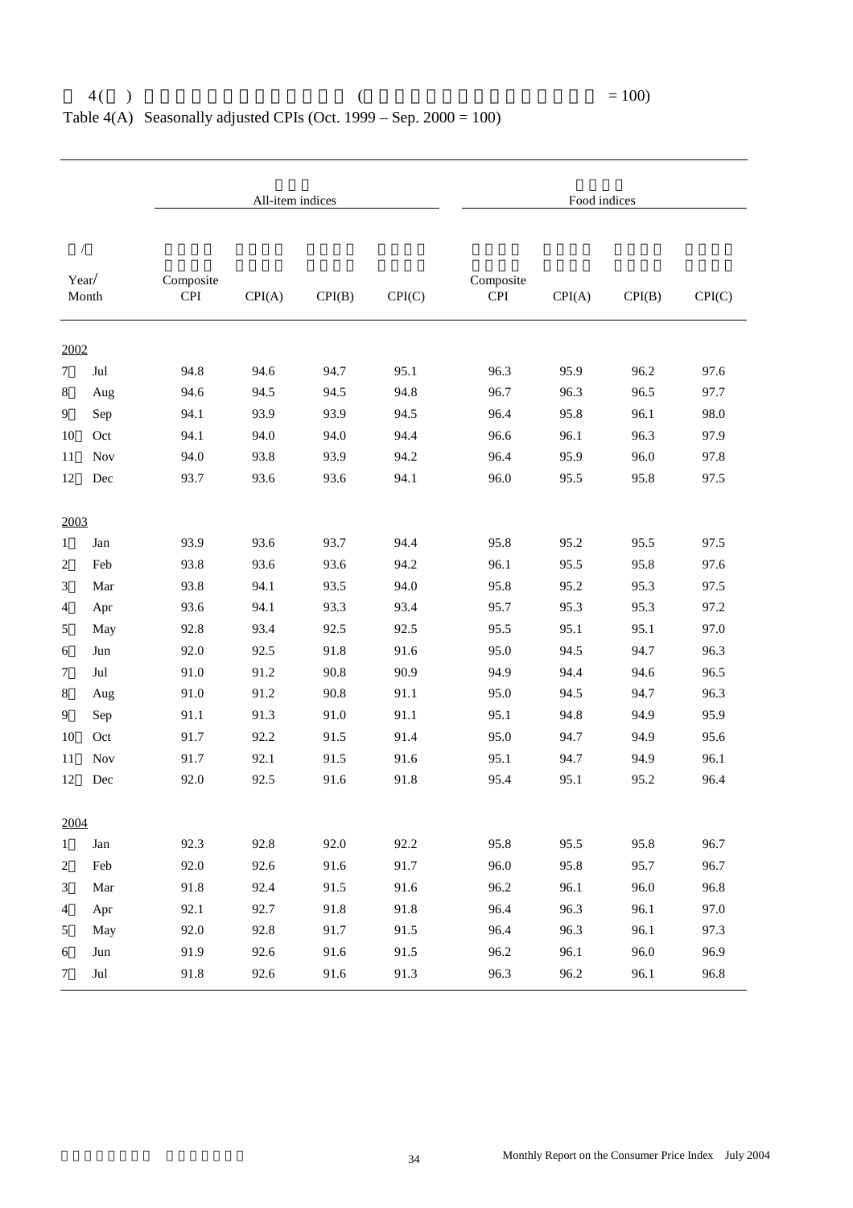4( ) ( = 100)

Table 4(A) Seasonally adjusted CPIs (Oct. 1999 – Sep. 2000 = 100)

| Year/ Month | All-item indices | | | | Food indices | | | |
|---|---|---|---|---|---|---|---|---|
| | Composite CPI | CPI(A) | CPI(B) | CPI(C) | Composite CPI | CPI(A) | CPI(B) | CPI(C) |
| **2002** | | | | | | | | |
| 7 Jul | 94.8 | 94.6 | 94.7 | 95.1 | 96.3 | 95.9 | 96.2 | 97.6 |
| 8 Aug | 94.6 | 94.5 | 94.5 | 94.8 | 96.7 | 96.3 | 96.5 | 97.7 |
| 9 Sep | 94.1 | 93.9 | 93.9 | 94.5 | 96.4 | 95.8 | 96.1 | 98.0 |
| 10 Oct | 94.1 | 94.0 | 94.0 | 94.4 | 96.6 | 96.1 | 96.3 | 97.9 |
| 11 Nov | 94.0 | 93.8 | 93.9 | 94.2 | 96.4 | 95.9 | 96.0 | 97.8 |
| 12 Dec | 93.7 | 93.6 | 93.6 | 94.1 | 96.0 | 95.5 | 95.8 | 97.5 |
| **2003** | | | | | | | | |
| 1 Jan | 93.9 | 93.6 | 93.7 | 94.4 | 95.8 | 95.2 | 95.5 | 97.5 |
| 2 Feb | 93.8 | 93.6 | 93.6 | 94.2 | 96.1 | 95.5 | 95.8 | 97.6 |
| 3 Mar | 93.8 | 94.1 | 93.5 | 94.0 | 95.8 | 95.2 | 95.3 | 97.5 |
| 4 Apr | 93.6 | 94.1 | 93.3 | 93.4 | 95.7 | 95.3 | 95.3 | 97.2 |
| 5 May | 92.8 | 93.4 | 92.5 | 92.5 | 95.5 | 95.1 | 95.1 | 97.0 |
| 6 Jun | 92.0 | 92.5 | 91.8 | 91.6 | 95.0 | 94.5 | 94.7 | 96.3 |
| 7 Jul | 91.0 | 91.2 | 90.8 | 90.9 | 94.9 | 94.4 | 94.6 | 96.5 |
| 8 Aug | 91.0 | 91.2 | 90.8 | 91.1 | 95.0 | 94.5 | 94.7 | 96.3 |
| 9 Sep | 91.1 | 91.3 | 91.0 | 91.1 | 95.1 | 94.8 | 94.9 | 95.9 |
| 10 Oct | 91.7 | 92.2 | 91.5 | 91.4 | 95.0 | 94.7 | 94.9 | 95.6 |
| 11 Nov | 91.7 | 92.1 | 91.5 | 91.6 | 95.1 | 94.7 | 94.9 | 96.1 |
| 12 Dec | 92.0 | 92.5 | 91.6 | 91.8 | 95.4 | 95.1 | 95.2 | 96.4 |
| **2004** | | | | | | | | |
| 1 Jan | 92.3 | 92.8 | 92.0 | 92.2 | 95.8 | 95.5 | 95.8 | 96.7 |
| 2 Feb | 92.0 | 92.6 | 91.6 | 91.7 | 96.0 | 95.8 | 95.7 | 96.7 |
| 3 Mar | 91.8 | 92.4 | 91.5 | 91.6 | 96.2 | 96.1 | 96.0 | 96.8 |
| 4 Apr | 92.1 | 92.7 | 91.8 | 91.8 | 96.4 | 96.3 | 96.1 | 97.0 |
| 5 May | 92.0 | 92.8 | 91.7 | 91.5 | 96.4 | 96.3 | 96.1 | 97.3 |
| 6 Jun | 91.9 | 92.6 | 91.6 | 91.5 | 96.2 | 96.1 | 96.0 | 96.9 |
| 7 Jul | 91.8 | 92.6 | 91.6 | 91.3 | 96.3 | 96.2 | 96.1 | 96.8 |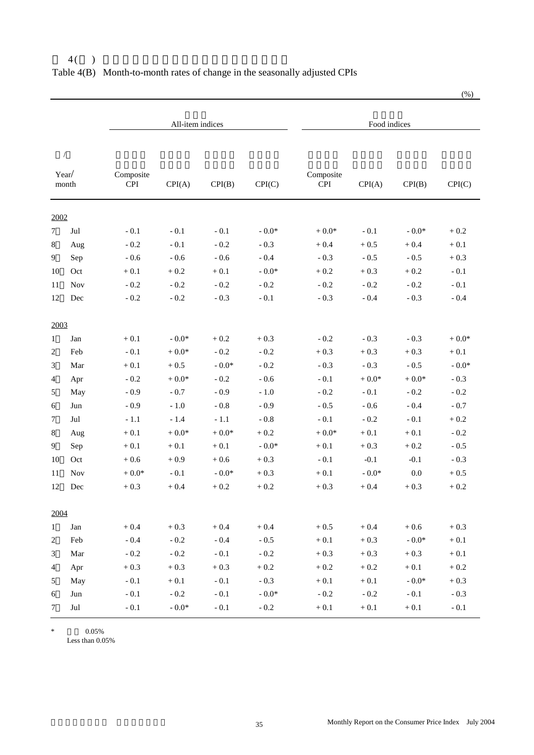## 表 4( ) 

## Table 4(B) Month-to-month rates of change in the seasonally adjusted CPIs

(%)

| Year/ month | | All-item indices | | | | Food indices | | | |
|---|---|---|---|---|---|---|---|---|---|
| | | Composite CPI | CPI(A) | CPI(B) | CPI(C) | Composite CPI | CPI(A) | CPI(B) | CPI(C) |
| **2002** | | | | | | | | | |
| 7 | Jul | - 0.1 | - 0.1 | - 0.1 | - 0.0* | + 0.0* | - 0.1 | - 0.0* | + 0.2 |
| 8 | Aug | - 0.2 | - 0.1 | - 0.2 | - 0.3 | + 0.4 | + 0.5 | + 0.4 | + 0.1 |
| 9 | Sep | - 0.6 | - 0.6 | - 0.6 | - 0.4 | - 0.3 | - 0.5 | - 0.5 | + 0.3 |
| 10 | Oct | + 0.1 | + 0.2 | + 0.1 | - 0.0* | + 0.2 | + 0.3 | + 0.2 | - 0.1 |
| 11 | Nov | - 0.2 | - 0.2 | - 0.2 | - 0.2 | - 0.2 | - 0.2 | - 0.2 | - 0.1 |
| 12 | Dec | - 0.2 | - 0.2 | - 0.3 | - 0.1 | - 0.3 | - 0.4 | - 0.3 | - 0.4 |
| **2003** | | | | | | | | | |
| 1 | Jan | + 0.1 | - 0.0* | + 0.2 | + 0.3 | - 0.2 | - 0.3 | - 0.3 | + 0.0* |
| 2 | Feb | - 0.1 | + 0.0* | - 0.2 | - 0.2 | + 0.3 | + 0.3 | + 0.3 | + 0.1 |
| 3 | Mar | + 0.1 | + 0.5 | - 0.0* | - 0.2 | - 0.3 | - 0.3 | - 0.5 | - 0.0* |
| 4 | Apr | - 0.2 | + 0.0* | - 0.2 | - 0.6 | - 0.1 | + 0.0* | + 0.0* | - 0.3 |
| 5 | May | - 0.9 | - 0.7 | - 0.9 | - 1.0 | - 0.2 | - 0.1 | - 0.2 | - 0.2 |
| 6 | Jun | - 0.9 | - 1.0 | - 0.8 | - 0.9 | - 0.5 | - 0.6 | - 0.4 | - 0.7 |
| 7 | Jul | - 1.1 | - 1.4 | - 1.1 | - 0.8 | - 0.1 | - 0.2 | - 0.1 | + 0.2 |
| 8 | Aug | + 0.1 | + 0.0* | + 0.0* | + 0.2 | + 0.0* | + 0.1 | + 0.1 | - 0.2 |
| 9 | Sep | + 0.1 | + 0.1 | + 0.1 | - 0.0* | + 0.1 | + 0.3 | + 0.2 | - 0.5 |
| 10 | Oct | + 0.6 | + 0.9 | + 0.6 | + 0.3 | - 0.1 | -0.1 | -0.1 | - 0.3 |
| 11 | Nov | + 0.0* | - 0.1 | - 0.0* | + 0.3 | + 0.1 | - 0.0* | 0.0 | + 0.5 |
| 12 | Dec | + 0.3 | + 0.4 | + 0.2 | + 0.2 | + 0.3 | + 0.4 | + 0.3 | + 0.2 |
| **2004** | | | | | | | | | |
| 1 | Jan | + 0.4 | + 0.3 | + 0.4 | + 0.4 | + 0.5 | + 0.4 | + 0.6 | + 0.3 |
| 2 | Feb | - 0.4 | - 0.2 | - 0.4 | - 0.5 | + 0.1 | + 0.3 | - 0.0* | + 0.1 |
| 3 | Mar | - 0.2 | - 0.2 | - 0.1 | - 0.2 | + 0.3 | + 0.3 | + 0.3 | + 0.1 |
| 4 | Apr | + 0.3 | + 0.3 | + 0.3 | + 0.2 | + 0.2 | + 0.2 | + 0.1 | + 0.2 |
| 5 | May | - 0.1 | + 0.1 | - 0.1 | - 0.3 | + 0.1 | + 0.1 | - 0.0* | + 0.3 |
| 6 | Jun | - 0.1 | - 0.2 | - 0.1 | - 0.0* | - 0.2 | - 0.2 | - 0.1 | - 0.3 |
| 7 | Jul | - 0.1 | - 0.0* | - 0.1 | - 0.2 | + 0.1 | + 0.1 | + 0.1 | - 0.1 |

\* 0.05%
Less than 0.05%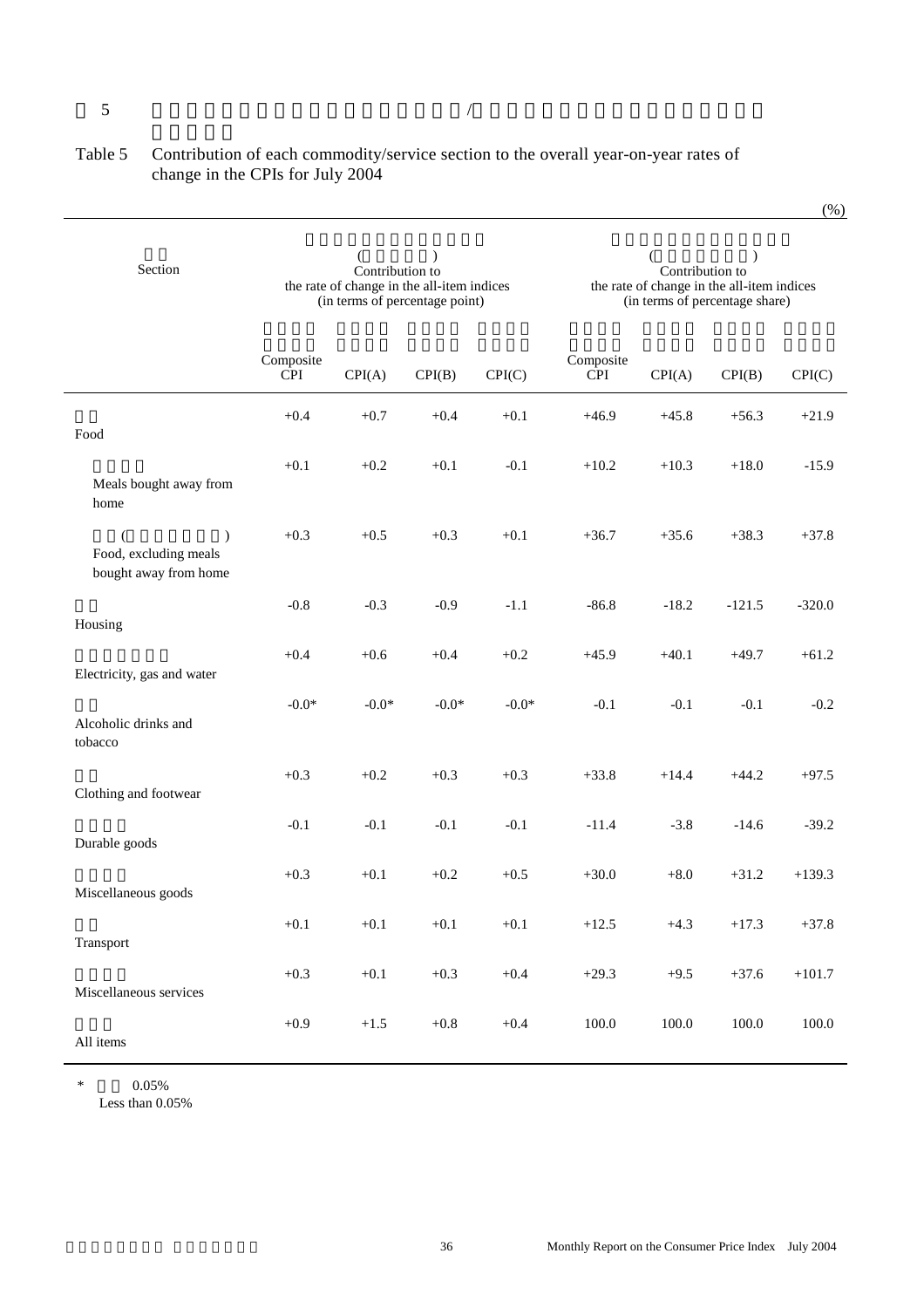Table 5 Contribution of each commodity/service section to the overall year-on-year rates of change in the CPIs for July 2004

(%)

| Section | Contribution to the rate of change in the all-item indices (in terms of percentage point) | | | | Contribution to the rate of change in the all-item indices (in terms of percentage share) | | | |
|---|---|---|---|---|---|---|---|---|
| | Composite CPI | CPI(A) | CPI(B) | CPI(C) | Composite CPI | CPI(A) | CPI(B) | CPI(C) |
| Food | +0.4 | +0.7 | +0.4 | +0.1 | +46.9 | +45.8 | +56.3 | +21.9 |
| Meals bought away from home | +0.1 | +0.2 | +0.1 | -0.1 | +10.2 | +10.3 | +18.0 | -15.9 |
| Food, excluding meals bought away from home | +0.3 | +0.5 | +0.3 | +0.1 | +36.7 | +35.6 | +38.3 | +37.8 |
| Housing | -0.8 | -0.3 | -0.9 | -1.1 | -86.8 | -18.2 | -121.5 | -320.0 |
| Electricity, gas and water | +0.4 | +0.6 | +0.4 | +0.2 | +45.9 | +40.1 | +49.7 | +61.2 |
| Alcoholic drinks and tobacco | -0.0* | -0.0* | -0.0* | -0.0* | -0.1 | -0.1 | -0.1 | -0.2 |
| Clothing and footwear | +0.3 | +0.2 | +0.3 | +0.3 | +33.8 | +14.4 | +44.2 | +97.5 |
| Durable goods | -0.1 | -0.1 | -0.1 | -0.1 | -11.4 | -3.8 | -14.6 | -39.2 |
| Miscellaneous goods | +0.3 | +0.1 | +0.2 | +0.5 | +30.0 | +8.0 | +31.2 | +139.3 |
| Transport | +0.1 | +0.1 | +0.1 | +0.1 | +12.5 | +4.3 | +17.3 | +37.8 |
| Miscellaneous services | +0.3 | +0.1 | +0.3 | +0.4 | +29.3 | +9.5 | +37.6 | +101.7 |
| All items | +0.9 | +1.5 | +0.8 | +0.4 | 100.0 | 100.0 | 100.0 | 100.0 |

\* Less than 0.05%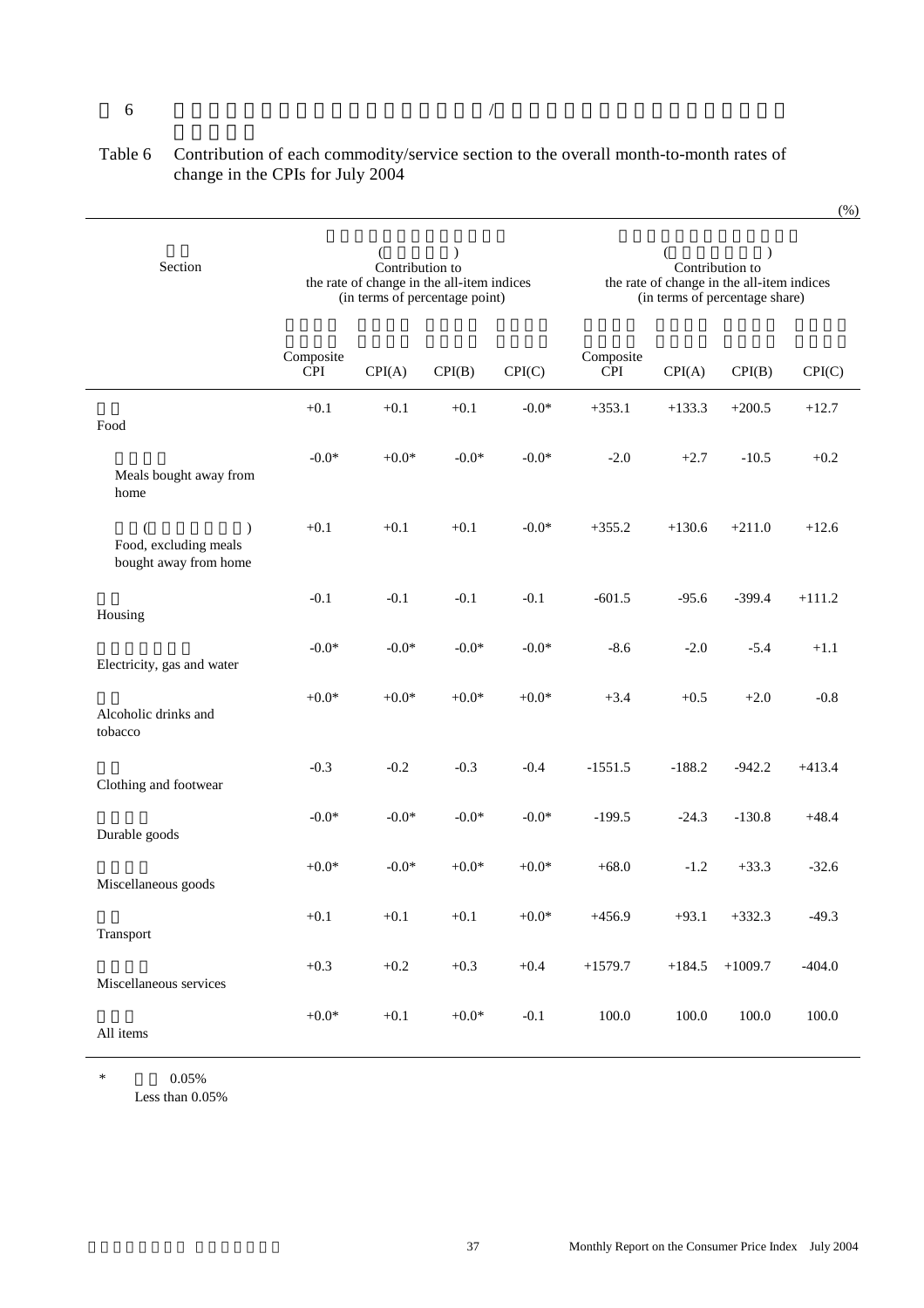Table 6 Contribution of each commodity/service section to the overall month-to-month rates of change in the CPIs for July 2004

(%)

| Section | Contribution to the rate of change in the all-item indices (in terms of percentage point) | | | | Contribution to the rate of change in the all-item indices (in terms of percentage share) | | | |
|---|---|---|---|---|---|---|---|---|
| | Composite CPI | CPI(A) | CPI(B) | CPI(C) | Composite CPI | CPI(A) | CPI(B) | CPI(C) |
| Food | +0.1 | +0.1 | +0.1 | -0.0* | +353.1 | +133.3 | +200.5 | +12.7 |
| Meals bought away from home | -0.0* | +0.0* | -0.0* | -0.0* | -2.0 | +2.7 | -10.5 | +0.2 |
| Food, excluding meals bought away from home | +0.1 | +0.1 | +0.1 | -0.0* | +355.2 | +130.6 | +211.0 | +12.6 |
| Housing | -0.1 | -0.1 | -0.1 | -0.1 | -601.5 | -95.6 | -399.4 | +111.2 |
| Electricity, gas and water | -0.0* | -0.0* | -0.0* | -0.0* | -8.6 | -2.0 | -5.4 | +1.1 |
| Alcoholic drinks and tobacco | +0.0* | +0.0* | +0.0* | +0.0* | +3.4 | +0.5 | +2.0 | -0.8 |
| Clothing and footwear | -0.3 | -0.2 | -0.3 | -0.4 | -1551.5 | -188.2 | -942.2 | +413.4 |
| Durable goods | -0.0* | -0.0* | -0.0* | -0.0* | -199.5 | -24.3 | -130.8 | +48.4 |
| Miscellaneous goods | +0.0* | -0.0* | +0.0* | +0.0* | +68.0 | -1.2 | +33.3 | -32.6 |
| Transport | +0.1 | +0.1 | +0.1 | +0.0* | +456.9 | +93.1 | +332.3 | -49.3 |
| Miscellaneous services | +0.3 | +0.2 | +0.3 | +0.4 | +1579.7 | +184.5 | +1009.7 | -404.0 |
| All items | +0.0* | +0.1 | +0.0* | -0.1 | 100.0 | 100.0 | 100.0 | 100.0 |

\* Less than 0.05%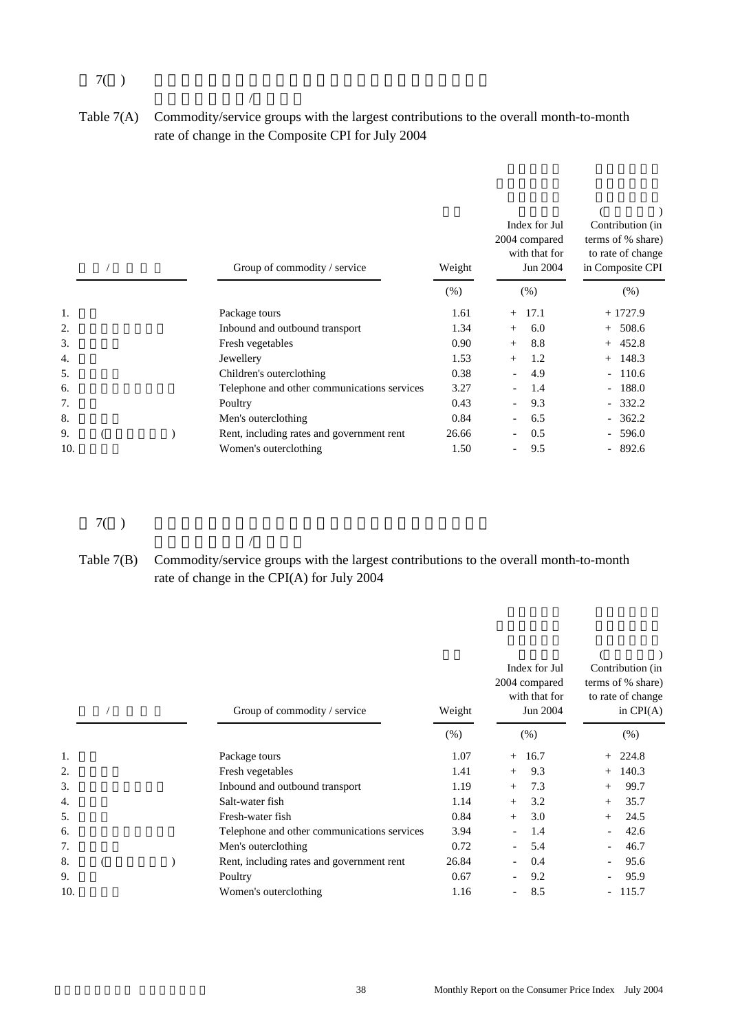表7(甲)

Table 7(A) Commodity/service groups with the largest contributions to the overall month-to-month rate of change in the Composite CPI for July 2004

| | Group of commodity / service | Weight | Index for Jul 2004 compared with that for Jun 2004 | Contribution (in terms of % share) to rate of change in Composite CPI |
|---|---|---|---|---|
| | | (%) | (%) | (%) |
| 1. | Package tours | 1.61 | + 17.1 | + 1727.9 |
| 2. | Inbound and outbound transport | 1.34 | + 6.0 | + 508.6 |
| 3. | Fresh vegetables | 0.90 | + 8.8 | + 452.8 |
| 4. | Jewellery | 1.53 | + 1.2 | + 148.3 |
| 5. | Children's outerclothing | 0.38 | - 4.9 | - 110.6 |
| 6. | Telephone and other communications services | 3.27 | - 1.4 | - 188.0 |
| 7. | Poultry | 0.43 | - 9.3 | - 332.2 |
| 8. | Men's outerclothing | 0.84 | - 6.5 | - 362.2 |
| 9. | Rent, including rates and government rent | 26.66 | - 0.5 | - 596.0 |
| 10. | Women's outerclothing | 1.50 | - 9.5 | - 892.6 |

表7(乙)

Table 7(B) Commodity/service groups with the largest contributions to the overall month-to-month rate of change in the CPI(A) for July 2004

| | Group of commodity / service | Weight | Index for Jul 2004 compared with that for Jun 2004 | Contribution (in terms of % share) to rate of change in CPI(A) |
|---|---|---|---|---|
| | | (%) | (%) | (%) |
| 1. | Package tours | 1.07 | + 16.7 | + 224.8 |
| 2. | Fresh vegetables | 1.41 | + 9.3 | + 140.3 |
| 3. | Inbound and outbound transport | 1.19 | + 7.3 | + 99.7 |
| 4. | Salt-water fish | 1.14 | + 3.2 | + 35.7 |
| 5. | Fresh-water fish | 0.84 | + 3.0 | + 24.5 |
| 6. | Telephone and other communications services | 3.94 | - 1.4 | - 42.6 |
| 7. | Men's outerclothing | 0.72 | - 5.4 | - 46.7 |
| 8. | Rent, including rates and government rent | 26.84 | - 0.4 | - 95.6 |
| 9. | Poultry | 0.67 | - 9.2 | - 95.9 |
| 10. | Women's outerclothing | 1.16 | - 8.5 | - 115.7 |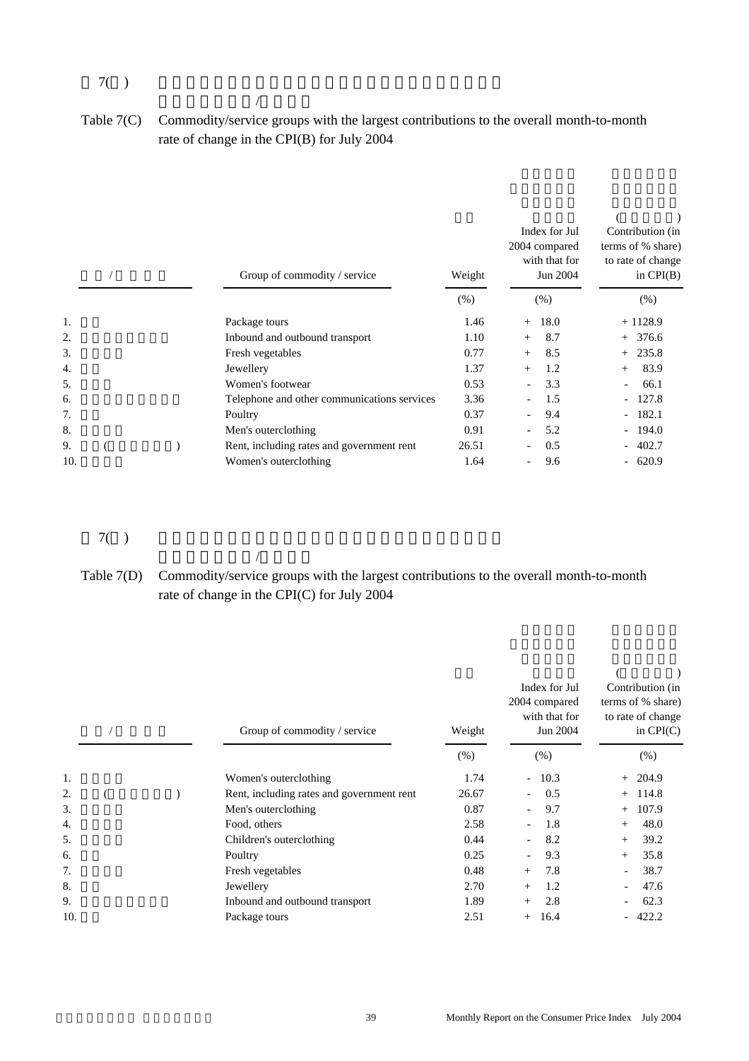表 7(丙)

Table 7(C) Commodity/service groups with the largest contributions to the overall month-to-month rate of change in the CPI(B) for July 2004

| | Group of commodity / service | Weight | Index for Jul 2004 compared with that for Jun 2004 | Contribution (in terms of % share) to rate of change in CPI(B) |
|---|---|---|---|---|
| | | (%) | (%) | (%) |
| 1. | Package tours | 1.46 | + 18.0 | + 1128.9 |
| 2. | Inbound and outbound transport | 1.10 | + 8.7 | + 376.6 |
| 3. | Fresh vegetables | 0.77 | + 8.5 | + 235.8 |
| 4. | Jewellery | 1.37 | + 1.2 | + 83.9 |
| 5. | Women's footwear | 0.53 | - 3.3 | - 66.1 |
| 6. | Telephone and other communications services | 3.36 | - 1.5 | - 127.8 |
| 7. | Poultry | 0.37 | - 9.4 | - 182.1 |
| 8. | Men's outerclothing | 0.91 | - 5.2 | - 194.0 |
| 9. | Rent, including rates and government rent | 26.51 | - 0.5 | - 402.7 |
| 10. | Women's outerclothing | 1.64 | - 9.6 | - 620.9 |

表 7(丁)

Table 7(D) Commodity/service groups with the largest contributions to the overall month-to-month rate of change in the CPI(C) for July 2004

| | Group of commodity / service | Weight | Index for Jul 2004 compared with that for Jun 2004 | Contribution (in terms of % share) to rate of change in CPI(C) |
|---|---|---|---|---|
| | | (%) | (%) | (%) |
| 1. | Women's outerclothing | 1.74 | - 10.3 | + 204.9 |
| 2. | Rent, including rates and government rent | 26.67 | - 0.5 | + 114.8 |
| 3. | Men's outerclothing | 0.87 | - 9.7 | + 107.9 |
| 4. | Food, others | 2.58 | - 1.8 | + 48.0 |
| 5. | Children's outerclothing | 0.44 | - 8.2 | + 39.2 |
| 6. | Poultry | 0.25 | - 9.3 | + 35.8 |
| 7. | Fresh vegetables | 0.48 | + 7.8 | - 38.7 |
| 8. | Jewellery | 2.70 | + 1.2 | - 47.6 |
| 9. | Inbound and outbound transport | 1.89 | + 2.8 | - 62.3 |
| 10. | Package tours | 2.51 | + 16.4 | - 422.2 |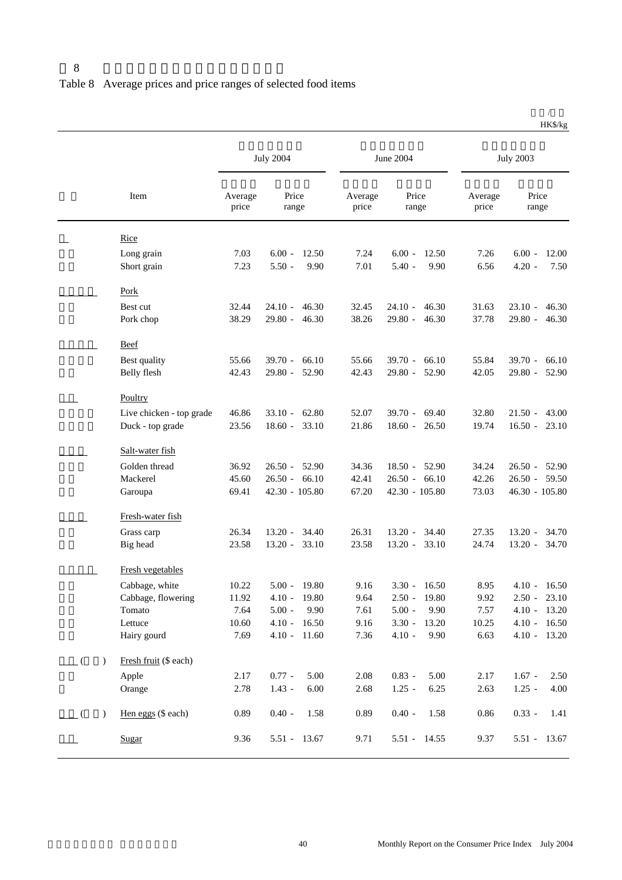表 8

## Table 8 Average prices and price ranges of selected food items

HK$/kg

| Item | July 2004 Average price | July 2004 Price range | June 2004 Average price | June 2004 Price range | July 2003 Average price | July 2003 Price range |
|---|---|---|---|---|---|---|
| Rice | | | | | | |
| Long grain | 7.03 | 6.00 - 12.50 | 7.24 | 6.00 - 12.50 | 7.26 | 6.00 - 12.00 |
| Short grain | 7.23 | 5.50 - 9.90 | 7.01 | 5.40 - 9.90 | 6.56 | 4.20 - 7.50 |
| Pork | | | | | | |
| Best cut | 32.44 | 24.10 - 46.30 | 32.45 | 24.10 - 46.30 | 31.63 | 23.10 - 46.30 |
| Pork chop | 38.29 | 29.80 - 46.30 | 38.26 | 29.80 - 46.30 | 37.78 | 29.80 - 46.30 |
| Beef | | | | | | |
| Best quality | 55.66 | 39.70 - 66.10 | 55.66 | 39.70 - 66.10 | 55.84 | 39.70 - 66.10 |
| Belly flesh | 42.43 | 29.80 - 52.90 | 42.43 | 29.80 - 52.90 | 42.05 | 29.80 - 52.90 |
| Poultry | | | | | | |
| Live chicken - top grade | 46.86 | 33.10 - 62.80 | 52.07 | 39.70 - 69.40 | 32.80 | 21.50 - 43.00 |
| Duck - top grade | 23.56 | 18.60 - 33.10 | 21.86 | 18.60 - 26.50 | 19.74 | 16.50 - 23.10 |
| Salt-water fish | | | | | | |
| Golden thread | 36.92 | 26.50 - 52.90 | 34.36 | 18.50 - 52.90 | 34.24 | 26.50 - 52.90 |
| Mackerel | 45.60 | 26.50 - 66.10 | 42.41 | 26.50 - 66.10 | 42.26 | 26.50 - 59.50 |
| Garoupa | 69.41 | 42.30 - 105.80 | 67.20 | 42.30 - 105.80 | 73.03 | 46.30 - 105.80 |
| Fresh-water fish | | | | | | |
| Grass carp | 26.34 | 13.20 - 34.40 | 26.31 | 13.20 - 34.40 | 27.35 | 13.20 - 34.70 |
| Big head | 23.58 | 13.20 - 33.10 | 23.58 | 13.20 - 33.10 | 24.74 | 13.20 - 34.70 |
| Fresh vegetables | | | | | | |
| Cabbage, white | 10.22 | 5.00 - 19.80 | 9.16 | 3.30 - 16.50 | 8.95 | 4.10 - 16.50 |
| Cabbage, flowering | 11.92 | 4.10 - 19.80 | 9.64 | 2.50 - 19.80 | 9.92 | 2.50 - 23.10 |
| Tomato | 7.64 | 5.00 - 9.90 | 7.61 | 5.00 - 9.90 | 7.57 | 4.10 - 13.20 |
| Lettuce | 10.60 | 4.10 - 16.50 | 9.16 | 3.30 - 13.20 | 10.25 | 4.10 - 16.50 |
| Hairy gourd | 7.69 | 4.10 - 11.60 | 7.36 | 4.10 - 9.90 | 6.63 | 4.10 - 13.20 |
| Fresh fruit ($ each) | | | | | | |
| Apple | 2.17 | 0.77 - 5.00 | 2.08 | 0.83 - 5.00 | 2.17 | 1.67 - 2.50 |
| Orange | 2.78 | 1.43 - 6.00 | 2.68 | 1.25 - 6.25 | 2.63 | 1.25 - 4.00 |
| Hen eggs ($ each) | 0.89 | 0.40 - 1.58 | 0.89 | 0.40 - 1.58 | 0.86 | 0.33 - 1.41 |
| Sugar | 9.36 | 5.51 - 13.67 | 9.71 | 5.51 - 14.55 | 9.37 | 5.51 - 13.67 |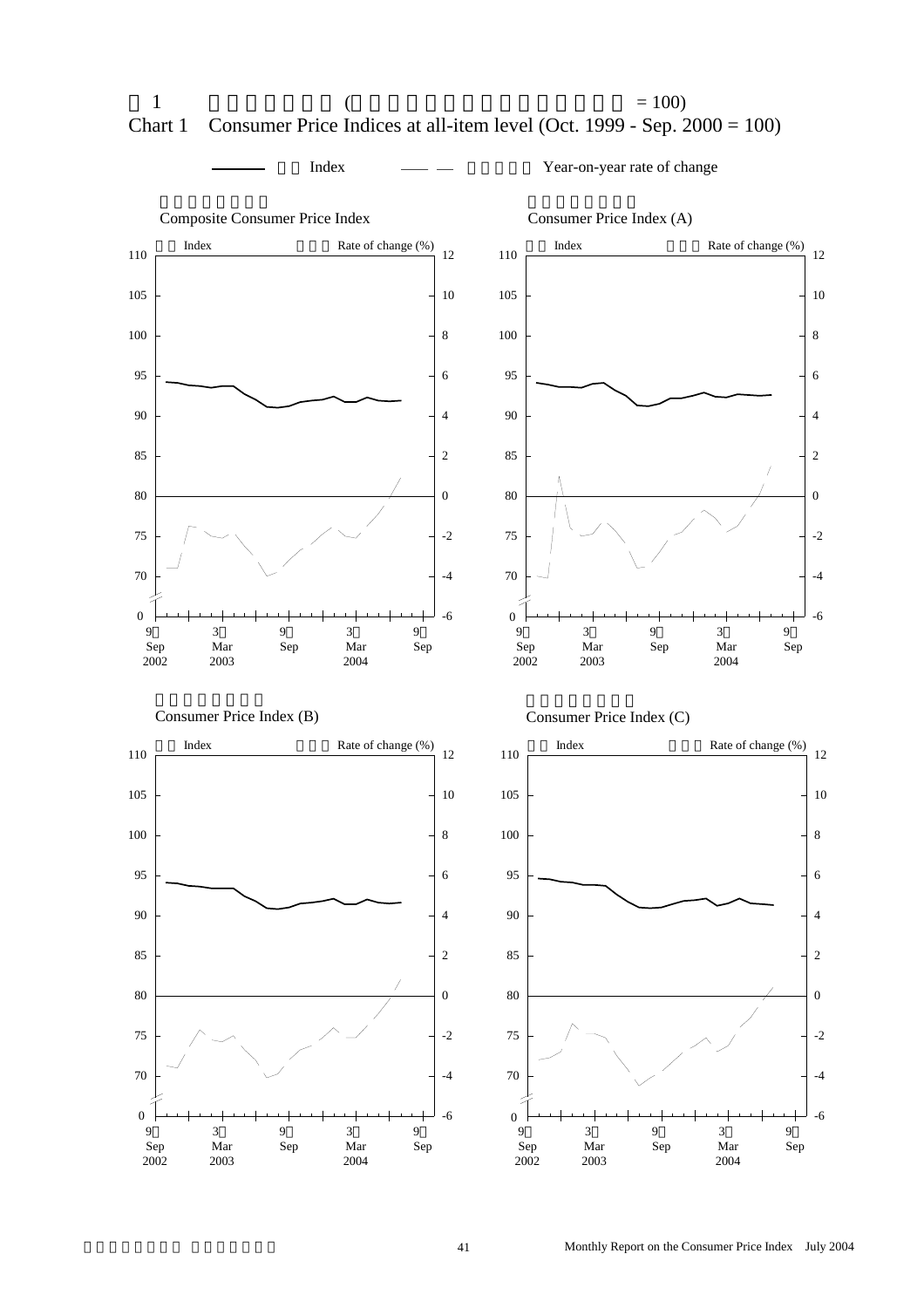# Chart 1 Consumer Price Indices at all-item level (Oct. 1999 - Sep. 2000 = 100)

Index — Year-on-year rate of change

## Composite Consumer Price Index

Index | Rate of change (%)

Left axis: 0, 70, 75, 80, 85, 90, 95, 100, 105, 110
Right axis: -6, -4, -2, 0, 2, 4, 6, 8, 10, 12
Horizontal axis: Sep 2002, Mar 2003, Sep, Mar 2004, Sep

## Consumer Price Index (A)

Index | Rate of change (%)

Left axis: 0, 70, 75, 80, 85, 90, 95, 100, 105, 110
Right axis: -6, -4, -2, 0, 2, 4, 6, 8, 10, 12
Horizontal axis: Sep 2002, Mar 2003, Sep, Mar 2004, Sep

## Consumer Price Index (B)

Index | Rate of change (%)

Left axis: 0, 70, 75, 80, 85, 90, 95, 100, 105, 110
Right axis: -6, -4, -2, 0, 2, 4, 6, 8, 10, 12
Horizontal axis: Sep 2002, Mar 2003, Sep, Mar 2004, Sep

## Consumer Price Index (C)

Index | Rate of change (%)

Left axis: 0, 70, 75, 80, 85, 90, 95, 100, 105, 110
Right axis: -6, -4, -2, 0, 2, 4, 6, 8, 10, 12
Horizontal axis: Sep 2002, Mar 2003, Sep, Mar 2004, Sep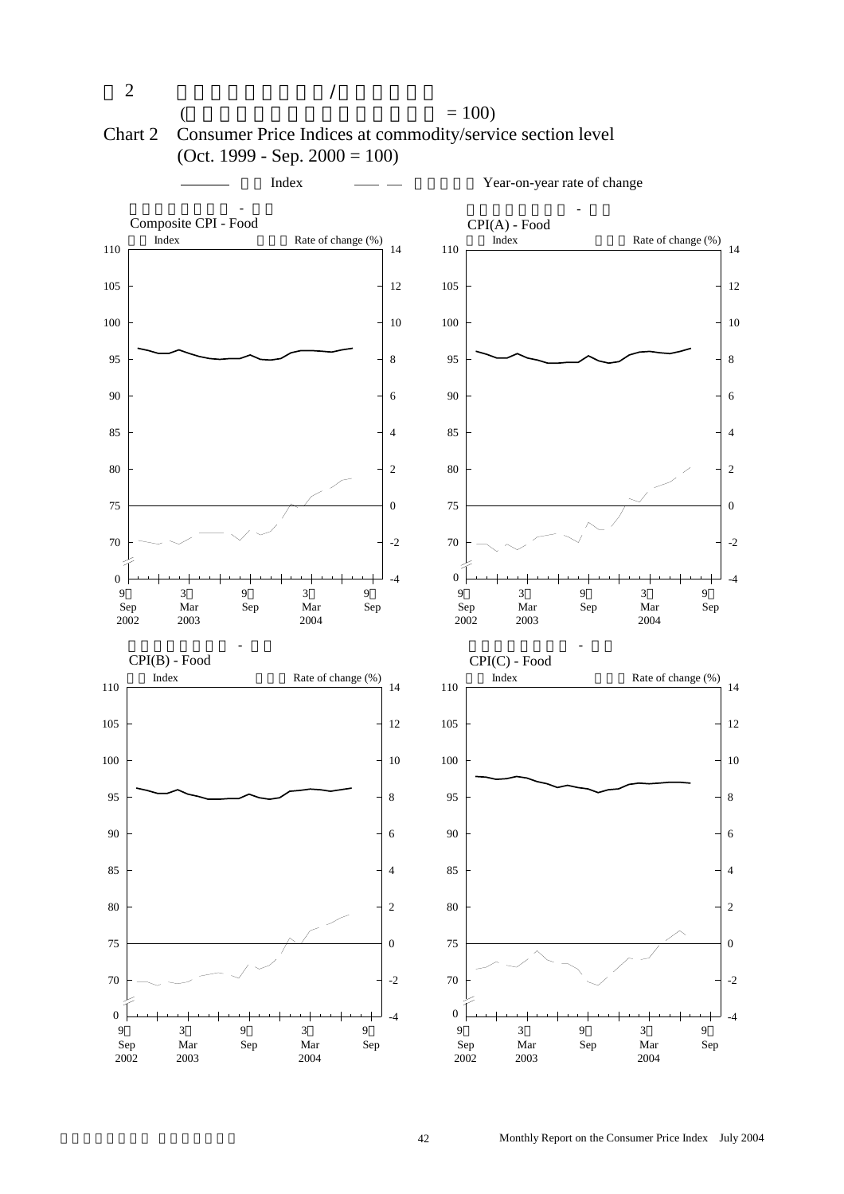圖 2 按商品/服務類別劃分的消費物價指數
(一九九九年十月至二零零零年九月 = 100)

# Chart 2 Consumer Price Indices at commodity/service section level
(Oct. 1999 - Sep. 2000 = 100)

—— 指數 Index　　— — 按年變動率 Year-on-year rate of change

綜合消費物價指數 - 食品
Composite CPI - Food

甲類消費物價指數 - 食品
CPI(A) - Food

乙類消費物價指數 - 食品
CPI(B) - Food

丙類消費物價指數 - 食品
CPI(C) - Food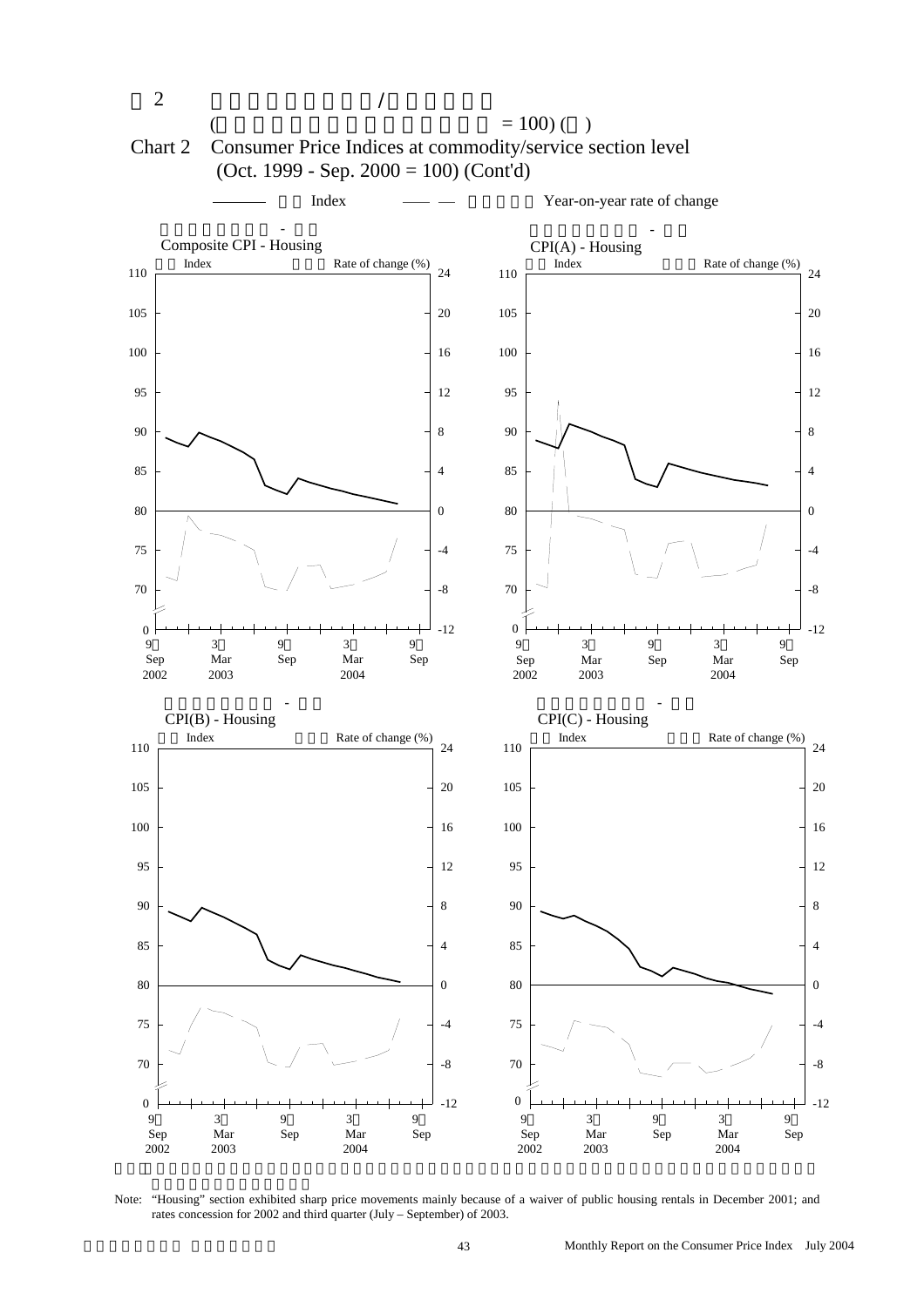# 圖 2 Chart 2 Consumer Price Indices at commodity/service section level

(Oct. 1999 - Sep. 2000 = 100) (Cont'd)

Index — Year-on-year rate of change

### Composite CPI - Housing

### CPI(A) - Housing

### CPI(B) - Housing

### CPI(C) - Housing

Note: "Housing" section exhibited sharp price movements mainly because of a waiver of public housing rentals in December 2001; and rates concession for 2002 and third quarter (July – September) of 2003.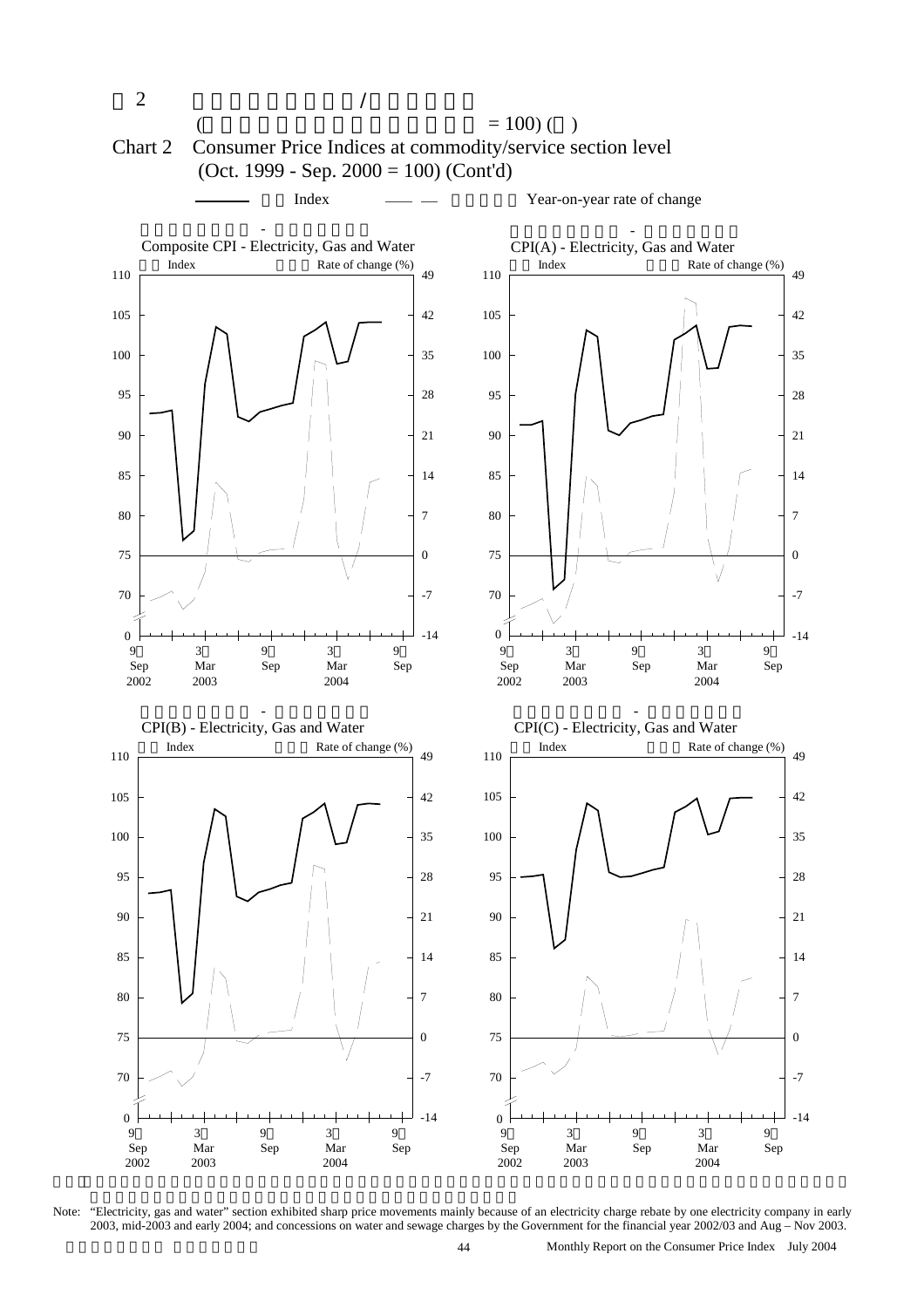# Chart 2 Consumer Price Indices at commodity/service section level (Oct. 1999 - Sep. 2000 = 100) (Cont'd)

Index — Year-on-year rate of change

**Composite CPI - Electricity, Gas and Water**

Index / Rate of change (%)

**CPI(A) - Electricity, Gas and Water**

Index / Rate of change (%)

**CPI(B) - Electricity, Gas and Water**

Index / Rate of change (%)

**CPI(C) - Electricity, Gas and Water**

Index / Rate of change (%)

Note: "Electricity, gas and water" section exhibited sharp price movements mainly because of an electricity charge rebate by one electricity company in early 2003, mid-2003 and early 2004; and concessions on water and sewage charges by the Government for the financial year 2002/03 and Aug – Nov 2003.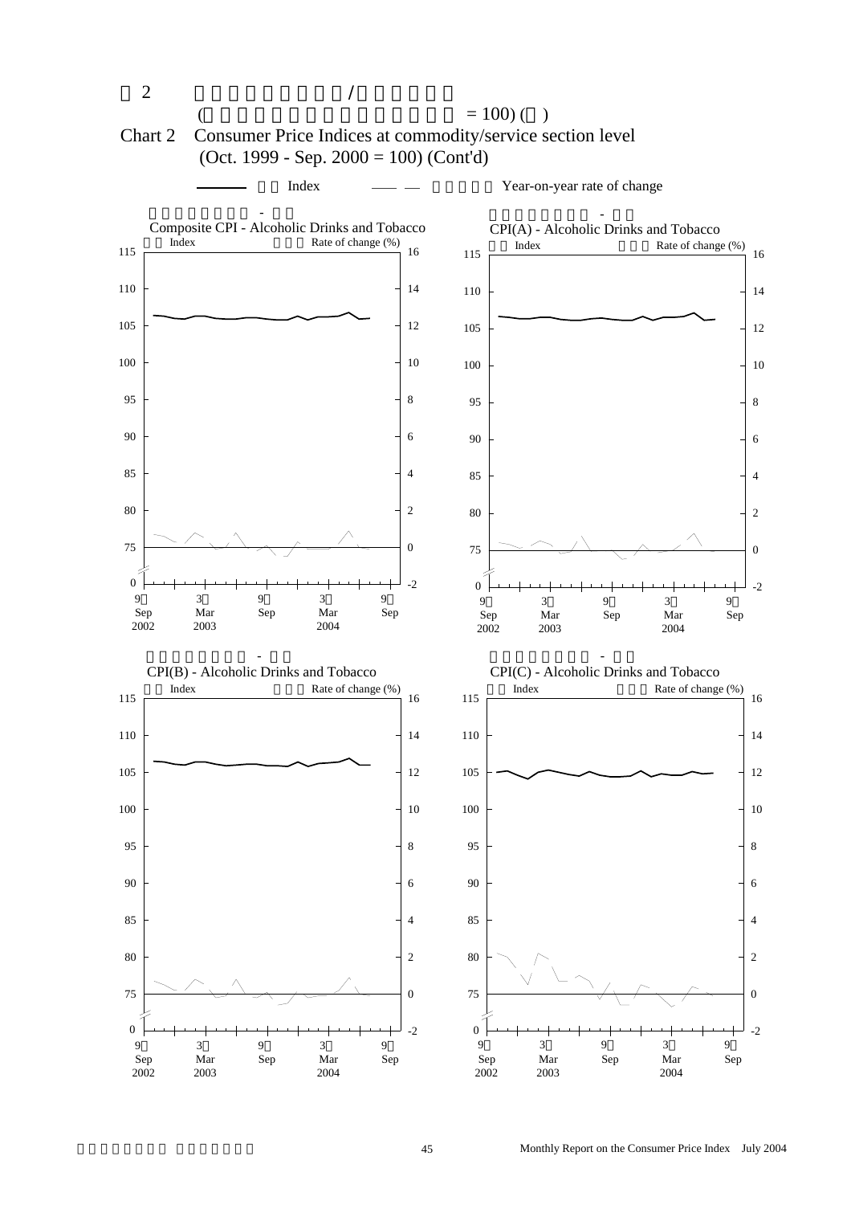# 圖 2 綜合消費物價指數/服務類別指數 (1999年10月至2000年9月 = 100) (續)

# Chart 2 Consumer Price Indices at commodity/service section level (Oct. 1999 - Sep. 2000 = 100) (Cont'd)

—— 指數 Index —— 按年變動率 Year-on-year rate of change

## 綜合消費物價指數 - 煙酒
## Composite CPI - Alcoholic Drinks and Tobacco

指數 Index / 變動率 Rate of change (%)

## 甲類消費物價指數 - 煙酒
## CPI(A) - Alcoholic Drinks and Tobacco

指數 Index / 變動率 Rate of change (%)

## 乙類消費物價指數 - 煙酒
## CPI(B) - Alcoholic Drinks and Tobacco

指數 Index / 變動率 Rate of change (%)

## 丙類消費物價指數 - 煙酒
## CPI(C) - Alcoholic Drinks and Tobacco

指數 Index / 變動率 Rate of change (%)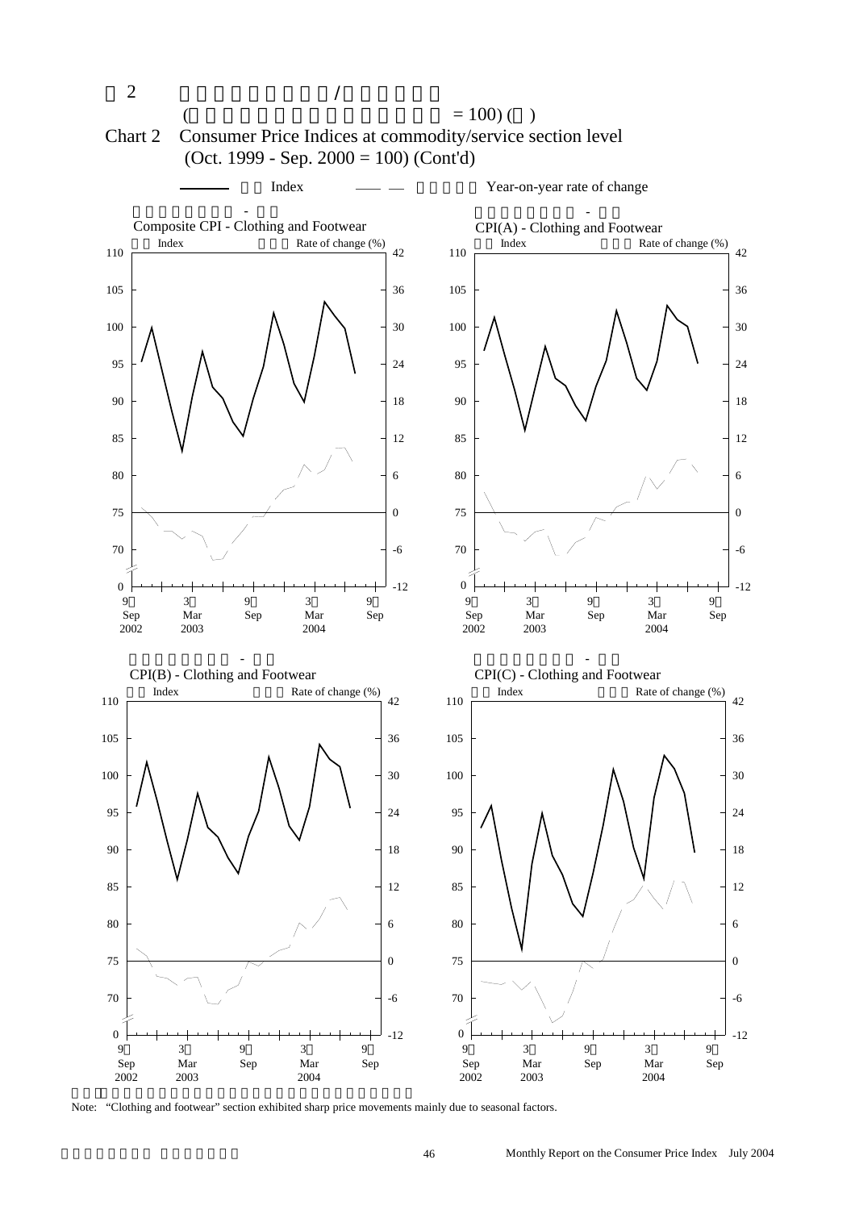# Chart 2 Consumer Price Indices at commodity/service section level (Oct. 1999 - Sep. 2000 = 100) (Cont'd)

Index — Year-on-year rate of change

**Composite CPI - Clothing and Footwear**

**CPI(A) - Clothing and Footwear**

**CPI(B) - Clothing and Footwear**

**CPI(C) - Clothing and Footwear**

Note: "Clothing and footwear" section exhibited sharp price movements mainly due to seasonal factors.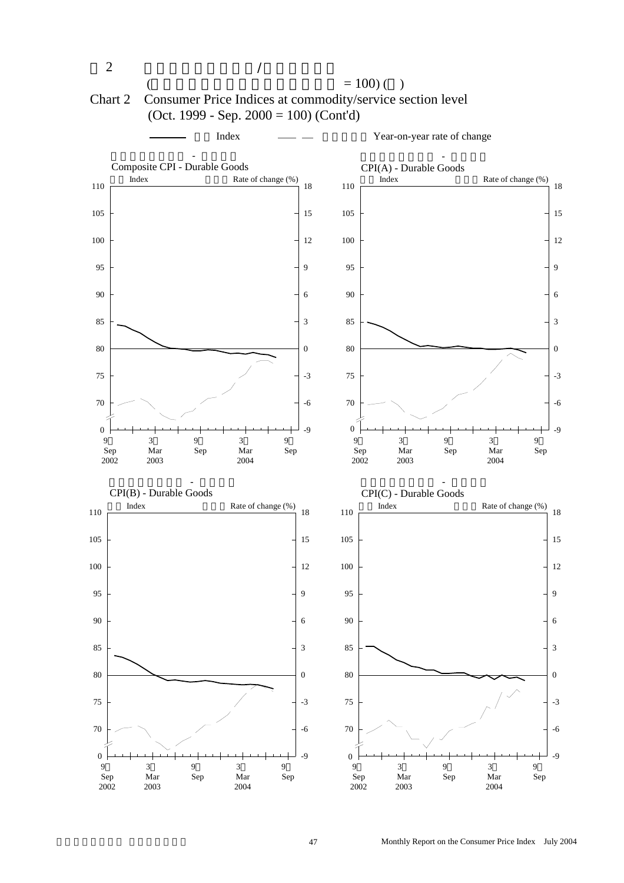# 圖 2 按商品／服務類別劃分的消費物價指數 (1999年10月至2000年9月 = 100) (續)

# Chart 2 Consumer Price Indices at commodity/service section level (Oct. 1999 - Sep. 2000 = 100) (Cont'd)

—— 指數 Index —— — 按年變動率 Year-on-year rate of change

## 綜合消費物價指數 - 耐用物品
Composite CPI - Durable Goods

指數 Index　變動率 Rate of change (%)

## 甲類消費物價指數 - 耐用物品
CPI(A) - Durable Goods

指數 Index　變動率 Rate of change (%)

## 乙類消費物價指數 - 耐用物品
CPI(B) - Durable Goods

指數 Index　變動率 Rate of change (%)

## 丙類消費物價指數 - 耐用物品
CPI(C) - Durable Goods

指數 Index　變動率 Rate of change (%)

9月 Sep 2002　3月 Mar 2003　9月 Sep　3月 Mar 2004　9月 Sep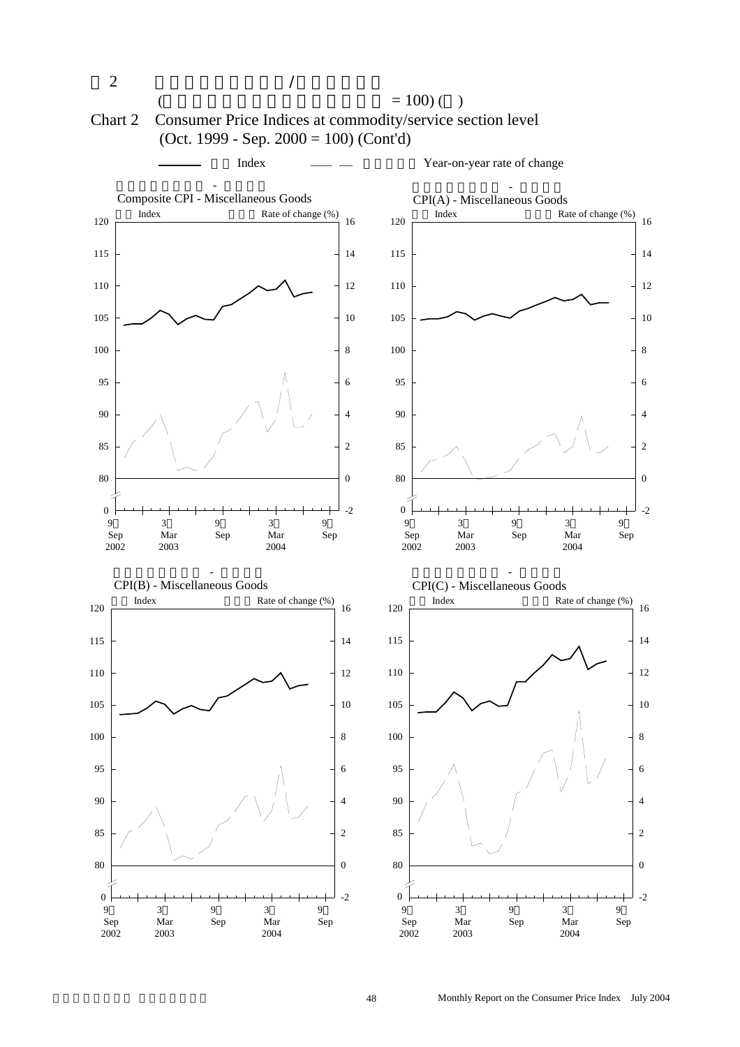# Chart 2 Consumer Price Indices at commodity/service section level (Oct. 1999 - Sep. 2000 = 100) (Cont'd)

Index — Year-on-year rate of change

**Composite CPI - Miscellaneous Goods**

Index | Rate of change (%)

**CPI(A) - Miscellaneous Goods**

Index | Rate of change (%)

**CPI(B) - Miscellaneous Goods**

Index | Rate of change (%)

**CPI(C) - Miscellaneous Goods**

Index | Rate of change (%)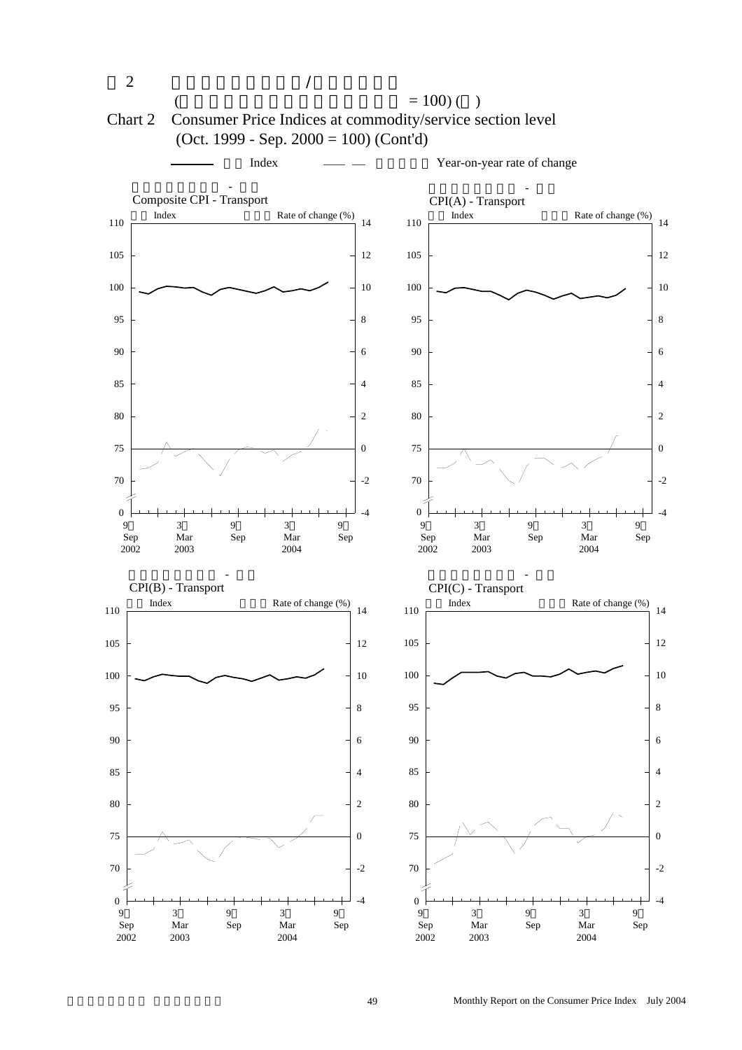圖 2 各類商品／服務的消費物價指數
(一九九九年十月至二零零零年九月 = 100) (續)

Chart 2 Consumer Price Indices at commodity/service section level
(Oct. 1999 - Sep. 2000 = 100) (Cont'd)

—— 指數 Index — — 按年變動率 Year-on-year rate of change

綜合消費物價指數 - 交通
Composite CPI - Transport

甲類消費物價指數 - 交通
CPI(A) - Transport

乙類消費物價指數 - 交通
CPI(B) - Transport

丙類消費物價指數 - 交通
CPI(C) - Transport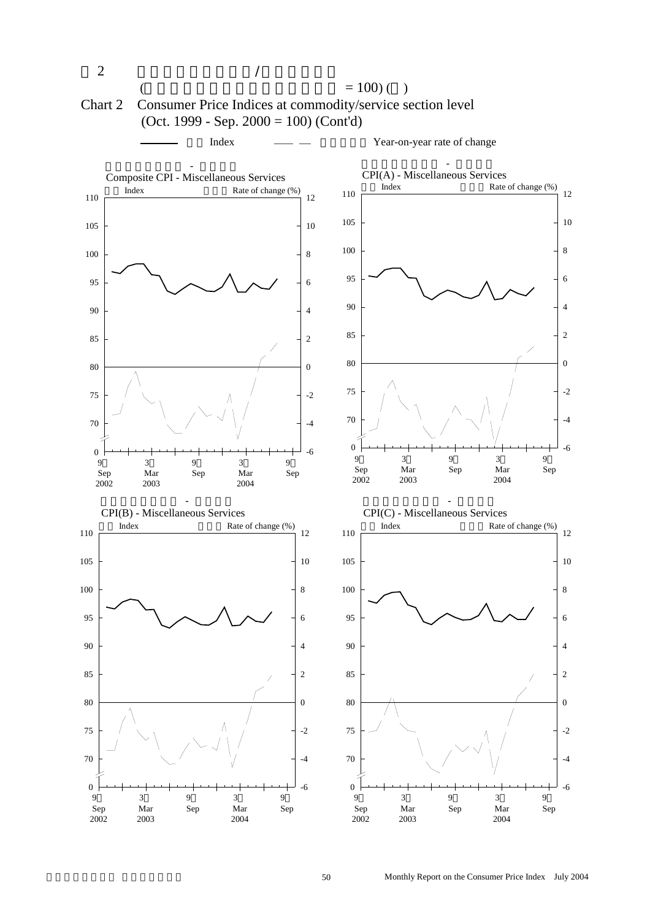圖 2 　　　　　　　　/

( 　　　　　　　　　 = 100) ( )

Chart 2　Consumer Price Indices at commodity/service section level
(Oct. 1999 - Sep. 2000 = 100) (Cont'd)

——— Index　　— — Year-on-year rate of change

Composite CPI - Miscellaneous Services

Index　　Rate of change (%)

CPI(A) - Miscellaneous Services

Index　　Rate of change (%)

CPI(B) - Miscellaneous Services

Index　　Rate of change (%)

CPI(C) - Miscellaneous Services

Index　　Rate of change (%)

Monthly Report on the Consumer Price Index　July 2004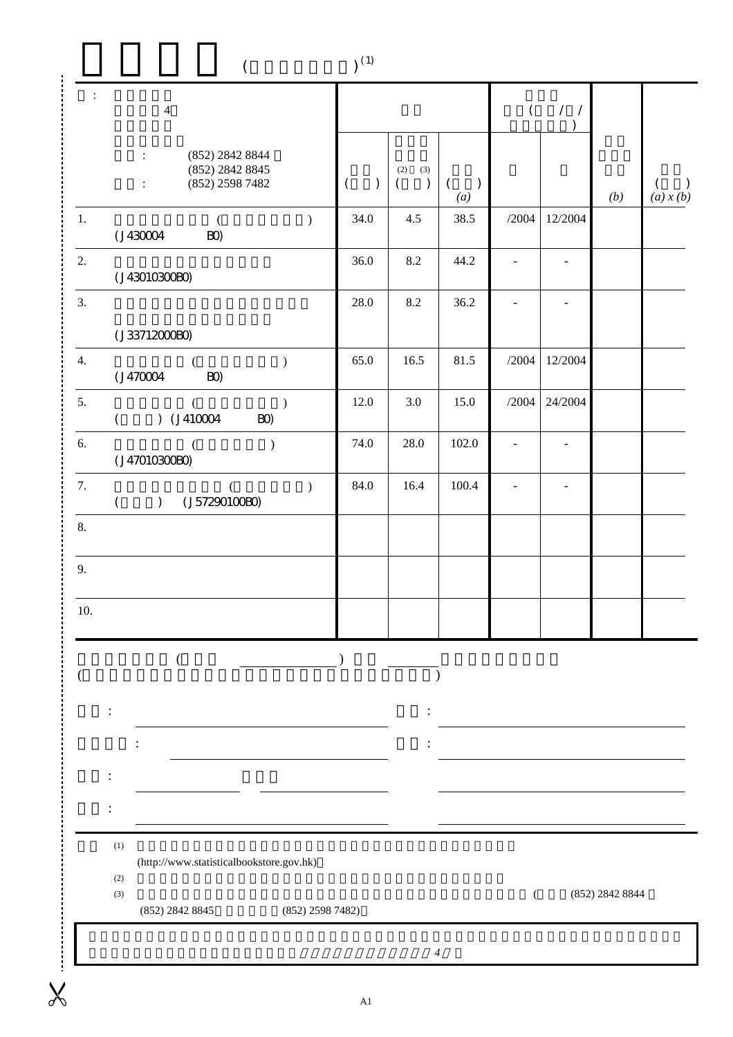( )[1]

| : 4 <br> : (852) 2842 8844 <br> (852) 2842 8845 <br> : (852) 2598 7482 | | | | ( / / ) | | | |
|---|---|---|---|---|---|---|---|
| | ( ) | (2) (3) ( ) | ( ) (a) | | | (b) | ( ) (a) x (b) |
| 1. ( ) (J430004 B0) | 34.0 | 4.5 | 38.5 | /2004 | 12/2004 | | |
| 2. (J43010300B0) | 36.0 | 8.2 | 44.2 | - | - | | |
| 3. (J33712000B0) | 28.0 | 8.2 | 36.2 | - | - | | |
| 4. ( ) (J470004 B0) | 65.0 | 16.5 | 81.5 | /2004 | 12/2004 | | |
| 5. ( ) ( ) (J410004 B0) | 12.0 | 3.0 | 15.0 | /2004 | 24/2004 | | |
| 6. ( ) (J47010300B0) | 74.0 | 28.0 | 102.0 | - | - | | |
| 7. ( ) ( ) (J57290100B0) | 84.0 | 16.4 | 100.4 | - | - | | |
| 8. | | | | | | | |
| 9. | | | | | | | |
| 10. | | | | | | | |

( ____________ ) ________

( )

: ____________________ : ____________________

: ____________________ : ____________________

: ____________ ____________ ____________________

: ____________________ ____________________

(1) (http://www.statisticalbookstore.gov.hk)

(2)

(3) ( (852) 2842 8844 (852) 2842 8845 (852) 2598 7482)

*4*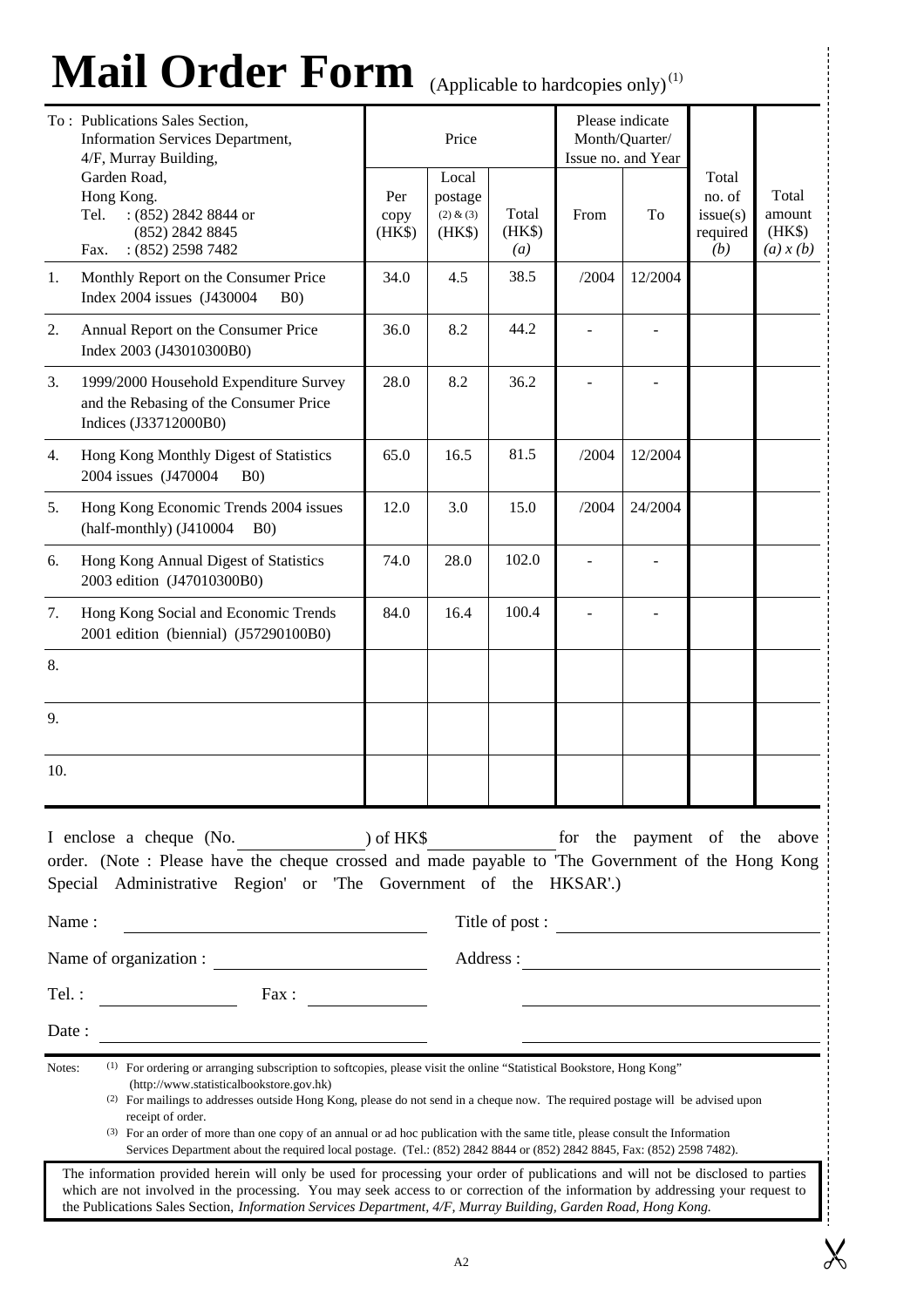# Mail Order Form (Applicable to hardcopies only)[1]

| To : Publications Sales Section, Information Services Department, 4/F, Murray Building, Garden Road, Hong Kong. Tel. : (852) 2842 8844 or (852) 2842 8845 Fax. : (852) 2598 7482 | Price | | | Please indicate Month/Quarter/ Issue no. and Year | | | |
|---|---|---|---|---|---|---|---|
| | Per copy (HK$) | Local postage (2) & (3) (HK$) | Total (HK$) *(a)* | From | To | Total no. of issue(s) required *(b)* | Total amount (HK$) *(a) x (b)* |
| 1. Monthly Report on the Consumer Price Index 2004 issues (J430004 B0) | 34.0 | 4.5 | 38.5 | /2004 | 12/2004 | | |
| 2. Annual Report on the Consumer Price Index 2003 (J43010300B0) | 36.0 | 8.2 | 44.2 | - | - | | |
| 3. 1999/2000 Household Expenditure Survey and the Rebasing of the Consumer Price Indices (J33712000B0) | 28.0 | 8.2 | 36.2 | - | - | | |
| 4. Hong Kong Monthly Digest of Statistics 2004 issues (J470004 B0) | 65.0 | 16.5 | 81.5 | /2004 | 12/2004 | | |
| 5. Hong Kong Economic Trends 2004 issues (half-monthly) (J410004 B0) | 12.0 | 3.0 | 15.0 | /2004 | 24/2004 | | |
| 6. Hong Kong Annual Digest of Statistics 2003 edition (J47010300B0) | 74.0 | 28.0 | 102.0 | - | - | | |
| 7. Hong Kong Social and Economic Trends 2001 edition (biennial) (J57290100B0) | 84.0 | 16.4 | 100.4 | - | - | | |
| 8. | | | | | | | |
| 9. | | | | | | | |
| 10. | | | | | | | |

I enclose a cheque (No. ____________) of HK$____________ for the payment of the above order. (Note : Please have the cheque crossed and made payable to 'The Government of the Hong Kong Special Administrative Region' or 'The Government of the HKSAR'.)

Name : ____________________ Title of post : ____________________

Name of organization : ____________________ Address : ____________________

Tel. : ____________ Fax : ____________ ____________________

Date : ____________________ ____________________

Notes:
(1) For ordering or arranging subscription to softcopies, please visit the online "Statistical Bookstore, Hong Kong" (http://www.statisticalbookstore.gov.hk)
(2) For mailings to addresses outside Hong Kong, please do not send in a cheque now. The required postage will be advised upon receipt of order.
(3) For an order of more than one copy of an annual or ad hoc publication with the same title, please consult the Information Services Department about the required local postage. (Tel.: (852) 2842 8844 or (852) 2842 8845, Fax: (852) 2598 7482).

The information provided herein will only be used for processing your order of publications and will not be disclosed to parties which are not involved in the processing. You may seek access to or correction of the information by addressing your request to the Publications Sales Section, *Information Services Department, 4/F, Murray Building, Garden Road, Hong Kong.*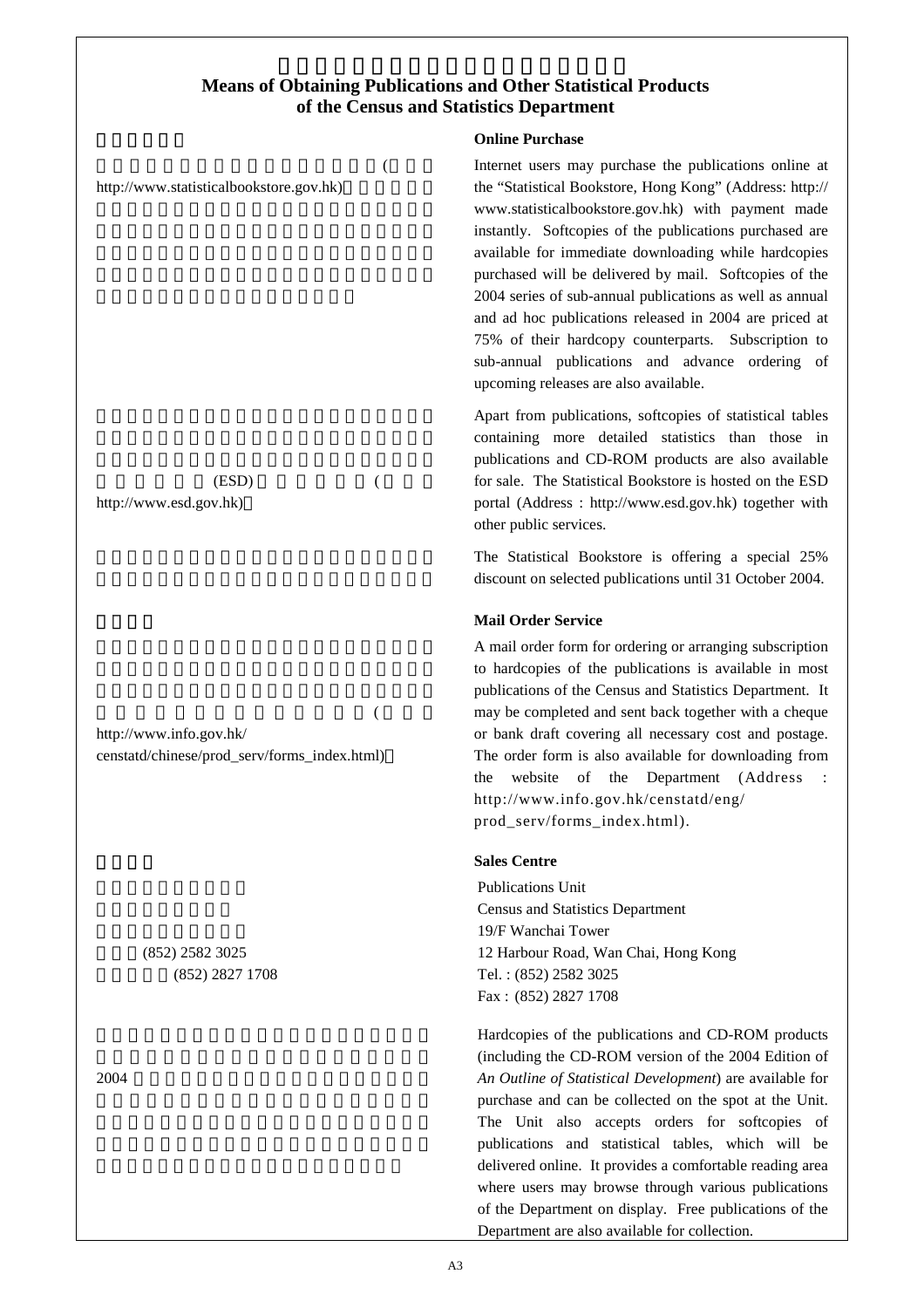## Means of Obtaining Publications and Other Statistical Products of the Census and Statistics Department

### Online Purchase

Internet users may purchase the publications online at the "Statistical Bookstore, Hong Kong" (Address: http://www.statisticalbookstore.gov.hk) with payment made instantly. Softcopies of the publications purchased are available for immediate downloading while hardcopies purchased will be delivered by mail. Softcopies of the 2004 series of sub-annual publications as well as annual and ad hoc publications released in 2004 are priced at 75% of their hardcopy counterparts. Subscription to sub-annual publications and advance ordering of upcoming releases are also available.

Apart from publications, softcopies of statistical tables containing more detailed statistics than those in publications and CD-ROM products are also available for sale. The Statistical Bookstore is hosted on the ESD portal (Address : http://www.esd.gov.hk) together with other public services.

The Statistical Bookstore is offering a special 25% discount on selected publications until 31 October 2004.

### Mail Order Service

A mail order form for ordering or arranging subscription to hardcopies of the publications is available in most publications of the Census and Statistics Department. It may be completed and sent back together with a cheque or bank draft covering all necessary cost and postage. The order form is also available for downloading from the website of the Department (Address : http://www.info.gov.hk/censtatd/eng/prod_serv/forms_index.html).

### Sales Centre

Publications Unit
Census and Statistics Department
19/F Wanchai Tower
12 Harbour Road, Wan Chai, Hong Kong
Tel. : (852) 2582 3025
Fax : (852) 2827 1708

Hardcopies of the publications and CD-ROM products (including the CD-ROM version of the 2004 Edition of *An Outline of Statistical Development*) are available for purchase and can be collected on the spot at the Unit. The Unit also accepts orders for softcopies of publications and statistical tables, which will be delivered online. It provides a comfortable reading area where users may browse through various publications of the Department on display. Free publications of the Department are also available for collection.